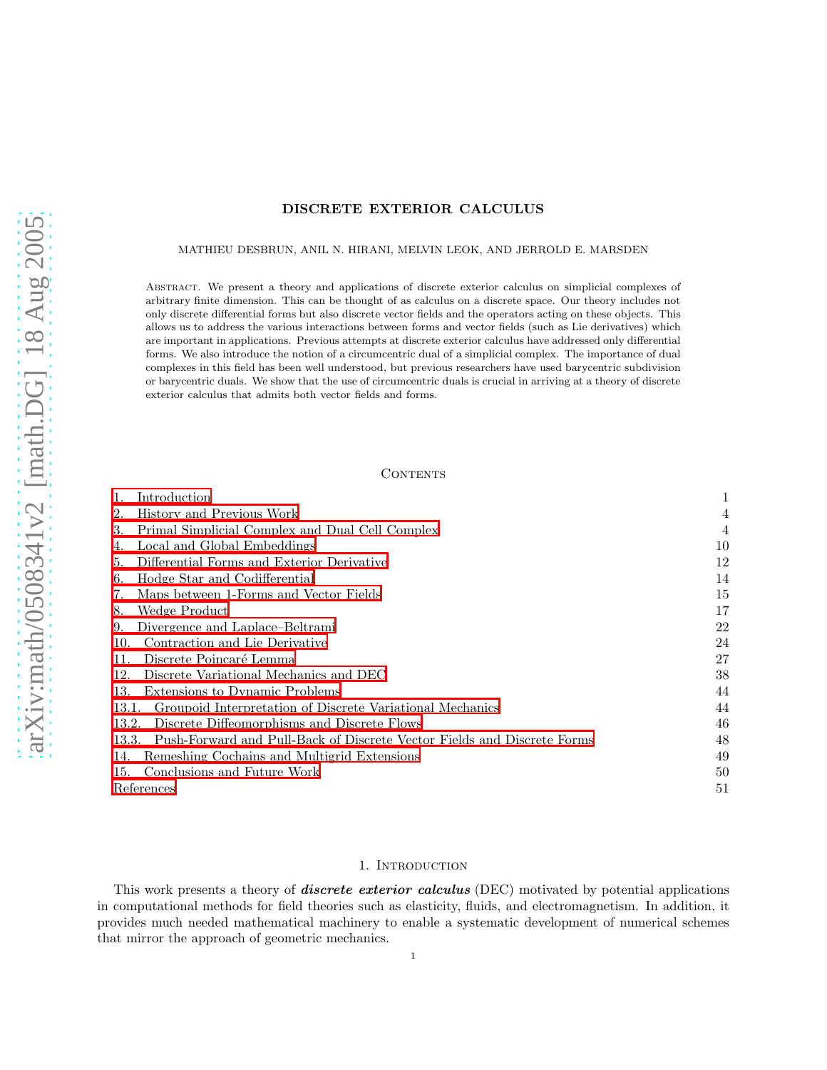# DISCRETE EXTERIOR CALCULUS

MATHIEU DESBRUN, ANIL N. HIRANI, MELVIN LEOK, AND JERROLD E. MARSDEN

Abstract. We present a theory and applications of discrete exterior calculus on simplicial complexes of arbitrary finite dimension. This can be thought of as calculus on a discrete space. Our theory includes not only discrete differential forms but also discrete vector fields and the operators acting on these objects. This allows us to address the various interactions between forms and vector fields (such as Lie derivatives) which are important in applications. Previous attempts at discrete exterior calculus have addressed only differential forms. We also introduce the notion of a circumcentric dual of a simplicial complex. The importance of dual complexes in this field has been well understood, but previous researchers have used barycentric subdivision or barycentric duals. We show that the use of circumcentric duals is crucial in arriving at a theory of discrete exterior calculus that admits both vector fields and forms.

## Contents

| | |
|---|---|
| 1. Introduction | 1 |
| 2. History and Previous Work | 4 |
| 3. Primal Simplicial Complex and Dual Cell Complex | 4 |
| 4. Local and Global Embeddings | 10 |
| 5. Differential Forms and Exterior Derivative | 12 |
| 6. Hodge Star and Codifferential | 14 |
| 7. Maps between 1-Forms and Vector Fields | 15 |
| 8. Wedge Product | 17 |
| 9. Divergence and Laplace–Beltrami | 22 |
| 10. Contraction and Lie Derivative | 24 |
| 11. Discrete Poincaré Lemma | 27 |
| 12. Discrete Variational Mechanics and DEC | 38 |
| 13. Extensions to Dynamic Problems | 44 |
| 13.1. Groupoid Interpretation of Discrete Variational Mechanics | 44 |
| 13.2. Discrete Diffeomorphisms and Discrete Flows | 46 |
| 13.3. Push-Forward and Pull-Back of Discrete Vector Fields and Discrete Forms | 48 |
| 14. Remeshing Cochains and Multigrid Extensions | 49 |
| 15. Conclusions and Future Work | 50 |
| References | 51 |

## 1. Introduction

This work presents a theory of ***discrete exterior calculus*** (DEC) motivated by potential applications in computational methods for field theories such as elasticity, fluids, and electromagnetism. In addition, it provides much needed mathematical machinery to enable a systematic development of numerical schemes that mirror the approach of geometric mechanics.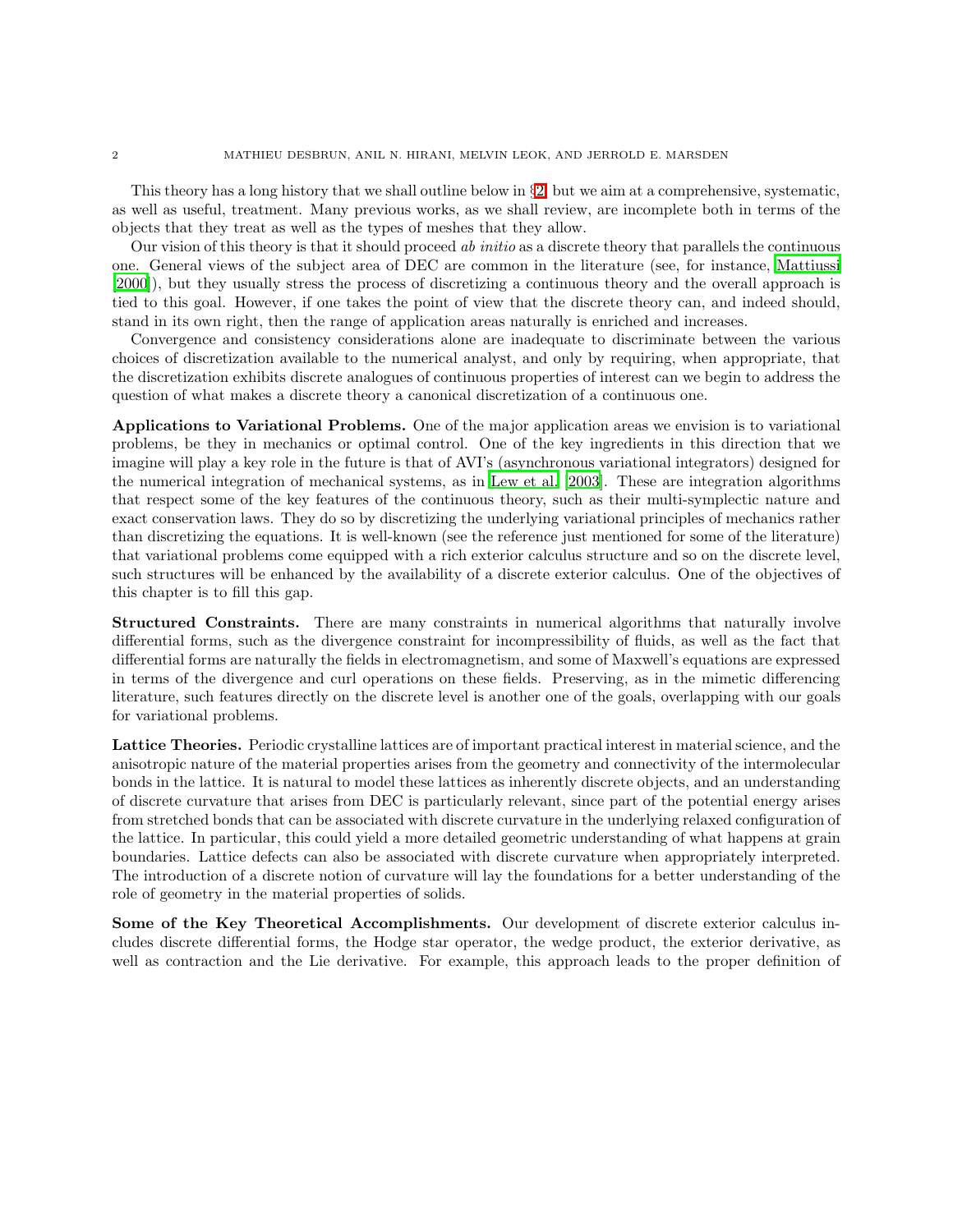This theory has a long history that we shall outline below in §2, but we aim at a comprehensive, systematic, as well as useful, treatment. Many previous works, as we shall review, are incomplete both in terms of the objects that they treat as well as the types of meshes that they allow.

Our vision of this theory is that it should proceed *ab initio* as a discrete theory that parallels the continuous one. General views of the subject area of DEC are common in the literature (see, for instance, Mattiussi [2000]), but they usually stress the process of discretizing a continuous theory and the overall approach is tied to this goal. However, if one takes the point of view that the discrete theory can, and indeed should, stand in its own right, then the range of application areas naturally is enriched and increases.

Convergence and consistency considerations alone are inadequate to discriminate between the various choices of discretization available to the numerical analyst, and only by requiring, when appropriate, that the discretization exhibits discrete analogues of continuous properties of interest can we begin to address the question of what makes a discrete theory a canonical discretization of a continuous one.

**Applications to Variational Problems.** One of the major application areas we envision is to variational problems, be they in mechanics or optimal control. One of the key ingredients in this direction that we imagine will play a key role in the future is that of AVI's (asynchronous variational integrators) designed for the numerical integration of mechanical systems, as in Lew et al. [2003]. These are integration algorithms that respect some of the key features of the continuous theory, such as their multi-symplectic nature and exact conservation laws. They do so by discretizing the underlying variational principles of mechanics rather than discretizing the equations. It is well-known (see the reference just mentioned for some of the literature) that variational problems come equipped with a rich exterior calculus structure and so on the discrete level, such structures will be enhanced by the availability of a discrete exterior calculus. One of the objectives of this chapter is to fill this gap.

**Structured Constraints.** There are many constraints in numerical algorithms that naturally involve differential forms, such as the divergence constraint for incompressibility of fluids, as well as the fact that differential forms are naturally the fields in electromagnetism, and some of Maxwell's equations are expressed in terms of the divergence and curl operations on these fields. Preserving, as in the mimetic differencing literature, such features directly on the discrete level is another one of the goals, overlapping with our goals for variational problems.

**Lattice Theories.** Periodic crystalline lattices are of important practical interest in material science, and the anisotropic nature of the material properties arises from the geometry and connectivity of the intermolecular bonds in the lattice. It is natural to model these lattices as inherently discrete objects, and an understanding of discrete curvature that arises from DEC is particularly relevant, since part of the potential energy arises from stretched bonds that can be associated with discrete curvature in the underlying relaxed configuration of the lattice. In particular, this could yield a more detailed geometric understanding of what happens at grain boundaries. Lattice defects can also be associated with discrete curvature when appropriately interpreted. The introduction of a discrete notion of curvature will lay the foundations for a better understanding of the role of geometry in the material properties of solids.

**Some of the Key Theoretical Accomplishments.** Our development of discrete exterior calculus includes discrete differential forms, the Hodge star operator, the wedge product, the exterior derivative, as well as contraction and the Lie derivative. For example, this approach leads to the proper definition of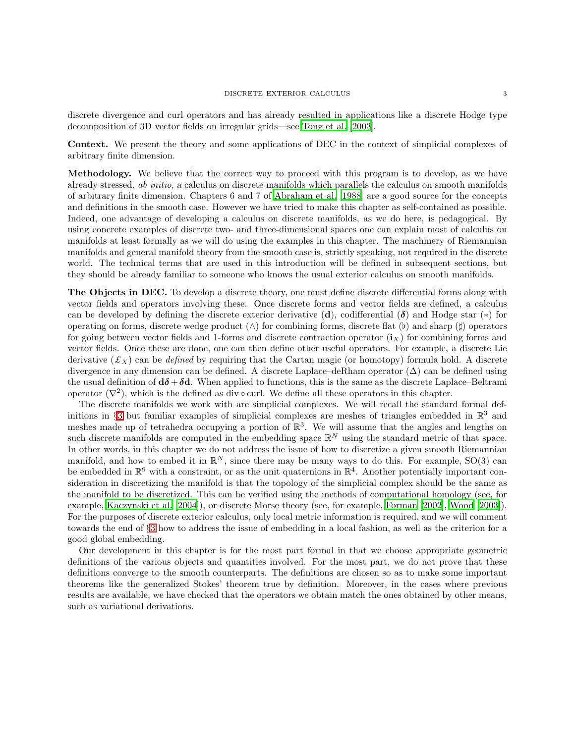discrete divergence and curl operators and has already resulted in applications like a discrete Hodge type decomposition of 3D vector fields on irregular grids—see Tong et al. [2003].

**Context.** We present the theory and some applications of DEC in the context of simplicial complexes of arbitrary finite dimension.

**Methodology.** We believe that the correct way to proceed with this program is to develop, as we have already stressed, *ab initio*, a calculus on discrete manifolds which parallels the calculus on smooth manifolds of arbitrary finite dimension. Chapters 6 and 7 of Abraham et al. [1988] are a good source for the concepts and definitions in the smooth case. However we have tried to make this chapter as self-contained as possible. Indeed, one advantage of developing a calculus on discrete manifolds, as we do here, is pedagogical. By using concrete examples of discrete two- and three-dimensional spaces one can explain most of calculus on manifolds at least formally as we will do using the examples in this chapter. The machinery of Riemannian manifolds and general manifold theory from the smooth case is, strictly speaking, not required in the discrete world. The technical terms that are used in this introduction will be defined in subsequent sections, but they should be already familiar to someone who knows the usual exterior calculus on smooth manifolds.

**The Objects in DEC.** To develop a discrete theory, one must define discrete differential forms along with vector fields and operators involving these. Once discrete forms and vector fields are defined, a calculus can be developed by defining the discrete exterior derivative ($\mathbf{d}$), codifferential ($\boldsymbol{\delta}$) and Hodge star ($*$) for operating on forms, discrete wedge product ($\wedge$) for combining forms, discrete flat ($\flat$) and sharp ($\sharp$) operators for going between vector fields and 1-forms and discrete contraction operator ($\mathbf{i}_X$) for combining forms and vector fields. Once these are done, one can then define other useful operators. For example, a discrete Lie derivative ($\pounds_X$) can be *defined* by requiring that the Cartan magic (or homotopy) formula hold. A discrete divergence in any dimension can be defined. A discrete Laplace–deRham operator ($\Delta$) can be defined using the usual definition of $\mathbf{d}\boldsymbol{\delta} + \boldsymbol{\delta}\mathbf{d}$. When applied to functions, this is the same as the discrete Laplace–Beltrami operator ($\nabla^2$), which is the defined as div $\circ$ curl. We define all these operators in this chapter.

The discrete manifolds we work with are simplicial complexes. We will recall the standard formal definitions in §3 but familiar examples of simplicial complexes are meshes of triangles embedded in $\mathbb{R}^3$ and meshes made up of tetrahedra occupying a portion of $\mathbb{R}^3$. We will assume that the angles and lengths on such discrete manifolds are computed in the embedding space $\mathbb{R}^N$ using the standard metric of that space. In other words, in this chapter we do not address the issue of how to discretize a given smooth Riemannian manifold, and how to embed it in $\mathbb{R}^N$, since there may be many ways to do this. For example, SO(3) can be embedded in $\mathbb{R}^9$ with a constraint, or as the unit quaternions in $\mathbb{R}^4$. Another potentially important consideration in discretizing the manifold is that the topology of the simplicial complex should be the same as the manifold to be discretized. This can be verified using the methods of computational homology (see, for example, Kaczynski et al. [2004]), or discrete Morse theory (see, for example, Forman [2002], Wood [2003]). For the purposes of discrete exterior calculus, only local metric information is required, and we will comment towards the end of §3 how to address the issue of embedding in a local fashion, as well as the criterion for a good global embedding.

Our development in this chapter is for the most part formal in that we choose appropriate geometric definitions of the various objects and quantities involved. For the most part, we do not prove that these definitions converge to the smooth counterparts. The definitions are chosen so as to make some important theorems like the generalized Stokes' theorem true by definition. Moreover, in the cases where previous results are available, we have checked that the operators we obtain match the ones obtained by other means, such as variational derivations.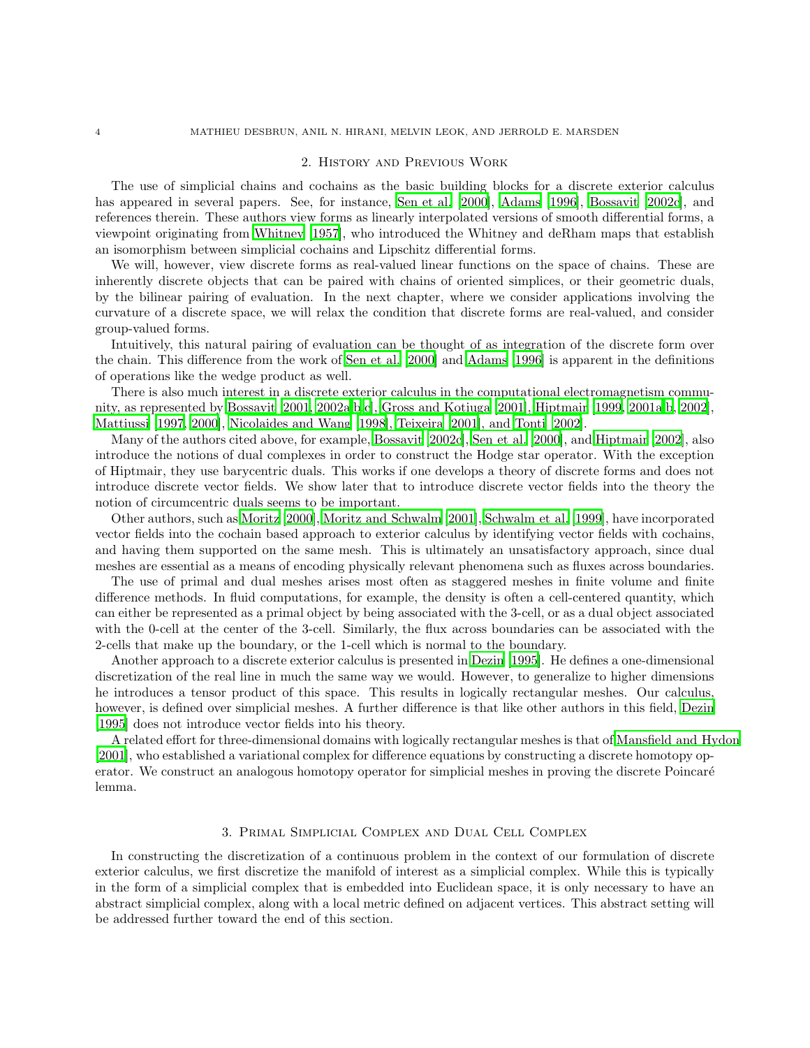## 2. History and Previous Work

The use of simplicial chains and cochains as the basic building blocks for a discrete exterior calculus has appeared in several papers. See, for instance, Sen et al. [2000], Adams [1996], Bossavit [2002c], and references therein. These authors view forms as linearly interpolated versions of smooth differential forms, a viewpoint originating from Whitney [1957], who introduced the Whitney and deRham maps that establish an isomorphism between simplicial cochains and Lipschitz differential forms.

We will, however, view discrete forms as real-valued linear functions on the space of chains. These are inherently discrete objects that can be paired with chains of oriented simplices, or their geometric duals, by the bilinear pairing of evaluation. In the next chapter, where we consider applications involving the curvature of a discrete space, we will relax the condition that discrete forms are real-valued, and consider group-valued forms.

Intuitively, this natural pairing of evaluation can be thought of as integration of the discrete form over the chain. This difference from the work of Sen et al. [2000] and Adams [1996] is apparent in the definitions of operations like the wedge product as well.

There is also much interest in a discrete exterior calculus in the computational electromagnetism community, as represented by Bossavit [2001, 2002a,b,c], Gross and Kotiuga [2001], Hiptmair [1999, 2001a,b, 2002], Mattiussi [1997, 2000], Nicolaides and Wang [1998], Teixeira [2001], and Tonti [2002].

Many of the authors cited above, for example, Bossavit [2002c], Sen et al. [2000], and Hiptmair [2002], also introduce the notions of dual complexes in order to construct the Hodge star operator. With the exception of Hiptmair, they use barycentric duals. This works if one develops a theory of discrete forms and does not introduce discrete vector fields. We show later that to introduce discrete vector fields into the theory the notion of circumcentric duals seems to be important.

Other authors, such as Moritz [2000], Moritz and Schwalm [2001], Schwalm et al. [1999], have incorporated vector fields into the cochain based approach to exterior calculus by identifying vector fields with cochains, and having them supported on the same mesh. This is ultimately an unsatisfactory approach, since dual meshes are essential as a means of encoding physically relevant phenomena such as fluxes across boundaries.

The use of primal and dual meshes arises most often as staggered meshes in finite volume and finite difference methods. In fluid computations, for example, the density is often a cell-centered quantity, which can either be represented as a primal object by being associated with the 3-cell, or as a dual object associated with the 0-cell at the center of the 3-cell. Similarly, the flux across boundaries can be associated with the 2-cells that make up the boundary, or the 1-cell which is normal to the boundary.

Another approach to a discrete exterior calculus is presented in Dezin [1995]. He defines a one-dimensional discretization of the real line in much the same way we would. However, to generalize to higher dimensions he introduces a tensor product of this space. This results in logically rectangular meshes. Our calculus, however, is defined over simplicial meshes. A further difference is that like other authors in this field, Dezin [1995] does not introduce vector fields into his theory.

A related effort for three-dimensional domains with logically rectangular meshes is that of Mansfield and Hydon [2001], who established a variational complex for difference equations by constructing a discrete homotopy operator. We construct an analogous homotopy operator for simplicial meshes in proving the discrete Poincaré lemma.

## 3. Primal Simplicial Complex and Dual Cell Complex

In constructing the discretization of a continuous problem in the context of our formulation of discrete exterior calculus, we first discretize the manifold of interest as a simplicial complex. While this is typically in the form of a simplicial complex that is embedded into Euclidean space, it is only necessary to have an abstract simplicial complex, along with a local metric defined on adjacent vertices. This abstract setting will be addressed further toward the end of this section.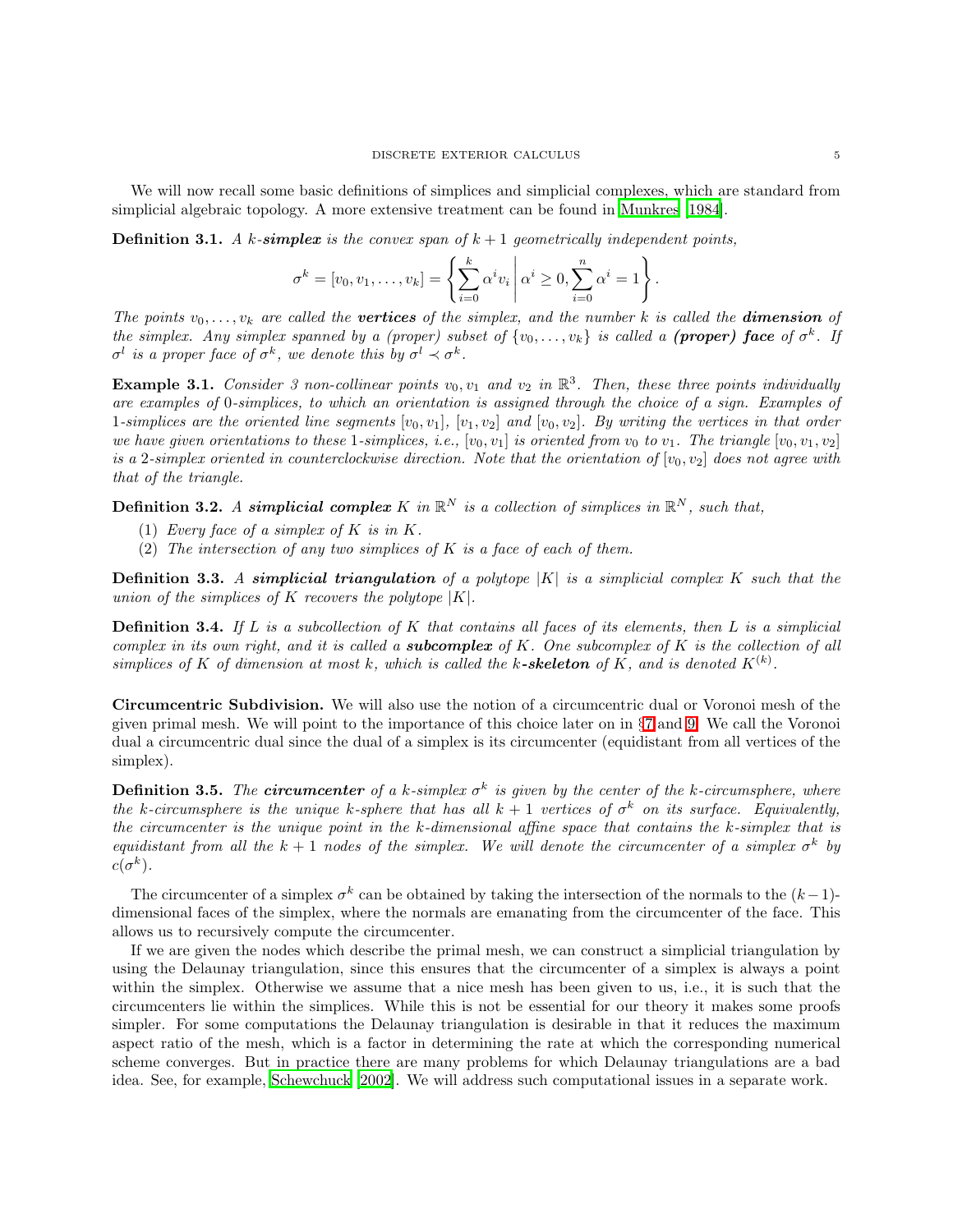We will now recall some basic definitions of simplices and simplicial complexes, which are standard from simplicial algebraic topology. A more extensive treatment can be found in Munkres [1984].

**Definition 3.1.** *A $k$-**simplex** is the convex span of $k+1$ geometrically independent points,*

$$\sigma^k = [v_0, v_1, \ldots, v_k] = \left\{ \sum_{i=0}^{k} \alpha^i v_i \;\middle|\; \alpha^i \geq 0, \sum_{i=0}^{n} \alpha^i = 1 \right\}.$$

*The points $v_0, \ldots, v_k$ are called the **vertices** of the simplex, and the number $k$ is called the **dimension** of the simplex. Any simplex spanned by a (proper) subset of $\{v_0, \ldots, v_k\}$ is called a **(proper) face** of $\sigma^k$. If $\sigma^l$ is a proper face of $\sigma^k$, we denote this by $\sigma^l \prec \sigma^k$.*

**Example 3.1.** *Consider 3 non-collinear points $v_0, v_1$ and $v_2$ in $\mathbb{R}^3$. Then, these three points individually are examples of 0-simplices, to which an orientation is assigned through the choice of a sign. Examples of 1-simplices are the oriented line segments $[v_0, v_1]$, $[v_1, v_2]$ and $[v_0, v_2]$. By writing the vertices in that order we have given orientations to these 1-simplices, i.e., $[v_0, v_1]$ is oriented from $v_0$ to $v_1$. The triangle $[v_0, v_1, v_2]$ is a 2-simplex oriented in counterclockwise direction. Note that the orientation of $[v_0, v_2]$ does not agree with that of the triangle.*

**Definition 3.2.** *A **simplicial complex** $K$ in $\mathbb{R}^N$ is a collection of simplices in $\mathbb{R}^N$, such that,*

1. *Every face of a simplex of $K$ is in $K$.*
2. *The intersection of any two simplices of $K$ is a face of each of them.*

**Definition 3.3.** *A **simplicial triangulation** of a polytope $|K|$ is a simplicial complex $K$ such that the union of the simplices of $K$ recovers the polytope $|K|$.*

**Definition 3.4.** *If $L$ is a subcollection of $K$ that contains all faces of its elements, then $L$ is a simplicial complex in its own right, and it is called a **subcomplex** of $K$. One subcomplex of $K$ is the collection of all simplices of $K$ of dimension at most $k$, which is called the $k$-**skeleton** of $K$, and is denoted $K^{(k)}$.*

**Circumcentric Subdivision.** We will also use the notion of a circumcentric dual or Voronoi mesh of the given primal mesh. We will point to the importance of this choice later on in §7 and 9. We call the Voronoi dual a circumcentric dual since the dual of a simplex is its circumcenter (equidistant from all vertices of the simplex).

**Definition 3.5.** *The **circumcenter** of a $k$-simplex $\sigma^k$ is given by the center of the $k$-circumsphere, where the $k$-circumsphere is the unique $k$-sphere that has all $k+1$ vertices of $\sigma^k$ on its surface. Equivalently, the circumcenter is the unique point in the $k$-dimensional affine space that contains the $k$-simplex that is equidistant from all the $k+1$ nodes of the simplex. We will denote the circumcenter of a simplex $\sigma^k$ by $c(\sigma^k)$.*

The circumcenter of a simplex $\sigma^k$ can be obtained by taking the intersection of the normals to the $(k-1)$-dimensional faces of the simplex, where the normals are emanating from the circumcenter of the face. This allows us to recursively compute the circumcenter.

If we are given the nodes which describe the primal mesh, we can construct a simplicial triangulation by using the Delaunay triangulation, since this ensures that the circumcenter of a simplex is always a point within the simplex. Otherwise we assume that a nice mesh has been given to us, i.e., it is such that the circumcenters lie within the simplices. While this is not be essential for our theory it makes some proofs simpler. For some computations the Delaunay triangulation is desirable in that it reduces the maximum aspect ratio of the mesh, which is a factor in determining the rate at which the corresponding numerical scheme converges. But in practice there are many problems for which Delaunay triangulations are a bad idea. See, for example, Schewchuck [2002]. We will address such computational issues in a separate work.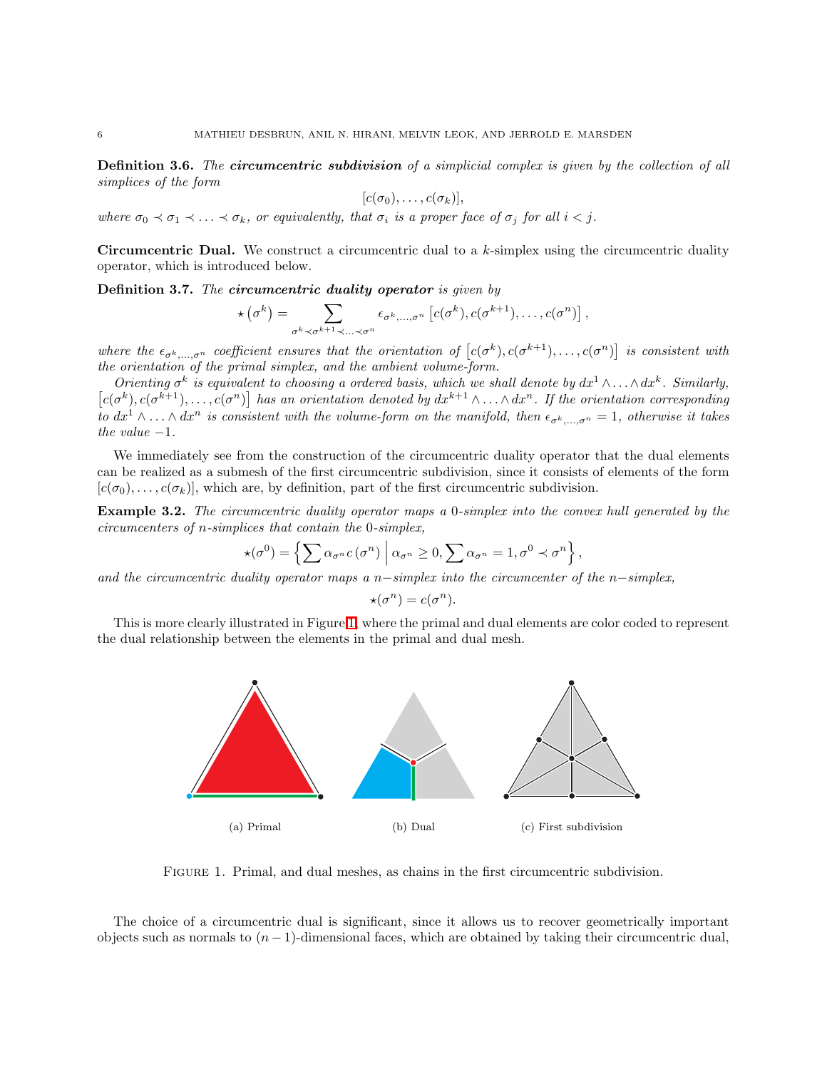**Definition 3.6.** *The* ***circumcentric subdivision*** *of a simplicial complex is given by the collection of all simplices of the form*

$$[c(\sigma_0), \ldots, c(\sigma_k)],$$

*where $\sigma_0 \prec \sigma_1 \prec \ldots \prec \sigma_k$, or equivalently, that $\sigma_i$ is a proper face of $\sigma_j$ for all $i < j$.*

**Circumcentric Dual.** We construct a circumcentric dual to a $k$-simplex using the circumcentric duality operator, which is introduced below.

**Definition 3.7.** *The* ***circumcentric duality operator*** *is given by*

$$\star\left(\sigma^k\right) = \sum_{\sigma^k \prec \sigma^{k+1} \prec \ldots \prec \sigma^n} \epsilon_{\sigma^k,\ldots,\sigma^n} \left[c(\sigma^k), c(\sigma^{k+1}), \ldots, c(\sigma^n)\right],$$

*where the $\epsilon_{\sigma^k,\ldots,\sigma^n}$ coefficient ensures that the orientation of $\left[c(\sigma^k), c(\sigma^{k+1}), \ldots, c(\sigma^n)\right]$ is consistent with the orientation of the primal simplex, and the ambient volume-form.*

*Orienting $\sigma^k$ is equivalent to choosing a ordered basis, which we shall denote by $dx^1 \wedge \ldots \wedge dx^k$. Similarly, $\left[c(\sigma^k), c(\sigma^{k+1}), \ldots, c(\sigma^n)\right]$ has an orientation denoted by $dx^{k+1} \wedge \ldots \wedge dx^n$. If the orientation corresponding to $dx^1 \wedge \ldots \wedge dx^n$ is consistent with the volume-form on the manifold, then $\epsilon_{\sigma^k,\ldots,\sigma^n} = 1$, otherwise it takes the value $-1$.*

We immediately see from the construction of the circumcentric duality operator that the dual elements can be realized as a submesh of the first circumcentric subdivision, since it consists of elements of the form $[c(\sigma_0), \ldots, c(\sigma_k)]$, which are, by definition, part of the first circumcentric subdivision.

**Example 3.2.** *The circumcentric duality operator maps a 0-simplex into the convex hull generated by the circumcenters of $n$-simplices that contain the 0-simplex,*

$$\star(\sigma^0) = \left\{ \sum \alpha_{\sigma^n} c\left(\sigma^n\right) \,\middle|\, \alpha_{\sigma^n} \geq 0, \sum \alpha_{\sigma^n} = 1, \sigma^0 \prec \sigma^n \right\},$$

*and the circumcentric duality operator maps a $n-$simplex into the circumcenter of the $n-$simplex,*

$$\star(\sigma^n) = c(\sigma^n).$$

This is more clearly illustrated in Figure 1, where the primal and dual elements are color coded to represent the dual relationship between the elements in the primal and dual mesh.

(a) Primal (b) Dual (c) First subdivision

Figure 1. Primal, and dual meshes, as chains in the first circumcentric subdivision.

The choice of a circumcentric dual is significant, since it allows us to recover geometrically important objects such as normals to $(n-1)$-dimensional faces, which are obtained by taking their circumcentric dual,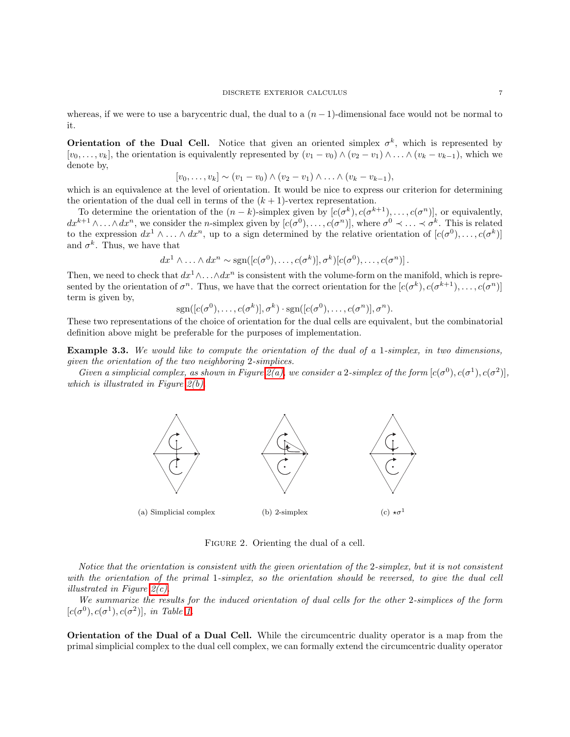whereas, if we were to use a barycentric dual, the dual to a $(n-1)$-dimensional face would not be normal to it.

**Orientation of the Dual Cell.** Notice that given an oriented simplex $\sigma^k$, which is represented by $[v_0, \ldots, v_k]$, the orientation is equivalently represented by $(v_1 - v_0) \wedge (v_2 - v_1) \wedge \ldots \wedge (v_k - v_{k-1})$, which we denote by,

$$[v_0, \ldots, v_k] \sim (v_1 - v_0) \wedge (v_2 - v_1) \wedge \ldots \wedge (v_k - v_{k-1}),$$

which is an equivalence at the level of orientation. It would be nice to express our criterion for determining the orientation of the dual cell in terms of the $(k+1)$-vertex representation.

To determine the orientation of the $(n-k)$-simplex given by $[c(\sigma^k), c(\sigma^{k+1}), \ldots, c(\sigma^n)]$, or equivalently, $dx^{k+1} \wedge \ldots \wedge dx^n$, we consider the $n$-simplex given by $[c(\sigma^0), \ldots, c(\sigma^n)]$, where $\sigma^0 \prec \ldots \prec \sigma^k$. This is related to the expression $dx^1 \wedge \ldots \wedge dx^n$, up to a sign determined by the relative orientation of $[c(\sigma^0), \ldots, c(\sigma^k)]$ and $\sigma^k$. Thus, we have that

$$dx^1 \wedge \ldots \wedge dx^n \sim \operatorname{sgn}([c(\sigma^0), \ldots, c(\sigma^k)], \sigma^k)[c(\sigma^0), \ldots, c(\sigma^n)]\,.$$

Then, we need to check that $dx^1 \wedge \ldots \wedge dx^n$ is consistent with the volume-form on the manifold, which is represented by the orientation of $\sigma^n$. Thus, we have that the correct orientation for the $[c(\sigma^k), c(\sigma^{k+1}), \ldots, c(\sigma^n)]$ term is given by,

$$\operatorname{sgn}([c(\sigma^0), \ldots, c(\sigma^k)], \sigma^k) \cdot \operatorname{sgn}([c(\sigma^0), \ldots, c(\sigma^n)], \sigma^n).$$

These two representations of the choice of orientation for the dual cells are equivalent, but the combinatorial definition above might be preferable for the purposes of implementation.

**Example 3.3.** *We would like to compute the orientation of the dual of a 1-simplex, in two dimensions, given the orientation of the two neighboring 2-simplices.*

*Given a simplicial complex, as shown in Figure 2(a), we consider a 2-simplex of the form $[c(\sigma^0), c(\sigma^1), c(\sigma^2)]$, which is illustrated in Figure 2(b).*

(a) Simplicial complex (b) 2-simplex (c) $\star\sigma^1$

Figure 2. Orienting the dual of a cell.

*Notice that the orientation is consistent with the given orientation of the 2-simplex, but it is not consistent with the orientation of the primal 1-simplex, so the orientation should be reversed, to give the dual cell illustrated in Figure 2(c).*

*We summarize the results for the induced orientation of dual cells for the other 2-simplices of the form $[c(\sigma^0), c(\sigma^1), c(\sigma^2)]$, in Table 1.*

**Orientation of the Dual of a Dual Cell.** While the circumcentric duality operator is a map from the primal simplicial complex to the dual cell complex, we can formally extend the circumcentric duality operator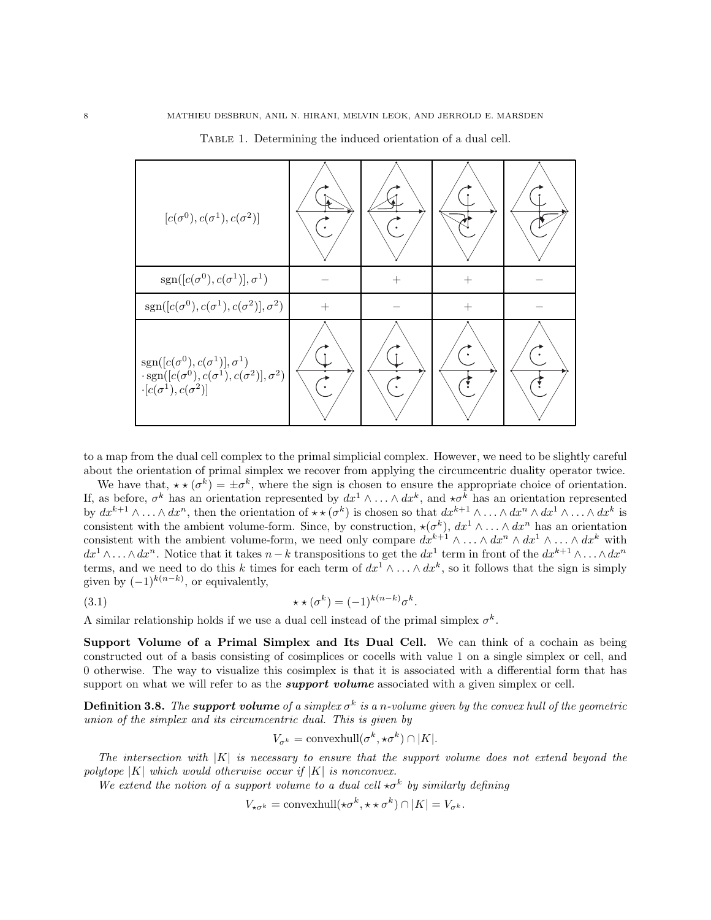Table 1. Determining the induced orientation of a dual cell.

| $[c(\sigma^0), c(\sigma^1), c(\sigma^2)]$ | | | | |
|---|---|---|---|---|
| $\text{sgn}([c(\sigma^0), c(\sigma^1)], \sigma^1)$ | $-$ | $+$ | $+$ | $-$ |
| $\text{sgn}([c(\sigma^0), c(\sigma^1), c(\sigma^2)], \sigma^2)$ | $+$ | $-$ | $+$ | $-$ |
| $\text{sgn}([c(\sigma^0), c(\sigma^1)], \sigma^1) \cdot \text{sgn}([c(\sigma^0), c(\sigma^1), c(\sigma^2)], \sigma^2) \cdot [c(\sigma^1), c(\sigma^2)]$ | | | | |

to a map from the dual cell complex to the primal simplicial complex. However, we need to be slightly careful about the orientation of primal simplex we recover from applying the circumcentric duality operator twice.

We have that, $\star\star(\sigma^k) = \pm\sigma^k$, where the sign is chosen to ensure the appropriate choice of orientation. If, as before, $\sigma^k$ has an orientation represented by $dx^1 \wedge \ldots \wedge dx^k$, and $\star\sigma^k$ has an orientation represented by $dx^{k+1} \wedge \ldots \wedge dx^n$, then the orientation of $\star\star(\sigma^k)$ is chosen so that $dx^{k+1} \wedge \ldots \wedge dx^n \wedge dx^1 \wedge \ldots \wedge dx^k$ is consistent with the ambient volume-form. Since, by construction, $\star(\sigma^k)$, $dx^1 \wedge \ldots \wedge dx^n$ has an orientation consistent with the ambient volume-form, we need only compare $dx^{k+1} \wedge \ldots \wedge dx^n \wedge dx^1 \wedge \ldots \wedge dx^k$ with $dx^1 \wedge \ldots \wedge dx^n$. Notice that it takes $n-k$ transpositions to get the $dx^1$ term in front of the $dx^{k+1} \wedge \ldots \wedge dx^n$ terms, and we need to do this $k$ times for each term of $dx^1 \wedge \ldots \wedge dx^k$, so it follows that the sign is simply given by $(-1)^{k(n-k)}$, or equivalently,

$$\star\star(\sigma^k) = (-1)^{k(n-k)}\sigma^k. \tag{3.1}$$

A similar relationship holds if we use a dual cell instead of the primal simplex $\sigma^k$.

**Support Volume of a Primal Simplex and Its Dual Cell.** We can think of a cochain as being constructed out of a basis consisting of cosimplices or cocells with value 1 on a single simplex or cell, and 0 otherwise. The way to visualize this cosimplex is that it is associated with a differential form that has support on what we will refer to as the ***support volume*** associated with a given simplex or cell.

**Definition 3.8.** *The **support volume** of a simplex $\sigma^k$ is a n-volume given by the convex hull of the geometric union of the simplex and its circumcentric dual. This is given by*

$$V_{\sigma^k} = \text{convexhull}(\sigma^k, \star\sigma^k) \cap |K|.$$

*The intersection with $|K|$ is necessary to ensure that the support volume does not extend beyond the polytope $|K|$ which would otherwise occur if $|K|$ is nonconvex.*

*We extend the notion of a support volume to a dual cell $\star\sigma^k$ by similarly defining*

$$V_{\star\sigma^k} = \text{convexhull}(\star\sigma^k, \star\star\sigma^k) \cap |K| = V_{\sigma^k}.$$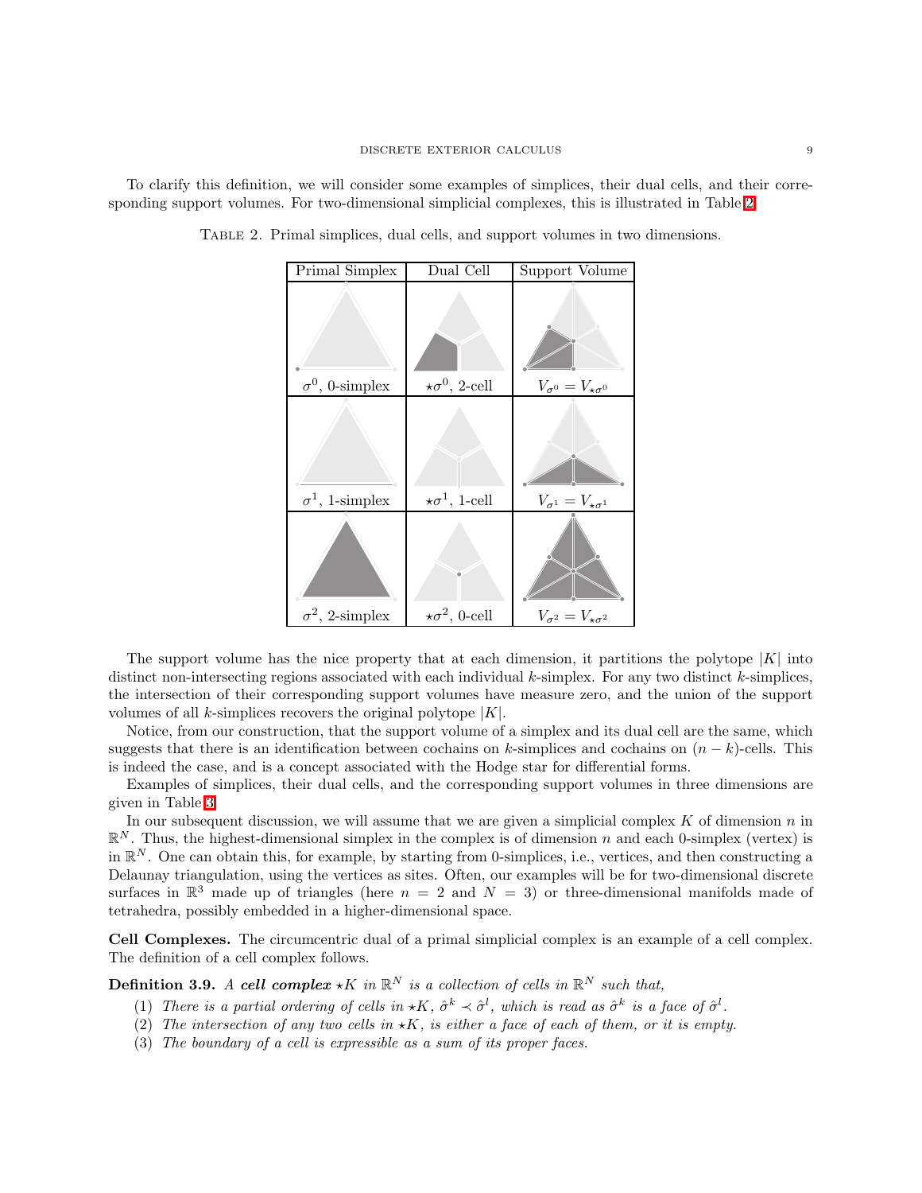To clarify this definition, we will consider some examples of simplices, their dual cells, and their corresponding support volumes. For two-dimensional simplicial complexes, this is illustrated in Table 2.

Table 2. Primal simplices, dual cells, and support volumes in two dimensions.

| Primal Simplex | Dual Cell | Support Volume |
|---|---|---|
| $\sigma^0$, 0-simplex | $\star\sigma^0$, 2-cell | $V_{\sigma^0} = V_{\star\sigma^0}$ |
| $\sigma^1$, 1-simplex | $\star\sigma^1$, 1-cell | $V_{\sigma^1} = V_{\star\sigma^1}$ |
| $\sigma^2$, 2-simplex | $\star\sigma^2$, 0-cell | $V_{\sigma^2} = V_{\star\sigma^2}$ |

The support volume has the nice property that at each dimension, it partitions the polytope $|K|$ into distinct non-intersecting regions associated with each individual $k$-simplex. For any two distinct $k$-simplices, the intersection of their corresponding support volumes have measure zero, and the union of the support volumes of all $k$-simplices recovers the original polytope $|K|$.

Notice, from our construction, that the support volume of a simplex and its dual cell are the same, which suggests that there is an identification between cochains on $k$-simplices and cochains on $(n-k)$-cells. This is indeed the case, and is a concept associated with the Hodge star for differential forms.

Examples of simplices, their dual cells, and the corresponding support volumes in three dimensions are given in Table 3.

In our subsequent discussion, we will assume that we are given a simplicial complex $K$ of dimension $n$ in $\mathbb{R}^N$. Thus, the highest-dimensional simplex in the complex is of dimension $n$ and each 0-simplex (vertex) is in $\mathbb{R}^N$. One can obtain this, for example, by starting from 0-simplices, i.e., vertices, and then constructing a Delaunay triangulation, using the vertices as sites. Often, our examples will be for two-dimensional discrete surfaces in $\mathbb{R}^3$ made up of triangles (here $n = 2$ and $N = 3$) or three-dimensional manifolds made of tetrahedra, possibly embedded in a higher-dimensional space.

**Cell Complexes.** The circumcentric dual of a primal simplicial complex is an example of a cell complex. The definition of a cell complex follows.

**Definition 3.9.** *A* ***cell complex*** $\star K$ *in* $\mathbb{R}^N$ *is a collection of cells in* $\mathbb{R}^N$ *such that,*

1. *There is a partial ordering of cells in* $\star K$, $\hat{\sigma}^k \prec \hat{\sigma}^l$, *which is read as* $\hat{\sigma}^k$ *is a face of* $\hat{\sigma}^l$.
2. *The intersection of any two cells in* $\star K$, *is either a face of each of them, or it is empty.*
3. *The boundary of a cell is expressible as a sum of its proper faces.*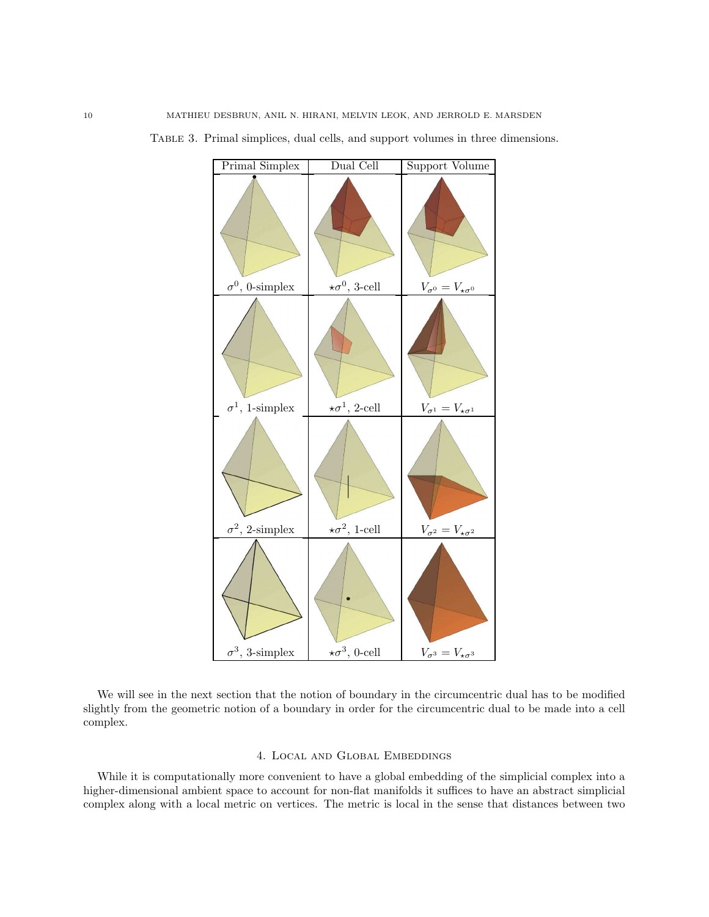Table 3. Primal simplices, dual cells, and support volumes in three dimensions.

| Primal Simplex | Dual Cell | Support Volume |
|---|---|---|
| $\sigma^0$, 0-simplex | $\star\sigma^0$, 3-cell | $V_{\sigma^0} = V_{\star\sigma^0}$ |
| $\sigma^1$, 1-simplex | $\star\sigma^1$, 2-cell | $V_{\sigma^1} = V_{\star\sigma^1}$ |
| $\sigma^2$, 2-simplex | $\star\sigma^2$, 1-cell | $V_{\sigma^2} = V_{\star\sigma^2}$ |
| $\sigma^3$, 3-simplex | $\star\sigma^3$, 0-cell | $V_{\sigma^3} = V_{\star\sigma^3}$ |

We will see in the next section that the notion of boundary in the circumcentric dual has to be modified slightly from the geometric notion of a boundary in order for the circumcentric dual to be made into a cell complex.

## 4. Local and Global Embeddings

While it is computationally more convenient to have a global embedding of the simplicial complex into a higher-dimensional ambient space to account for non-flat manifolds it suffices to have an abstract simplicial complex along with a local metric on vertices. The metric is local in the sense that distances between two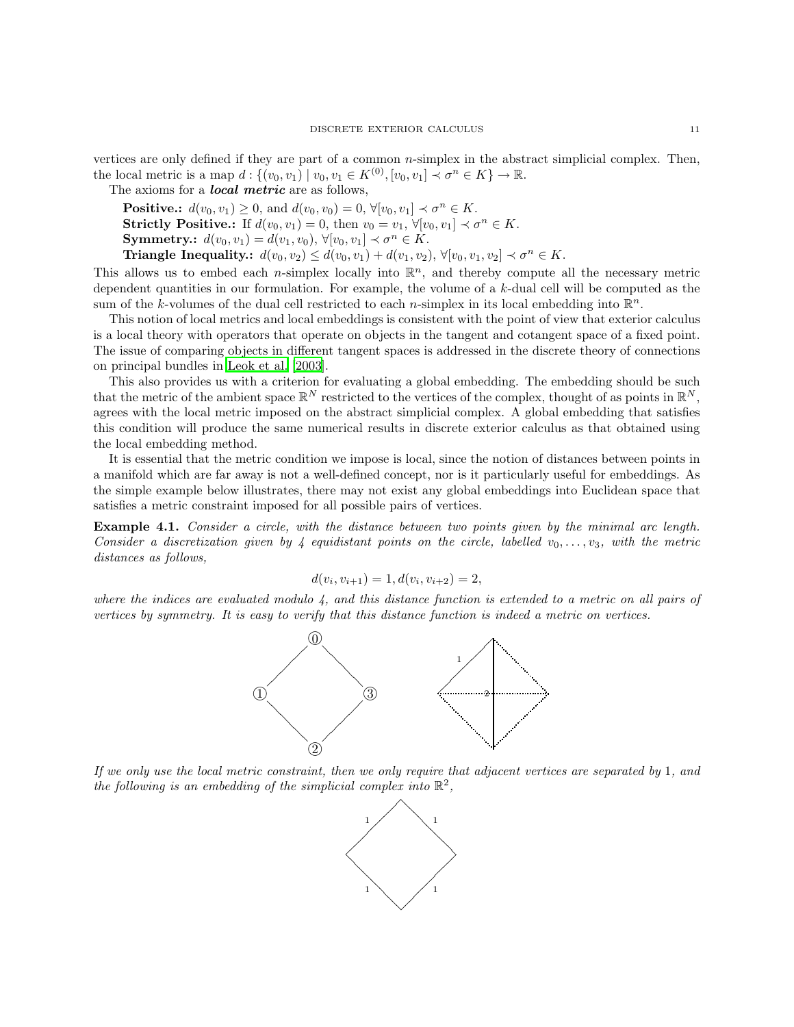vertices are only defined if they are part of a common $n$-simplex in the abstract simplicial complex. Then, the local metric is a map $d : \{(v_0, v_1) \mid v_0, v_1 \in K^{(0)}, [v_0, v_1] \prec \sigma^n \in K\} \to \mathbb{R}$.

The axioms for a ***local metric*** are as follows,

**Positive.:** $d(v_0, v_1) \geq 0$, and $d(v_0, v_0) = 0$, $\forall [v_0, v_1] \prec \sigma^n \in K$.

**Strictly Positive.:** If $d(v_0, v_1) = 0$, then $v_0 = v_1$, $\forall [v_0, v_1] \prec \sigma^n \in K$.

**Symmetry.:** $d(v_0, v_1) = d(v_1, v_0)$, $\forall [v_0, v_1] \prec \sigma^n \in K$.

**Triangle Inequality.:** $d(v_0, v_2) \leq d(v_0, v_1) + d(v_1, v_2)$, $\forall [v_0, v_1, v_2] \prec \sigma^n \in K$.

This allows us to embed each $n$-simplex locally into $\mathbb{R}^n$, and thereby compute all the necessary metric dependent quantities in our formulation. For example, the volume of a $k$-dual cell will be computed as the sum of the $k$-volumes of the dual cell restricted to each $n$-simplex in its local embedding into $\mathbb{R}^n$.

This notion of local metrics and local embeddings is consistent with the point of view that exterior calculus is a local theory with operators that operate on objects in the tangent and cotangent space of a fixed point. The issue of comparing objects in different tangent spaces is addressed in the discrete theory of connections on principal bundles in Leok et al. [2003].

This also provides us with a criterion for evaluating a global embedding. The embedding should be such that the metric of the ambient space $\mathbb{R}^N$ restricted to the vertices of the complex, thought of as points in $\mathbb{R}^N$, agrees with the local metric imposed on the abstract simplicial complex. A global embedding that satisfies this condition will produce the same numerical results in discrete exterior calculus as that obtained using the local embedding method.

It is essential that the metric condition we impose is local, since the notion of distances between points in a manifold which are far away is not a well-defined concept, nor is it particularly useful for embeddings. As the simple example below illustrates, there may not exist any global embeddings into Euclidean space that satisfies a metric constraint imposed for all possible pairs of vertices.

**Example 4.1.** *Consider a circle, with the distance between two points given by the minimal arc length. Consider a discretization given by 4 equidistant points on the circle, labelled $v_0, \ldots, v_3$, with the metric distances as follows,*

$$d(v_i, v_{i+1}) = 1, d(v_i, v_{i+2}) = 2,$$

*where the indices are evaluated modulo 4, and this distance function is extended to a metric on all pairs of vertices by symmetry. It is easy to verify that this distance function is indeed a metric on vertices.*

*If we only use the local metric constraint, then we only require that adjacent vertices are separated by* 1, *and the following is an embedding of the simplicial complex into $\mathbb{R}^2$,*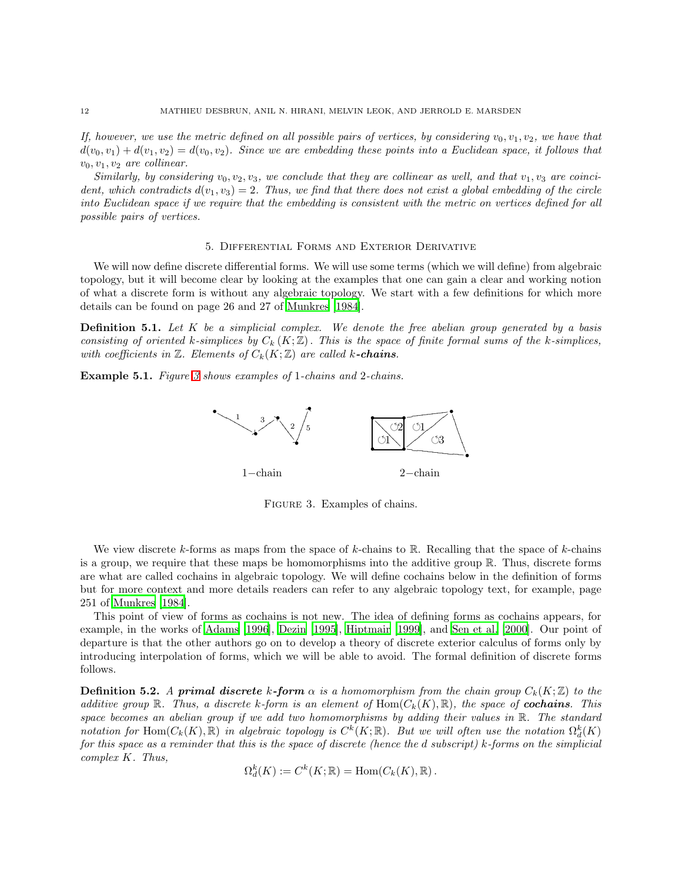*If, however, we use the metric defined on all possible pairs of vertices, by considering $v_0, v_1, v_2$, we have that $d(v_0, v_1) + d(v_1, v_2) = d(v_0, v_2)$. Since we are embedding these points into a Euclidean space, it follows that $v_0, v_1, v_2$ are collinear.*

*Similarly, by considering $v_0, v_2, v_3$, we conclude that they are collinear as well, and that $v_1, v_3$ are coincident, which contradicts $d(v_1, v_3) = 2$. Thus, we find that there does not exist a global embedding of the circle into Euclidean space if we require that the embedding is consistent with the metric on vertices defined for all possible pairs of vertices.*

## 5. Differential Forms and Exterior Derivative

We will now define discrete differential forms. We will use some terms (which we will define) from algebraic topology, but it will become clear by looking at the examples that one can gain a clear and working notion of what a discrete form is without any algebraic topology. We start with a few definitions for which more details can be found on page 26 and 27 of [Munkres [1984]].

**Definition 5.1.** *Let $K$ be a simplicial complex. We denote the free abelian group generated by a basis consisting of oriented $k$-simplices by $C_k(K;\mathbb{Z})$. This is the space of finite formal sums of the $k$-simplices, with coefficients in $\mathbb{Z}$. Elements of $C_k(K;\mathbb{Z})$ are called **k-chains**.*

**Example 5.1.** *Figure 3 shows examples of 1-chains and 2-chains.*

Figure 3. Examples of chains.

We view discrete $k$-forms as maps from the space of $k$-chains to $\mathbb{R}$. Recalling that the space of $k$-chains is a group, we require that these maps be homomorphisms into the additive group $\mathbb{R}$. Thus, discrete forms are what are called cochains in algebraic topology. We will define cochains below in the definition of forms but for more context and more details readers can refer to any algebraic topology text, for example, page 251 of [Munkres [1984]].

This point of view of forms as cochains is not new. The idea of defining forms as cochains appears, for example, in the works of [Adams [1996], Dezin [1995], Hiptmair [1999], and Sen et al. [2000]]. Our point of departure is that the other authors go on to develop a theory of discrete exterior calculus of forms only by introducing interpolation of forms, which we will be able to avoid. The formal definition of discrete forms follows.

**Definition 5.2.** *A **primal discrete k-form** $\alpha$ is a homomorphism from the chain group $C_k(K;\mathbb{Z})$ to the additive group $\mathbb{R}$. Thus, a discrete $k$-form is an element of $\mathrm{Hom}(C_k(K), \mathbb{R})$, the space of **cochains**. This space becomes an abelian group if we add two homomorphisms by adding their values in $\mathbb{R}$. The standard notation for $\mathrm{Hom}(C_k(K), \mathbb{R})$ in algebraic topology is $C^k(K;\mathbb{R})$. But we will often use the notation $\Omega^k_d(K)$ for this space as a reminder that this is the space of discrete (hence the d subscript) $k$-forms on the simplicial complex $K$. Thus,*

$$\Omega^k_d(K) := C^k(K;\mathbb{R}) = \mathrm{Hom}(C_k(K), \mathbb{R}).$$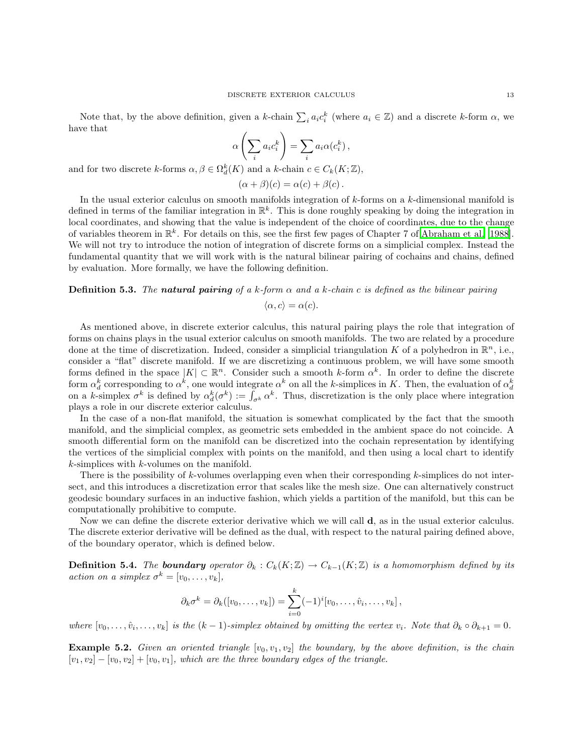Note that, by the above definition, given a $k$-chain $\sum_i a_i c_i^k$ (where $a_i \in \mathbb{Z}$) and a discrete $k$-form $\alpha$, we have that

$$\alpha\left(\sum_i a_i c_i^k\right) = \sum_i a_i \alpha(c_i^k)\,,$$

and for two discrete $k$-forms $\alpha, \beta \in \Omega_d^k(K)$ and a $k$-chain $c \in C_k(K;\mathbb{Z})$,

$$(\alpha + \beta)(c) = \alpha(c) + \beta(c)\,.$$

In the usual exterior calculus on smooth manifolds integration of $k$-forms on a $k$-dimensional manifold is defined in terms of the familiar integration in $\mathbb{R}^k$. This is done roughly speaking by doing the integration in local coordinates, and showing that the value is independent of the choice of coordinates, due to the change of variables theorem in $\mathbb{R}^k$. For details on this, see the first few pages of Chapter 7 of [Abraham et al. 1988]. We will not try to introduce the notion of integration of discrete forms on a simplicial complex. Instead the fundamental quantity that we will work with is the natural bilinear pairing of cochains and chains, defined by evaluation. More formally, we have the following definition.

**Definition 5.3.** *The* ***natural pairing*** *of a $k$-form $\alpha$ and a $k$-chain $c$ is defined as the bilinear pairing*

$$\langle \alpha, c\rangle = \alpha(c).$$

As mentioned above, in discrete exterior calculus, this natural pairing plays the role that integration of forms on chains plays in the usual exterior calculus on smooth manifolds. The two are related by a procedure done at the time of discretization. Indeed, consider a simplicial triangulation $K$ of a polyhedron in $\mathbb{R}^n$, i.e., consider a "flat" discrete manifold. If we are discretizing a continuous problem, we will have some smooth forms defined in the space $|K| \subset \mathbb{R}^n$. Consider such a smooth $k$-form $\alpha^k$. In order to define the discrete form $\alpha_d^k$ corresponding to $\alpha^k$, one would integrate $\alpha^k$ on all the $k$-simplices in $K$. Then, the evaluation of $\alpha_d^k$ on a $k$-simplex $\sigma^k$ is defined by $\alpha_d^k(\sigma^k) := \int_{\sigma^k} \alpha^k$. Thus, discretization is the only place where integration plays a role in our discrete exterior calculus.

In the case of a non-flat manifold, the situation is somewhat complicated by the fact that the smooth manifold, and the simplicial complex, as geometric sets embedded in the ambient space do not coincide. A smooth differential form on the manifold can be discretized into the cochain representation by identifying the vertices of the simplicial complex with points on the manifold, and then using a local chart to identify $k$-simplices with $k$-volumes on the manifold.

There is the possibility of $k$-volumes overlapping even when their corresponding $k$-simplices do not intersect, and this introduces a discretization error that scales like the mesh size. One can alternatively construct geodesic boundary surfaces in an inductive fashion, which yields a partition of the manifold, but this can be computationally prohibitive to compute.

Now we can define the discrete exterior derivative which we will call $\mathbf{d}$, as in the usual exterior calculus. The discrete exterior derivative will be defined as the dual, with respect to the natural pairing defined above, of the boundary operator, which is defined below.

**Definition 5.4.** *The* ***boundary*** *operator $\partial_k : C_k(K;\mathbb{Z}) \to C_{k-1}(K;\mathbb{Z})$ is a homomorphism defined by its action on a simplex $\sigma^k = [v_0, \ldots, v_k]$,*

$$\partial_k \sigma^k = \partial_k([v_0, \ldots, v_k]) = \sum_{i=0}^{k} (-1)^i [v_0, \ldots, \hat{v}_i, \ldots, v_k]\,,$$

*where $[v_0, \ldots, \hat{v}_i, \ldots, v_k]$ is the $(k-1)$-simplex obtained by omitting the vertex $v_i$. Note that $\partial_k \circ \partial_{k+1} = 0$.*

**Example 5.2.** *Given an oriented triangle $[v_0, v_1, v_2]$ the boundary, by the above definition, is the chain $[v_1, v_2] - [v_0, v_2] + [v_0, v_1]$, which are the three boundary edges of the triangle.*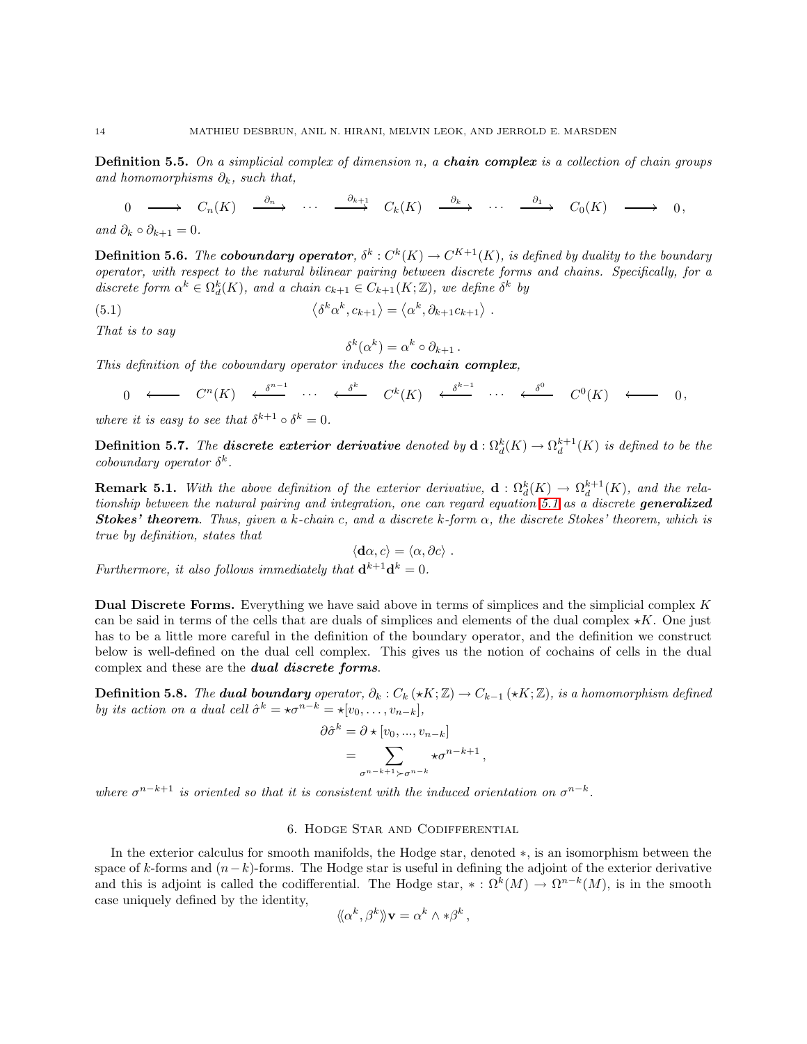**Definition 5.5.** *On a simplicial complex of dimension $n$, a **chain complex** is a collection of chain groups and homomorphisms $\partial_k$, such that,*

$$0 \longrightarrow C_n(K) \xrightarrow{\partial_n} \cdots \xrightarrow{\partial_{k+1}} C_k(K) \xrightarrow{\partial_k} \cdots \xrightarrow{\partial_1} C_0(K) \longrightarrow 0,$$

*and $\partial_k \circ \partial_{k+1} = 0$.*

**Definition 5.6.** *The **coboundary operator**, $\delta^k : C^k(K) \to C^{K+1}(K)$, is defined by duality to the boundary operator, with respect to the natural bilinear pairing between discrete forms and chains. Specifically, for a discrete form $\alpha^k \in \Omega_d^k(K)$, and a chain $c_{k+1} \in C_{k+1}(K;\mathbb{Z})$, we define $\delta^k$ by*

$$\left\langle \delta^k \alpha^k, c_{k+1} \right\rangle = \left\langle \alpha^k, \partial_{k+1} c_{k+1} \right\rangle . \tag{5.1}$$

*That is to say*

$$\delta^k(\alpha^k) = \alpha^k \circ \partial_{k+1} .$$

*This definition of the coboundary operator induces the **cochain complex**,*

$$0 \longleftarrow C^n(K) \xleftarrow{\delta^{n-1}} \cdots \xleftarrow{\delta^k} C^k(K) \xleftarrow{\delta^{k-1}} \cdots \xleftarrow{\delta^0} C^0(K) \longleftarrow 0,$$

*where it is easy to see that $\delta^{k+1} \circ \delta^k = 0$.*

**Definition 5.7.** *The **discrete exterior derivative** denoted by $\mathbf{d} : \Omega_d^k(K) \to \Omega_d^{k+1}(K)$ is defined to be the coboundary operator $\delta^k$.*

**Remark 5.1.** *With the above definition of the exterior derivative, $\mathbf{d} : \Omega_d^k(K) \to \Omega_d^{k+1}(K)$, and the relationship between the natural pairing and integration, one can regard equation 5.1 as a discrete **generalized Stokes' theorem**. Thus, given a $k$-chain $c$, and a discrete $k$-form $\alpha$, the discrete Stokes' theorem, which is true by definition, states that*

$$\langle \mathbf{d}\alpha, c \rangle = \langle \alpha, \partial c \rangle .$$

*Furthermore, it also follows immediately that $\mathbf{d}^{k+1}\mathbf{d}^k = 0$.*

**Dual Discrete Forms.** Everything we have said above in terms of simplices and the simplicial complex $K$ can be said in terms of the cells that are duals of simplices and elements of the dual complex $\star K$. One just has to be a little more careful in the definition of the boundary operator, and the definition we construct below is well-defined on the dual cell complex. This gives us the notion of cochains of cells in the dual complex and these are the ***dual discrete forms***.

**Definition 5.8.** *The **dual boundary** operator, $\partial_k : C_k(\star K;\mathbb{Z}) \to C_{k-1}(\star K;\mathbb{Z})$, is a homomorphism defined by its action on a dual cell $\hat{\sigma}^k = \star\sigma^{n-k} = \star[v_0, \ldots, v_{n-k}]$,*

$$\begin{aligned}
\partial \hat{\sigma}^k &= \partial \star [v_0, ..., v_{n-k}] \\
&= \sum_{\sigma^{n-k+1} \succ \sigma^{n-k}} \star\sigma^{n-k+1} ,
\end{aligned}$$

*where $\sigma^{n-k+1}$ is oriented so that it is consistent with the induced orientation on $\sigma^{n-k}$.*

## 6. Hodge Star and Codifferential

In the exterior calculus for smooth manifolds, the Hodge star, denoted $*$, is an isomorphism between the space of $k$-forms and $(n-k)$-forms. The Hodge star is useful in defining the adjoint of the exterior derivative and this is adjoint is called the codifferential. The Hodge star, $* : \Omega^k(M) \to \Omega^{n-k}(M)$, is in the smooth case uniquely defined by the identity,

$$\langle\!\langle \alpha^k, \beta^k \rangle\!\rangle \mathbf{v} = \alpha^k \wedge *\beta^k ,$$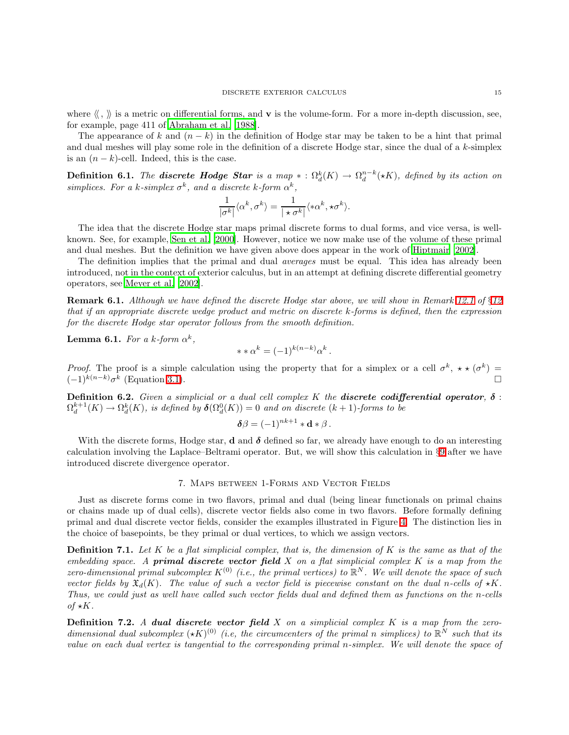where $\langle\!\langle \, , \, \rangle\!\rangle$ is a metric on differential forms, and $\mathbf{v}$ is the volume-form. For a more in-depth discussion, see, for example, page 411 of Abraham et al. [1988].

The appearance of $k$ and $(n-k)$ in the definition of Hodge star may be taken to be a hint that primal and dual meshes will play some role in the definition of a discrete Hodge star, since the dual of a $k$-simplex is an $(n-k)$-cell. Indeed, this is the case.

**Definition 6.1.** *The* ***discrete Hodge Star*** *is a map* $* : \Omega_d^k(K) \to \Omega_d^{n-k}(\star K)$*, defined by its action on simplices. For a $k$-simplex $\sigma^k$, and a discrete $k$-form $\alpha^k$,*

$$\frac{1}{|\sigma^k|}\langle \alpha^k, \sigma^k \rangle = \frac{1}{|\star \sigma^k|}\langle * \alpha^k, \star \sigma^k \rangle.$$

The idea that the discrete Hodge star maps primal discrete forms to dual forms, and vice versa, is well-known. See, for example, Sen et al. [2000]. However, notice we now make use of the volume of these primal and dual meshes. But the definition we have given above does appear in the work of Hiptmair [2002].

The definition implies that the primal and dual *averages* must be equal. This idea has already been introduced, not in the context of exterior calculus, but in an attempt at defining discrete differential geometry operators, see Meyer et al. [2002].

**Remark 6.1.** *Although we have defined the discrete Hodge star above, we will show in Remark 12.1 of §12 that if an appropriate discrete wedge product and metric on discrete $k$-forms is defined, then the expression for the discrete Hodge star operator follows from the smooth definition.*

**Lemma 6.1.** *For a $k$-form $\alpha^k$,*

$$* * \alpha^k = (-1)^{k(n-k)} \alpha^k \, .$$

*Proof.* The proof is a simple calculation using the property that for a simplex or a cell $\sigma^k$, $\star \star (\sigma^k) = (-1)^{k(n-k)}\sigma^k$ (Equation 3.1). □

**Definition 6.2.** *Given a simplicial or a dual cell complex $K$ the* ***discrete codifferential operator***, $\boldsymbol{\delta} : \Omega_d^{k+1}(K) \to \Omega_d^k(K)$*, is defined by $\boldsymbol{\delta}(\Omega_d^0(K)) = 0$ and on discrete $(k+1)$-forms to be*

$$\boldsymbol{\delta}\beta = (-1)^{nk+1} * \mathbf{d} * \beta \, .$$

With the discrete forms, Hodge star, $\mathbf{d}$ and $\boldsymbol{\delta}$ defined so far, we already have enough to do an interesting calculation involving the Laplace–Beltrami operator. But, we will show this calculation in §9 after we have introduced discrete divergence operator.

## 7. Maps between 1-Forms and Vector Fields

Just as discrete forms come in two flavors, primal and dual (being linear functionals on primal chains or chains made up of dual cells), discrete vector fields also come in two flavors. Before formally defining primal and dual discrete vector fields, consider the examples illustrated in Figure 4. The distinction lies in the choice of basepoints, be they primal or dual vertices, to which we assign vectors.

**Definition 7.1.** *Let $K$ be a flat simplicial complex, that is, the dimension of $K$ is the same as that of the embedding space. A* ***primal discrete vector field*** *$X$ on a flat simplicial complex $K$ is a map from the zero-dimensional primal subcomplex $K^{(0)}$ (i.e., the primal vertices) to $\mathbb{R}^N$. We will denote the space of such vector fields by $\mathfrak{X}_d(K)$. The value of such a vector field is piecewise constant on the dual $n$-cells of $\star K$. Thus, we could just as well have called such vector fields dual and defined them as functions on the $n$-cells of $\star K$.*

**Definition 7.2.** *A* ***dual discrete vector field*** *$X$ on a simplicial complex $K$ is a map from the zero-dimensional dual subcomplex $(\star K)^{(0)}$ (i.e, the circumcenters of the primal $n$ simplices) to $\mathbb{R}^N$ such that its value on each dual vertex is tangential to the corresponding primal $n$-simplex. We will denote the space of*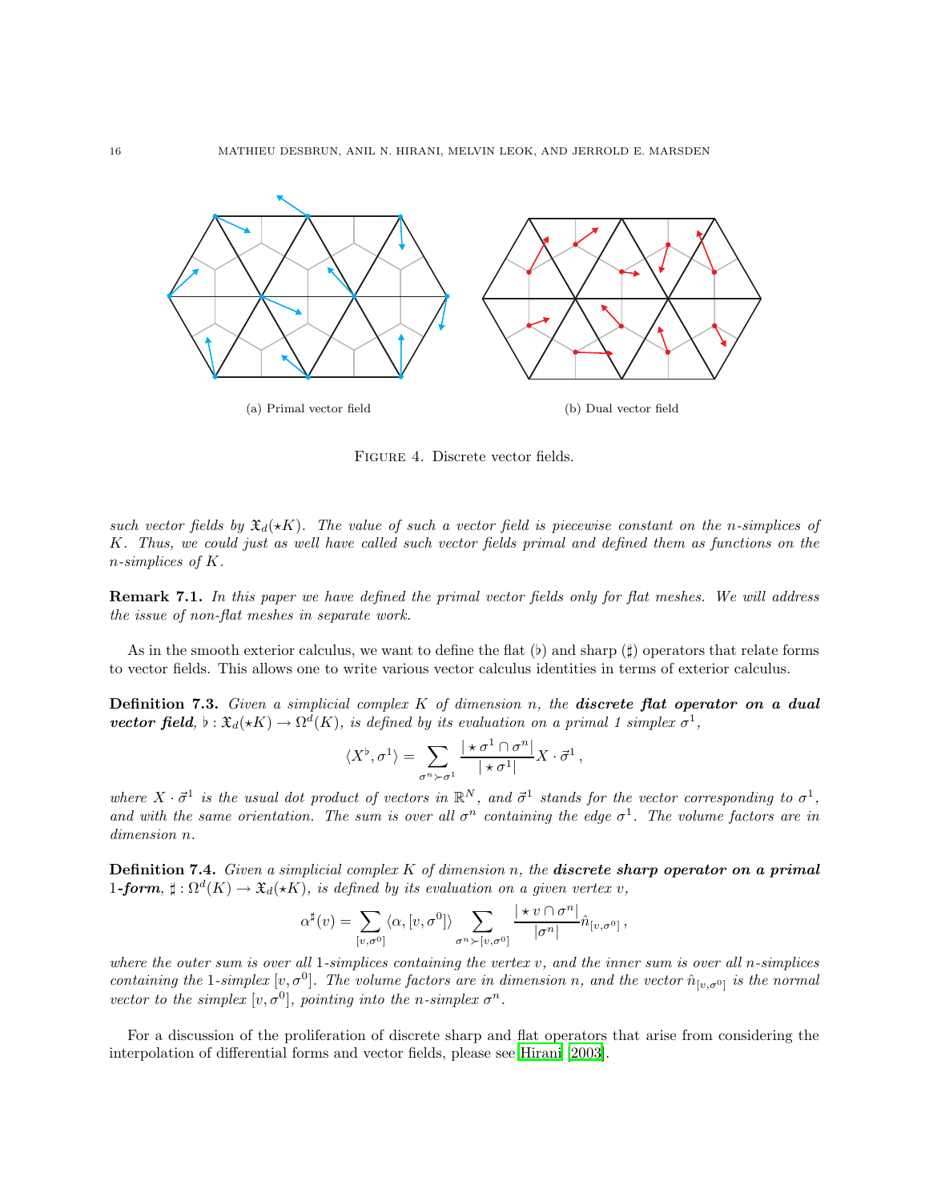(a) Primal vector field

(b) Dual vector field

Figure 4. Discrete vector fields.

*such vector fields by $\mathfrak{X}_d(\star K)$. The value of such a vector field is piecewise constant on the $n$-simplices of $K$. Thus, we could just as well have called such vector fields primal and defined them as functions on the $n$-simplices of $K$.*

**Remark 7.1.** *In this paper we have defined the primal vector fields only for flat meshes. We will address the issue of non-flat meshes in separate work.*

As in the smooth exterior calculus, we want to define the flat ($\flat$) and sharp ($\sharp$) operators that relate forms to vector fields. This allows one to write various vector calculus identities in terms of exterior calculus.

**Definition 7.3.** *Given a simplicial complex $K$ of dimension $n$, the* ***discrete flat operator on a dual vector field****, $\flat : \mathfrak{X}_d(\star K) \to \Omega^d(K)$, is defined by its evaluation on a primal 1 simplex $\sigma^1$,*

$$\langle X^\flat, \sigma^1 \rangle = \sum_{\sigma^n \succ \sigma^1} \frac{|\star \sigma^1 \cap \sigma^n|}{|\star \sigma^1|} X \cdot \vec{\sigma}^1 \,,$$

*where $X \cdot \vec{\sigma}^1$ is the usual dot product of vectors in $\mathbb{R}^N$, and $\vec{\sigma}^1$ stands for the vector corresponding to $\sigma^1$, and with the same orientation. The sum is over all $\sigma^n$ containing the edge $\sigma^1$. The volume factors are in dimension $n$.*

**Definition 7.4.** *Given a simplicial complex $K$ of dimension $n$, the* ***discrete sharp operator on a primal 1-form****, $\sharp : \Omega^d(K) \to \mathfrak{X}_d(\star K)$, is defined by its evaluation on a given vertex $v$,*

$$\alpha^\sharp(v) = \sum_{[v,\sigma^0]} \langle \alpha, [v, \sigma^0] \rangle \sum_{\sigma^n \succ [v,\sigma^0]} \frac{|\star v \cap \sigma^n|}{|\sigma^n|} \hat{n}_{[v,\sigma^0]} \,,$$

*where the outer sum is over all 1-simplices containing the vertex $v$, and the inner sum is over all $n$-simplices containing the 1-simplex $[v, \sigma^0]$. The volume factors are in dimension $n$, and the vector $\hat{n}_{[v,\sigma^0]}$ is the normal vector to the simplex $[v, \sigma^0]$, pointing into the $n$-simplex $\sigma^n$.*

For a discussion of the proliferation of discrete sharp and flat operators that arise from considering the interpolation of differential forms and vector fields, please see Hirani [2003].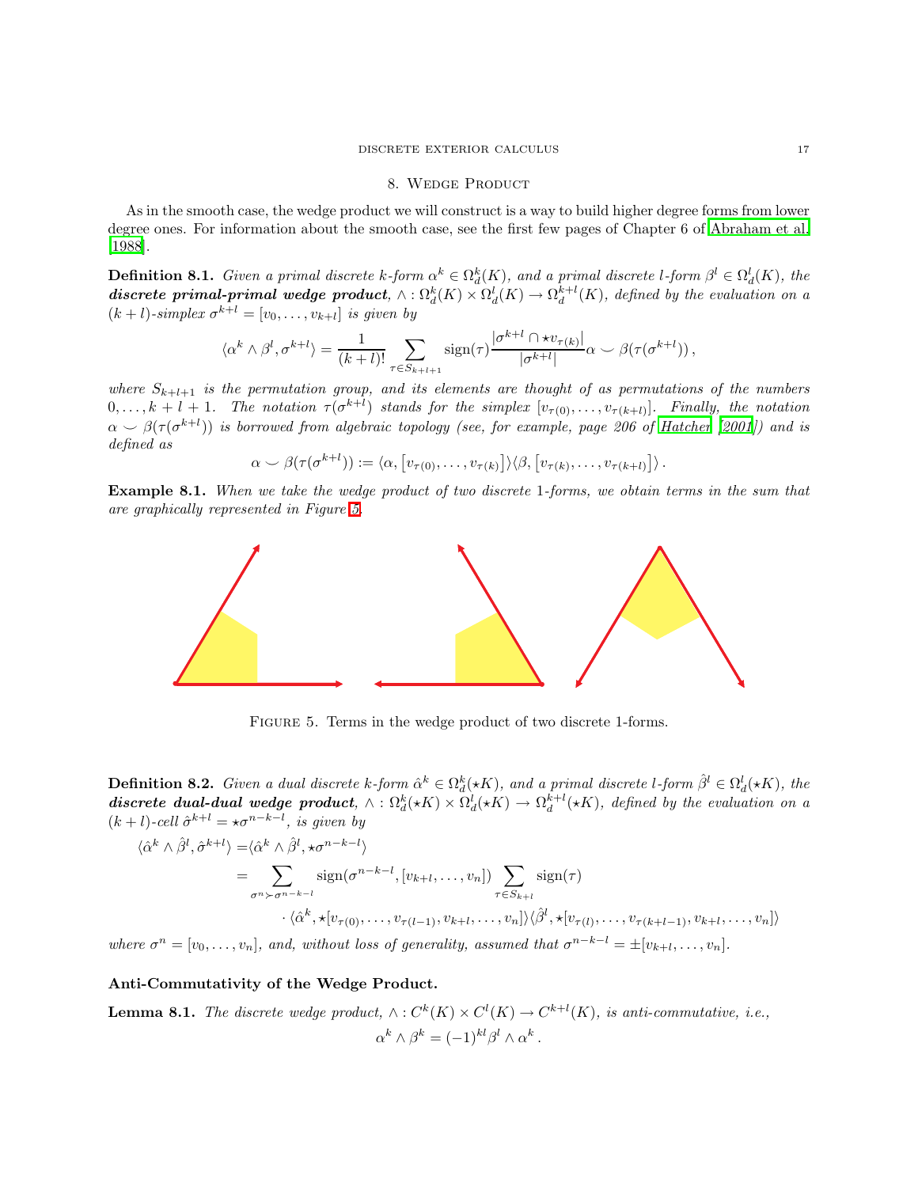## 8. Wedge Product

As in the smooth case, the wedge product we will construct is a way to build higher degree forms from lower degree ones. For information about the smooth case, see the first few pages of Chapter 6 of Abraham et al. [1988].

**Definition 8.1.** *Given a primal discrete $k$-form $\alpha^k \in \Omega_d^k(K)$, and a primal discrete $l$-form $\beta^l \in \Omega_d^l(K)$, the* ***discrete primal-primal wedge product****, $\wedge : \Omega_d^k(K) \times \Omega_d^l(K) \to \Omega_d^{k+l}(K)$, defined by the evaluation on a $(k+l)$-simplex $\sigma^{k+l} = [v_0, \ldots, v_{k+l}]$ is given by*

$$\langle \alpha^k \wedge \beta^l, \sigma^{k+l} \rangle = \frac{1}{(k+l)!} \sum_{\tau \in S_{k+l+1}} \operatorname{sign}(\tau) \frac{|\sigma^{k+l} \cap \star v_{\tau(k)}|}{|\sigma^{k+l}|} \alpha \smile \beta(\tau(\sigma^{k+l})) \,,$$

*where $S_{k+l+1}$ is the permutation group, and its elements are thought of as permutations of the numbers $0, \ldots, k+l+1$. The notation $\tau(\sigma^{k+l})$ stands for the simplex $[v_{\tau(0)}, \ldots, v_{\tau(k+l)}]$. Finally, the notation $\alpha \smile \beta(\tau(\sigma^{k+l}))$ is borrowed from algebraic topology (see, for example, page 206 of Hatcher [2001]) and is defined as*

$$\alpha \smile \beta(\tau(\sigma^{k+l})) := \langle \alpha, \left[v_{\tau(0)}, \ldots, v_{\tau(k)}\right] \rangle \langle \beta, \left[v_{\tau(k)}, \ldots, v_{\tau(k+l)}\right] \rangle \,.$$

**Example 8.1.** *When we take the wedge product of two discrete 1-forms, we obtain terms in the sum that are graphically represented in Figure 5.*

Figure 5. Terms in the wedge product of two discrete 1-forms.

**Definition 8.2.** *Given a dual discrete $k$-form $\hat{\alpha}^k \in \Omega_d^k(\star K)$, and a primal discrete $l$-form $\hat{\beta}^l \in \Omega_d^l(\star K)$, the* ***discrete dual-dual wedge product****, $\wedge : \Omega_d^k(\star K) \times \Omega_d^l(\star K) \to \Omega_d^{k+l}(\star K)$, defined by the evaluation on a $(k+l)$-cell $\hat{\sigma}^{k+l} = \star\sigma^{n-k-l}$, is given by*

$$\begin{aligned}
\langle \hat{\alpha}^k \wedge \hat{\beta}^l, \hat{\sigma}^{k+l} \rangle =& \langle \hat{\alpha}^k \wedge \hat{\beta}^l, \star\sigma^{n-k-l} \rangle \\
=& \sum_{\sigma^n \succ \sigma^{n-k-l}} \operatorname{sign}(\sigma^{n-k-l}, [v_{k+l}, \ldots, v_n]) \sum_{\tau \in S_{k+l}} \operatorname{sign}(\tau) \\
& \cdot \langle \hat{\alpha}^k, \star[v_{\tau(0)}, \ldots, v_{\tau(l-1)}, v_{k+l}, \ldots, v_n] \rangle \langle \hat{\beta}^l, \star[v_{\tau(l)}, \ldots, v_{\tau(k+l-1)}, v_{k+l}, \ldots, v_n] \rangle
\end{aligned}$$

*where $\sigma^n = [v_0, \ldots, v_n]$, and, without loss of generality, assumed that $\sigma^{n-k-l} = \pm[v_{k+l}, \ldots, v_n]$.*

**Anti-Commutativity of the Wedge Product.**

**Lemma 8.1.** *The discrete wedge product, $\wedge : C^k(K) \times C^l(K) \to C^{k+l}(K)$, is anti-commutative, i.e.,*

$$\alpha^k \wedge \beta^k = (-1)^{kl} \beta^l \wedge \alpha^k \,.$$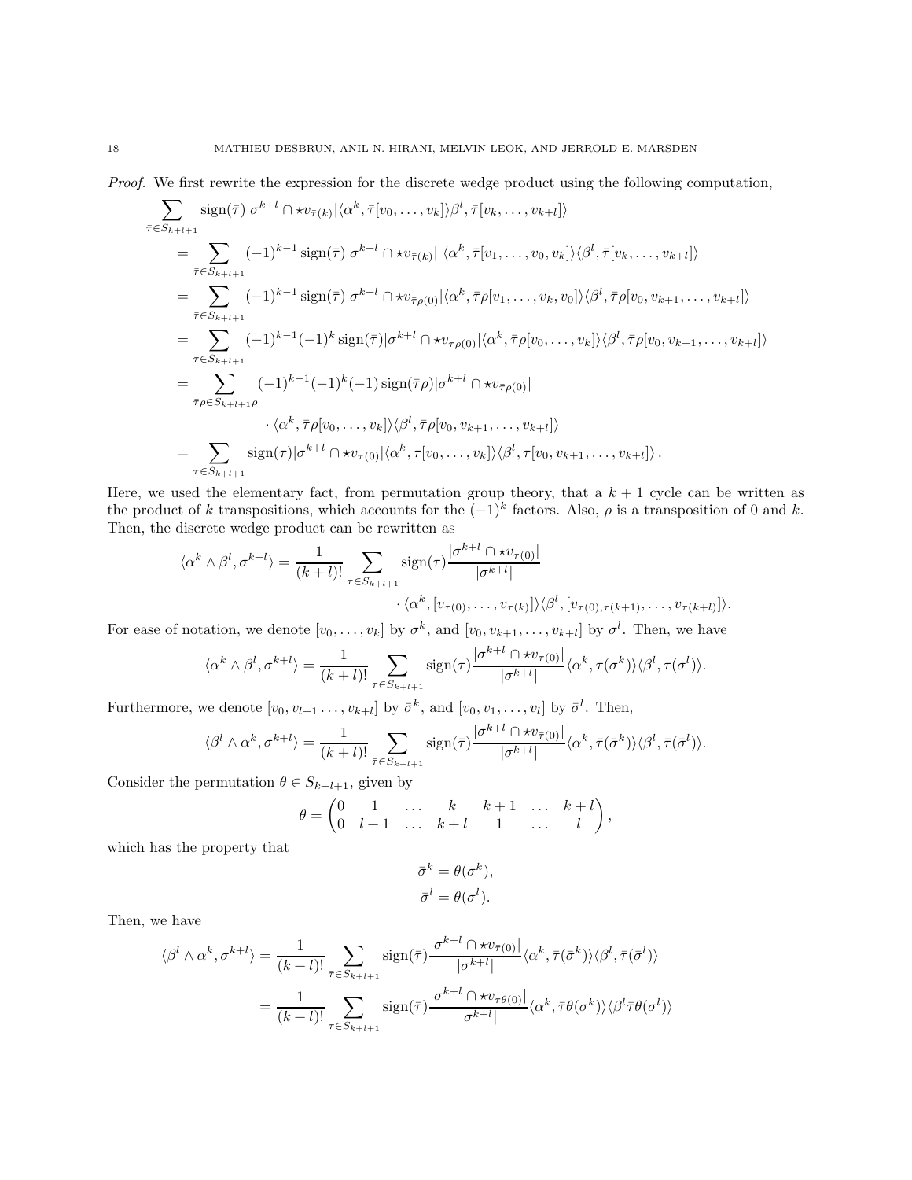*Proof.* We first rewrite the expression for the discrete wedge product using the following computation,

$$
\begin{aligned}
&\sum_{\bar\tau \in S_{k+l+1}} \operatorname{sign}(\bar\tau) |\sigma^{k+l} \cap \star v_{\bar\tau(k)}| \langle \alpha^k, \bar\tau[v_0,\ldots,v_k]\rangle \beta^l, \bar\tau[v_k,\ldots,v_{k+l}]\rangle \\
&= \sum_{\bar\tau \in S_{k+l+1}} (-1)^{k-1} \operatorname{sign}(\bar\tau) |\sigma^{k+l} \cap \star v_{\bar\tau(k)}| \; \langle \alpha^k, \bar\tau[v_1,\ldots,v_0,v_k]\rangle \langle \beta^l, \bar\tau[v_k,\ldots,v_{k+l}]\rangle \\
&= \sum_{\bar\tau \in S_{k+l+1}} (-1)^{k-1} \operatorname{sign}(\bar\tau) |\sigma^{k+l} \cap \star v_{\bar\tau\rho(0)}| \langle \alpha^k, \bar\tau\rho[v_1,\ldots,v_k,v_0]\rangle \langle \beta^l, \bar\tau\rho[v_0,v_{k+1},\ldots,v_{k+l}]\rangle \\
&= \sum_{\bar\tau \in S_{k+l+1}} (-1)^{k-1}(-1)^k \operatorname{sign}(\bar\tau) |\sigma^{k+l} \cap \star v_{\bar\tau\rho(0)}| \langle \alpha^k, \bar\tau\rho[v_0,\ldots,v_k]\rangle \langle \beta^l, \bar\tau\rho[v_0,v_{k+1},\ldots,v_{k+l}]\rangle \\
&= \sum_{\bar\tau\rho \in S_{k+l+1}\rho} (-1)^{k-1}(-1)^k(-1) \operatorname{sign}(\bar\tau\rho) |\sigma^{k+l} \cap \star v_{\bar\tau\rho(0)}| \\
&\qquad\qquad \cdot \langle \alpha^k, \bar\tau\rho[v_0,\ldots,v_k]\rangle \langle \beta^l, \bar\tau\rho[v_0,v_{k+1},\ldots,v_{k+l}]\rangle \\
&= \sum_{\tau \in S_{k+l+1}} \operatorname{sign}(\tau) |\sigma^{k+l} \cap \star v_{\tau(0)}| \langle \alpha^k, \tau[v_0,\ldots,v_k]\rangle \langle \beta^l, \tau[v_0,v_{k+1},\ldots,v_{k+l}]\rangle \,.
\end{aligned}
$$

Here, we used the elementary fact, from permutation group theory, that a $k+1$ cycle can be written as the product of $k$ transpositions, which accounts for the $(-1)^k$ factors. Also, $\rho$ is a transposition of 0 and $k$. Then, the discrete wedge product can be rewritten as

$$
\begin{aligned}
\langle \alpha^k \wedge \beta^l, \sigma^{k+l}\rangle = \frac{1}{(k+l)!} \sum_{\tau \in S_{k+l+1}} &\operatorname{sign}(\tau) \frac{|\sigma^{k+l} \cap \star v_{\tau(0)}|}{|\sigma^{k+l}|} \\
&\cdot \langle \alpha^k, [v_{\tau(0)},\ldots,v_{\tau(k)}]\rangle \langle \beta^l, [v_{\tau(0),\tau(k+1)},\ldots,v_{\tau(k+l)}]\rangle.
\end{aligned}
$$

For ease of notation, we denote $[v_0,\ldots,v_k]$ by $\sigma^k$, and $[v_0,v_{k+1},\ldots,v_{k+l}]$ by $\sigma^l$. Then, we have

$$
\langle \alpha^k \wedge \beta^l, \sigma^{k+l}\rangle = \frac{1}{(k+l)!} \sum_{\tau \in S_{k+l+1}} \operatorname{sign}(\tau) \frac{|\sigma^{k+l} \cap \star v_{\tau(0)}|}{|\sigma^{k+l}|} \langle \alpha^k, \tau(\sigma^k)\rangle \langle \beta^l, \tau(\sigma^l)\rangle.
$$

Furthermore, we denote $[v_0,v_{l+1}\ldots,v_{k+l}]$ by $\bar\sigma^k$, and $[v_0,v_1,\ldots,v_l]$ by $\bar\sigma^l$. Then,

$$
\langle \beta^l \wedge \alpha^k, \sigma^{k+l}\rangle = \frac{1}{(k+l)!} \sum_{\bar\tau \in S_{k+l+1}} \operatorname{sign}(\bar\tau) \frac{|\sigma^{k+l} \cap \star v_{\bar\tau(0)}|}{|\sigma^{k+l}|} \langle \alpha^k, \bar\tau(\bar\sigma^k)\rangle \langle \beta^l, \bar\tau(\bar\sigma^l)\rangle.
$$

Consider the permutation $\theta \in S_{k+l+1}$, given by

$$
\theta = \begin{pmatrix} 0 & 1 & \ldots & k & k+1 & \ldots & k+l \\ 0 & l+1 & \ldots & k+l & 1 & \ldots & l \end{pmatrix},
$$

which has the property that

$$
\begin{aligned}
\bar\sigma^k &= \theta(\sigma^k), \\
\bar\sigma^l &= \theta(\sigma^l).
\end{aligned}
$$

Then, we have

$$
\begin{aligned}
\langle \beta^l \wedge \alpha^k, \sigma^{k+l}\rangle &= \frac{1}{(k+l)!} \sum_{\bar\tau \in S_{k+l+1}} \operatorname{sign}(\bar\tau) \frac{|\sigma^{k+l} \cap \star v_{\bar\tau(0)}|}{|\sigma^{k+l}|} \langle \alpha^k, \bar\tau(\bar\sigma^k)\rangle \langle \beta^l, \bar\tau(\bar\sigma^l)\rangle \\
&= \frac{1}{(k+l)!} \sum_{\bar\tau \in S_{k+l+1}} \operatorname{sign}(\bar\tau) \frac{|\sigma^{k+l} \cap \star v_{\bar\tau\theta(0)}|}{|\sigma^{k+l}|} \langle \alpha^k, \bar\tau\theta(\sigma^k)\rangle \langle \beta^l \bar\tau\theta(\sigma^l)\rangle
\end{aligned}
$$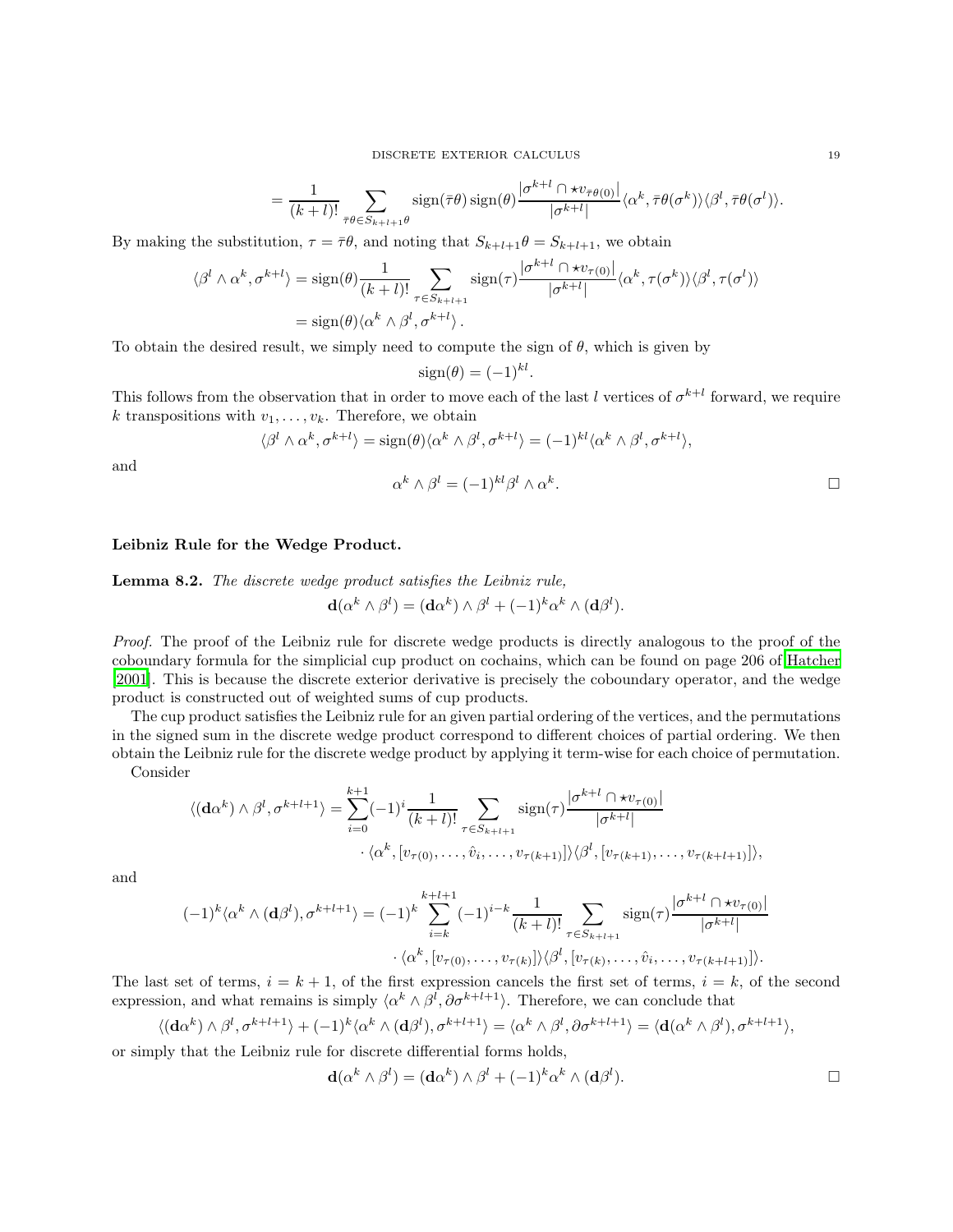$$= \frac{1}{(k+l)!} \sum_{\bar{\tau}\theta \in S_{k+l+1}\theta} \operatorname{sign}(\bar{\tau}\theta) \operatorname{sign}(\theta) \frac{|\sigma^{k+l} \cap \star v_{\bar{\tau}\theta(0)}|}{|\sigma^{k+l}|} \langle \alpha^k, \bar{\tau}\theta(\sigma^k) \rangle \langle \beta^l, \bar{\tau}\theta(\sigma^l) \rangle.$$

By making the substitution, $\tau = \bar{\tau}\theta$, and noting that $S_{k+l+1}\theta = S_{k+l+1}$, we obtain

$$\begin{aligned}
\langle \beta^l \wedge \alpha^k, \sigma^{k+l} \rangle &= \operatorname{sign}(\theta) \frac{1}{(k+l)!} \sum_{\tau \in S_{k+l+1}} \operatorname{sign}(\tau) \frac{|\sigma^{k+l} \cap \star v_{\tau(0)}|}{|\sigma^{k+l}|} \langle \alpha^k, \tau(\sigma^k) \rangle \langle \beta^l, \tau(\sigma^l) \rangle \\
&= \operatorname{sign}(\theta) \langle \alpha^k \wedge \beta^l, \sigma^{k+l} \rangle .
\end{aligned}$$

To obtain the desired result, we simply need to compute the sign of $\theta$, which is given by

$$\operatorname{sign}(\theta) = (-1)^{kl}.$$

This follows from the observation that in order to move each of the last $l$ vertices of $\sigma^{k+l}$ forward, we require $k$ transpositions with $v_1, \dots, v_k$. Therefore, we obtain

$$\langle \beta^l \wedge \alpha^k, \sigma^{k+l} \rangle = \operatorname{sign}(\theta) \langle \alpha^k \wedge \beta^l, \sigma^{k+l} \rangle = (-1)^{kl} \langle \alpha^k \wedge \beta^l, \sigma^{k+l} \rangle,$$

and

$$\alpha^k \wedge \beta^l = (-1)^{kl} \beta^l \wedge \alpha^k.$$

□

**Leibniz Rule for the Wedge Product.**

**Lemma 8.2.** *The discrete wedge product satisfies the Leibniz rule,*

$$\mathbf{d}(\alpha^k \wedge \beta^l) = (\mathbf{d}\alpha^k) \wedge \beta^l + (-1)^k \alpha^k \wedge (\mathbf{d}\beta^l).$$

*Proof.* The proof of the Leibniz rule for discrete wedge products is directly analogous to the proof of the coboundary formula for the simplicial cup product on cochains, which can be found on page 206 of Hatcher [2001]. This is because the discrete exterior derivative is precisely the coboundary operator, and the wedge product is constructed out of weighted sums of cup products.

The cup product satisfies the Leibniz rule for an given partial ordering of the vertices, and the permutations in the signed sum in the discrete wedge product correspond to different choices of partial ordering. We then obtain the Leibniz rule for the discrete wedge product by applying it term-wise for each choice of permutation.

Consider

$$\begin{aligned}
\langle (\mathbf{d}\alpha^k) \wedge \beta^l, \sigma^{k+l+1} \rangle = \sum_{i=0}^{k+1} (-1)^i \frac{1}{(k+l)!} \sum_{\tau \in S_{k+l+1}} \operatorname{sign}(\tau) \frac{|\sigma^{k+l} \cap \star v_{\tau(0)}|}{|\sigma^{k+l}|} \\
\cdot \langle \alpha^k, [v_{\tau(0)}, \dots, \hat{v}_i, \dots, v_{\tau(k+1)}] \rangle \langle \beta^l, [v_{\tau(k+1)}, \dots, v_{\tau(k+l+1)}] \rangle,
\end{aligned}$$

and

$$\begin{aligned}
(-1)^k \langle \alpha^k \wedge (\mathbf{d}\beta^l), \sigma^{k+l+1} \rangle = (-1)^k \sum_{i=k}^{k+l+1} (-1)^{i-k} \frac{1}{(k+l)!} \sum_{\tau \in S_{k+l+1}} \operatorname{sign}(\tau) \frac{|\sigma^{k+l} \cap \star v_{\tau(0)}|}{|\sigma^{k+l}|} \\
\cdot \langle \alpha^k, [v_{\tau(0)}, \dots, v_{\tau(k)}] \rangle \langle \beta^l, [v_{\tau(k)}, \dots, \hat{v}_i, \dots, v_{\tau(k+l+1)}] \rangle.
\end{aligned}$$

The last set of terms, $i = k+1$, of the first expression cancels the first set of terms, $i = k$, of the second expression, and what remains is simply $\langle \alpha^k \wedge \beta^l, \partial \sigma^{k+l+1} \rangle$. Therefore, we can conclude that

$$\langle (\mathbf{d}\alpha^k) \wedge \beta^l, \sigma^{k+l+1} \rangle + (-1)^k \langle \alpha^k \wedge (\mathbf{d}\beta^l), \sigma^{k+l+1} \rangle = \langle \alpha^k \wedge \beta^l, \partial \sigma^{k+l+1} \rangle = \langle \mathbf{d}(\alpha^k \wedge \beta^l), \sigma^{k+l+1} \rangle,$$

or simply that the Leibniz rule for discrete differential forms holds,

$$\mathbf{d}(\alpha^k \wedge \beta^l) = (\mathbf{d}\alpha^k) \wedge \beta^l + (-1)^k \alpha^k \wedge (\mathbf{d}\beta^l).$$

□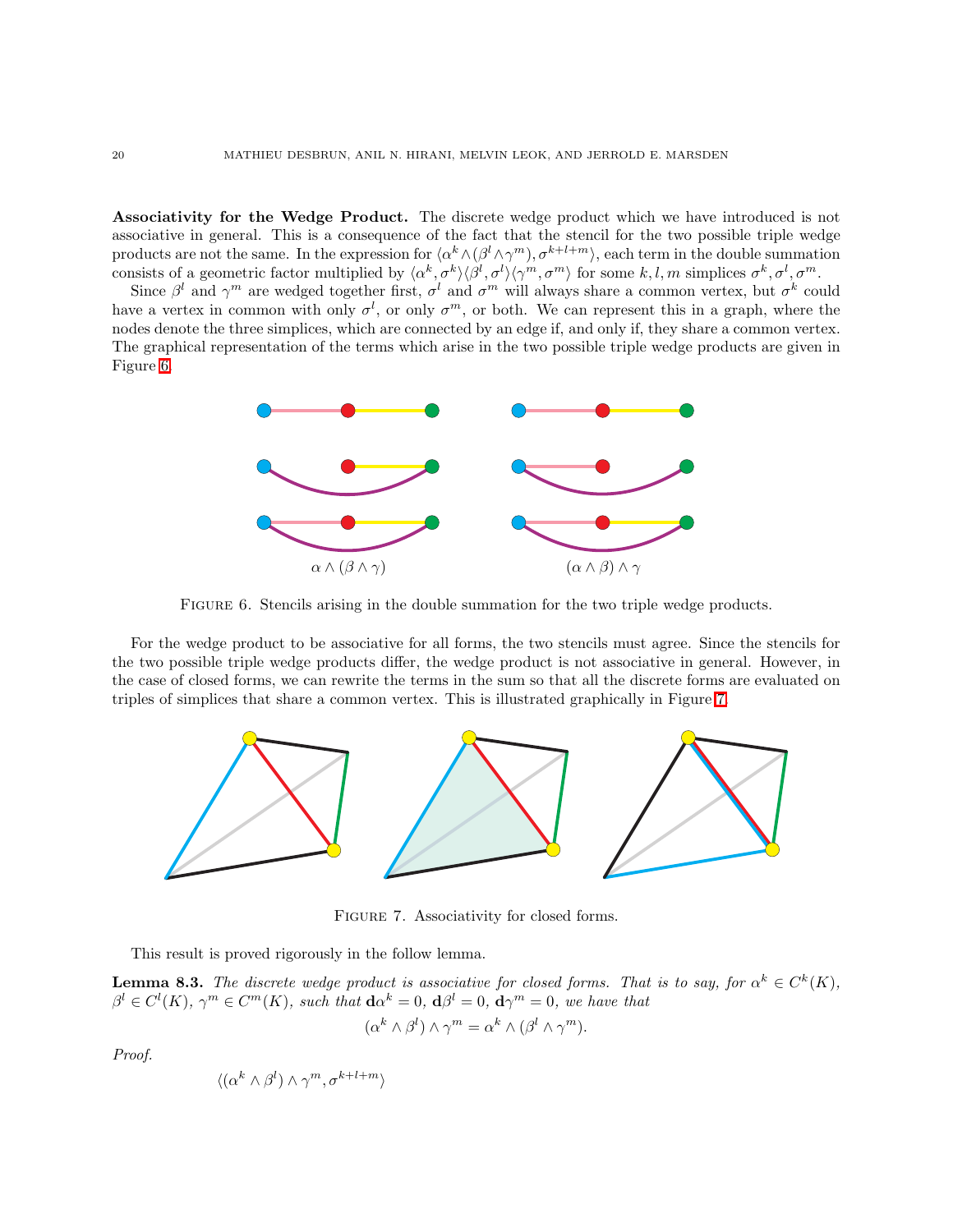**Associativity for the Wedge Product.** The discrete wedge product which we have introduced is not associative in general. This is a consequence of the fact that the stencil for the two possible triple wedge products are not the same. In the expression for $\langle \alpha^k \wedge (\beta^l \wedge \gamma^m), \sigma^{k+l+m}\rangle$, each term in the double summation consists of a geometric factor multiplied by $\langle \alpha^k, \sigma^k\rangle\langle \beta^l, \sigma^l\rangle\langle \gamma^m, \sigma^m\rangle$ for some $k, l, m$ simplices $\sigma^k, \sigma^l, \sigma^m$.

Since $\beta^l$ and $\gamma^m$ are wedged together first, $\sigma^l$ and $\sigma^m$ will always share a common vertex, but $\sigma^k$ could have a vertex in common with only $\sigma^l$, or only $\sigma^m$, or both. We can represent this in a graph, where the nodes denote the three simplices, which are connected by an edge if, and only if, they share a common vertex. The graphical representation of the terms which arise in the two possible triple wedge products are given in Figure 6.

$\alpha \wedge (\beta \wedge \gamma)$ $\qquad$ $(\alpha \wedge \beta) \wedge \gamma$

Figure 6. Stencils arising in the double summation for the two triple wedge products.

For the wedge product to be associative for all forms, the two stencils must agree. Since the stencils for the two possible triple wedge products differ, the wedge product is not associative in general. However, in the case of closed forms, we can rewrite the terms in the sum so that all the discrete forms are evaluated on triples of simplices that share a common vertex. This is illustrated graphically in Figure 7.

Figure 7. Associativity for closed forms.

This result is proved rigorously in the follow lemma.

**Lemma 8.3.** *The discrete wedge product is associative for closed forms. That is to say, for $\alpha^k \in C^k(K)$, $\beta^l \in C^l(K)$, $\gamma^m \in C^m(K)$, such that $\mathbf{d}\alpha^k = 0$, $\mathbf{d}\beta^l = 0$, $\mathbf{d}\gamma^m = 0$, we have that*

$$(\alpha^k \wedge \beta^l) \wedge \gamma^m = \alpha^k \wedge (\beta^l \wedge \gamma^m).$$

*Proof.*

$$\langle (\alpha^k \wedge \beta^l) \wedge \gamma^m, \sigma^{k+l+m}\rangle$$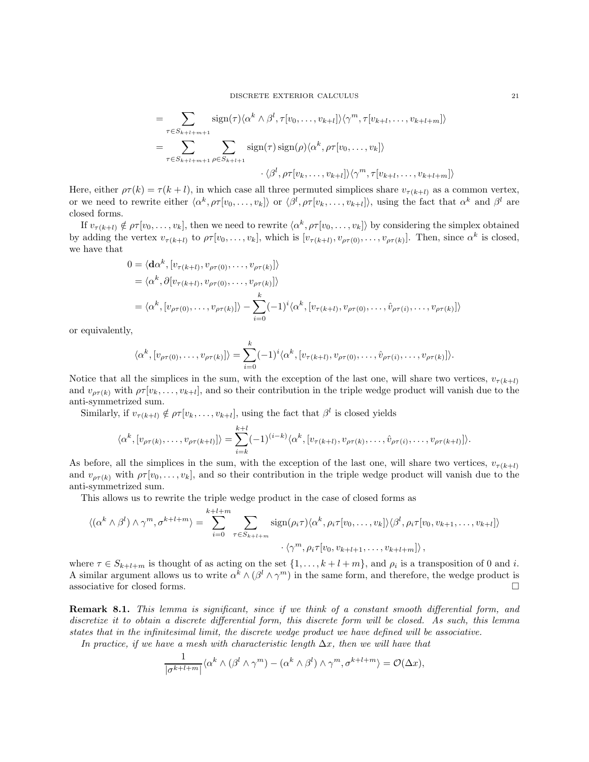$$
\begin{aligned}
&= \sum_{\tau \in S_{k+l+m+1}} \operatorname{sign}(\tau) \langle \alpha^k \wedge \beta^l, \tau[v_0, \ldots, v_{k+l}] \rangle \langle \gamma^m, \tau[v_{k+l}, \ldots, v_{k+l+m}] \rangle \\
&= \sum_{\tau \in S_{k+l+m+1}} \sum_{\rho \in S_{k+l+1}} \operatorname{sign}(\tau) \operatorname{sign}(\rho) \langle \alpha^k, \rho\tau[v_0, \ldots, v_k] \rangle \\
&\qquad \cdot \langle \beta^l, \rho\tau[v_k, \ldots, v_{k+l}] \rangle \langle \gamma^m, \tau[v_{k+l}, \ldots, v_{k+l+m}] \rangle
\end{aligned}
$$

Here, either $\rho\tau(k) = \tau(k+l)$, in which case all three permuted simplices share $v_{\tau(k+l)}$ as a common vertex, or we need to rewrite either $\langle \alpha^k, \rho\tau[v_0, \ldots, v_k] \rangle$ or $\langle \beta^l, \rho\tau[v_k, \ldots, v_{k+l}] \rangle$, using the fact that $\alpha^k$ and $\beta^l$ are closed forms.

If $v_{\tau(k+l)} \notin \rho\tau[v_0, \ldots, v_k]$, then we need to rewrite $\langle \alpha^k, \rho\tau[v_0, \ldots, v_k] \rangle$ by considering the simplex obtained by adding the vertex $v_{\tau(k+l)}$ to $\rho\tau[v_0, \ldots, v_k]$, which is $[v_{\tau(k+l)}, v_{\rho\tau(0)}, \ldots, v_{\rho\tau(k)}]$. Then, since $\alpha^k$ is closed, we have that

$$
\begin{aligned}
0 &= \langle \mathbf{d}\alpha^k, [v_{\tau(k+l)}, v_{\rho\tau(0)}, \ldots, v_{\rho\tau(k)}] \rangle \\
&= \langle \alpha^k, \partial [v_{\tau(k+l)}, v_{\rho\tau(0)}, \ldots, v_{\rho\tau(k)}] \rangle \\
&= \langle \alpha^k, [v_{\rho\tau(0)}, \ldots, v_{\rho\tau(k)}] \rangle - \sum_{i=0}^{k} (-1)^i \langle \alpha^k, [v_{\tau(k+l)}, v_{\rho\tau(0)}, \ldots, \hat{v}_{\rho\tau(i)}, \ldots, v_{\rho\tau(k)}] \rangle
\end{aligned}
$$

or equivalently,

$$
\langle \alpha^k, [v_{\rho\tau(0)}, \ldots, v_{\rho\tau(k)}] \rangle = \sum_{i=0}^{k} (-1)^i \langle \alpha^k, [v_{\tau(k+l)}, v_{\rho\tau(0)}, \ldots, \hat{v}_{\rho\tau(i)}, \ldots, v_{\rho\tau(k)}] \rangle .
$$

Notice that all the simplices in the sum, with the exception of the last one, will share two vertices, $v_{\tau(k+l)}$ and $v_{\rho\tau(k)}$ with $\rho\tau[v_k, \ldots, v_{k+l}]$, and so their contribution in the triple wedge product will vanish due to the anti-symmetrized sum.

Similarly, if $v_{\tau(k+l)} \notin \rho\tau[v_k, \ldots, v_{k+l}]$, using the fact that $\beta^l$ is closed yields

$$
\langle \alpha^k, [v_{\rho\tau(k)}, \ldots, v_{\rho\tau(k+l)}] \rangle = \sum_{i=k}^{k+l} (-1)^{(i-k)} \langle \alpha^k, [v_{\tau(k+l)}, v_{\rho\tau(k)}, \ldots, \hat{v}_{\rho\tau(i)}, \ldots, v_{\rho\tau(k+l)}] \rangle .
$$

As before, all the simplices in the sum, with the exception of the last one, will share two vertices, $v_{\tau(k+l)}$ and $v_{\rho\tau(k)}$ with $\rho\tau[v_0, \ldots, v_k]$, and so their contribution in the triple wedge product will vanish due to the anti-symmetrized sum.

This allows us to rewrite the triple wedge product in the case of closed forms as

$$
\begin{aligned}
\langle (\alpha^k \wedge \beta^l) \wedge \gamma^m, \sigma^{k+l+m} \rangle = \sum_{i=0}^{k+l+m} \sum_{\tau \in S_{k+l+m}} & \operatorname{sign}(\rho_i\tau) \langle \alpha^k, \rho_i\tau[v_0, \ldots, v_k] \rangle \langle \beta^l, \rho_i\tau[v_0, v_{k+1}, \ldots, v_{k+l}] \rangle \\
& \cdot \langle \gamma^m, \rho_i\tau[v_0, v_{k+l+1}, \ldots, v_{k+l+m}] \rangle ,
\end{aligned}
$$

where $\tau \in S_{k+l+m}$ is thought of as acting on the set $\{1, \ldots, k+l+m\}$, and $\rho_i$ is a transposition of 0 and $i$. A similar argument allows us to write $\alpha^k \wedge (\beta^l \wedge \gamma^m)$ in the same form, and therefore, the wedge product is associative for closed forms. □

**Remark 8.1.** *This lemma is significant, since if we think of a constant smooth differential form, and discretize it to obtain a discrete differential form, this discrete form will be closed. As such, this lemma states that in the infinitesimal limit, the discrete wedge product we have defined will be associative.*

*In practice, if we have a mesh with characteristic length $\Delta x$, then we will have that*

$$
\frac{1}{|\sigma^{k+l+m}|} \langle \alpha^k \wedge (\beta^l \wedge \gamma^m) - (\alpha^k \wedge \beta^l) \wedge \gamma^m, \sigma^{k+l+m} \rangle = \mathcal{O}(\Delta x),
$$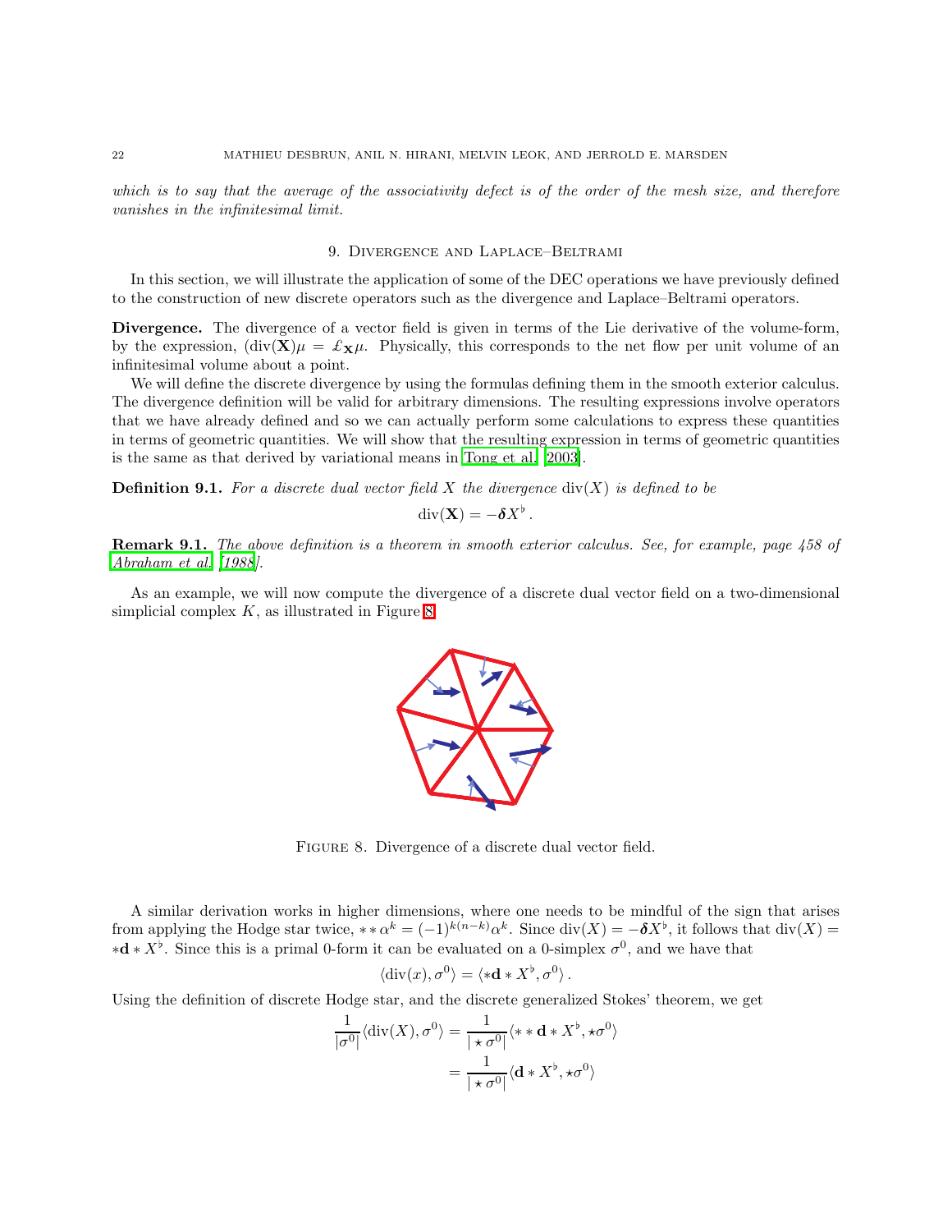*which is to say that the average of the associativity defect is of the order of the mesh size, and therefore vanishes in the infinitesimal limit.*

## 9. Divergence and Laplace–Beltrami

In this section, we will illustrate the application of some of the DEC operations we have previously defined to the construction of new discrete operators such as the divergence and Laplace–Beltrami operators.

**Divergence.** The divergence of a vector field is given in terms of the Lie derivative of the volume-form, by the expression, $(\operatorname{div}(\mathbf{X}))\mu = \pounds_{\mathbf{X}}\mu$. Physically, this corresponds to the net flow per unit volume of an infinitesimal volume about a point.

We will define the discrete divergence by using the formulas defining them in the smooth exterior calculus. The divergence definition will be valid for arbitrary dimensions. The resulting expressions involve operators that we have already defined and so we can actually perform some calculations to express these quantities in terms of geometric quantities. We will show that the resulting expression in terms of geometric quantities is the same as that derived by variational means in Tong et al. [2003].

**Definition 9.1.** *For a discrete dual vector field $X$ the divergence $\operatorname{div}(X)$ is defined to be*

$$\operatorname{div}(\mathbf{X}) = -\boldsymbol{\delta} X^\flat \,.$$

**Remark 9.1.** *The above definition is a theorem in smooth exterior calculus. See, for example, page 458 of Abraham et al. [1988].*

As an example, we will now compute the divergence of a discrete dual vector field on a two-dimensional simplicial complex $K$, as illustrated in Figure 8.

Figure 8. Divergence of a discrete dual vector field.

A similar derivation works in higher dimensions, where one needs to be mindful of the sign that arises from applying the Hodge star twice, $**\alpha^k = (-1)^{k(n-k)}\alpha^k$. Since $\operatorname{div}(X) = -\boldsymbol{\delta} X^\flat$, it follows that $\operatorname{div}(X) = *\mathbf{d} * X^\flat$. Since this is a primal 0-form it can be evaluated on a 0-simplex $\sigma^0$, and we have that

$$\langle \operatorname{div}(x), \sigma^0 \rangle = \langle *\mathbf{d} * X^\flat, \sigma^0 \rangle \,.$$

Using the definition of discrete Hodge star, and the discrete generalized Stokes' theorem, we get

$$\begin{aligned}
\frac{1}{|\sigma^0|}\langle \operatorname{div}(X), \sigma^0 \rangle &= \frac{1}{|\star\sigma^0|}\langle **\mathbf{d} * X^\flat, \star\sigma^0 \rangle \\
&= \frac{1}{|\star\sigma^0|}\langle \mathbf{d} * X^\flat, \star\sigma^0 \rangle
\end{aligned}$$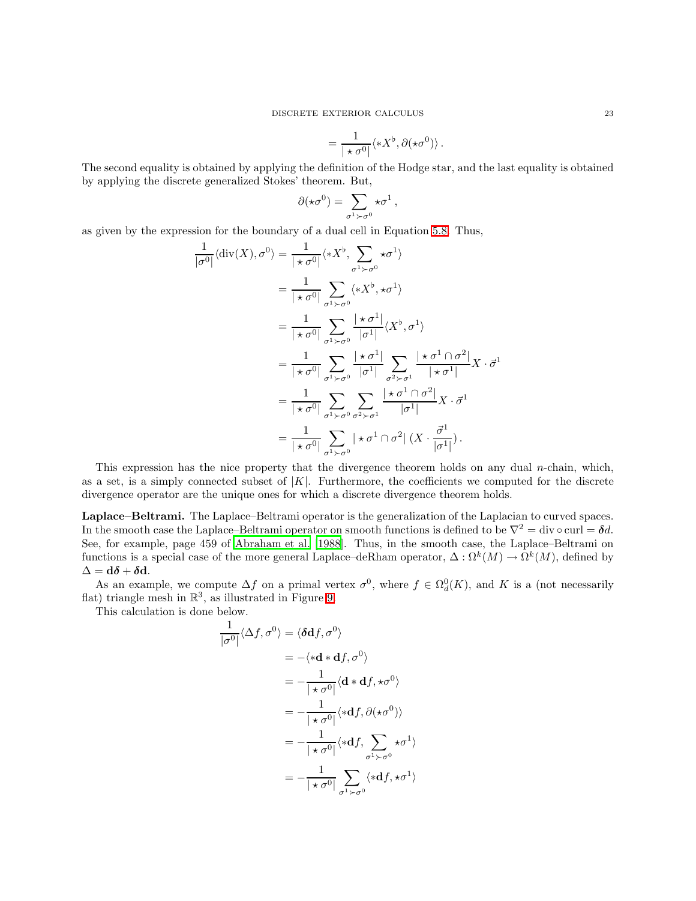$$= \frac{1}{|\star\sigma^0|}\langle *X^\flat, \partial(\star\sigma^0)\rangle\,.$$

The second equality is obtained by applying the definition of the Hodge star, and the last equality is obtained by applying the discrete generalized Stokes' theorem. But,

$$\partial(\star\sigma^0) = \sum_{\sigma^1 \succ \sigma^0} \star\sigma^1\,,$$

as given by the expression for the boundary of a dual cell in Equation 5.8. Thus,

$$\begin{aligned}
\frac{1}{|\sigma^0|}\langle \operatorname{div}(X), \sigma^0\rangle &= \frac{1}{|\star\sigma^0|}\langle *X^\flat, \sum_{\sigma^1 \succ \sigma^0} \star\sigma^1\rangle \\
&= \frac{1}{|\star\sigma^0|}\sum_{\sigma^1 \succ \sigma^0}\langle *X^\flat, \star\sigma^1\rangle \\
&= \frac{1}{|\star\sigma^0|}\sum_{\sigma^1 \succ \sigma^0}\frac{|\star\sigma^1|}{|\sigma^1|}\langle X^\flat, \sigma^1\rangle \\
&= \frac{1}{|\star\sigma^0|}\sum_{\sigma^1 \succ \sigma^0}\frac{|\star\sigma^1|}{|\sigma^1|}\sum_{\sigma^2 \succ \sigma^1}\frac{|\star\sigma^1 \cap \sigma^2|}{|\star\sigma^1|} X \cdot \vec{\sigma}^1 \\
&= \frac{1}{|\star\sigma^0|}\sum_{\sigma^1 \succ \sigma^0}\sum_{\sigma^2 \succ \sigma^1}\frac{|\star\sigma^1 \cap \sigma^2|}{|\sigma^1|} X \cdot \vec{\sigma}^1 \\
&= \frac{1}{|\star\sigma^0|}\sum_{\sigma^1 \succ \sigma^0}|\star\sigma^1 \cap \sigma^2|\,(X \cdot \frac{\vec{\sigma}^1}{|\sigma^1|})\,.
\end{aligned}$$

This expression has the nice property that the divergence theorem holds on any dual $n$-chain, which, as a set, is a simply connected subset of $|K|$. Furthermore, the coefficients we computed for the discrete divergence operator are the unique ones for which a discrete divergence theorem holds.

**Laplace–Beltrami.** The Laplace–Beltrami operator is the generalization of the Laplacian to curved spaces. In the smooth case the Laplace–Beltrami operator on smooth functions is defined to be $\nabla^2 = \operatorname{div}\circ\operatorname{curl} = \boldsymbol{\delta} d$. See, for example, page 459 of Abraham et al. [1988]. Thus, in the smooth case, the Laplace–Beltrami on functions is a special case of the more general Laplace–deRham operator, $\Delta : \Omega^k(M) \to \Omega^k(M)$, defined by $\Delta = \mathbf{d}\boldsymbol{\delta} + \boldsymbol{\delta}\mathbf{d}$.

As an example, we compute $\Delta f$ on a primal vertex $\sigma^0$, where $f \in \Omega^0_d(K)$, and $K$ is a (not necessarily flat) triangle mesh in $\mathbb{R}^3$, as illustrated in Figure 9.

This calculation is done below.

$$\begin{aligned}
\frac{1}{|\sigma^0|}\langle \Delta f, \sigma^0\rangle &= \langle \boldsymbol{\delta}\mathbf{d} f, \sigma^0\rangle \\
&= -\langle *\mathbf{d} * \mathbf{d} f, \sigma^0\rangle \\
&= -\frac{1}{|\star\sigma^0|}\langle \mathbf{d} * \mathbf{d} f, \star\sigma^0\rangle \\
&= -\frac{1}{|\star\sigma^0|}\langle *\mathbf{d} f, \partial(\star\sigma^0)\rangle \\
&= -\frac{1}{|\star\sigma^0|}\langle *\mathbf{d} f, \sum_{\sigma^1 \succ \sigma^0}\star\sigma^1\rangle \\
&= -\frac{1}{|\star\sigma^0|}\sum_{\sigma^1 \succ \sigma^0}\langle *\mathbf{d} f, \star\sigma^1\rangle
\end{aligned}$$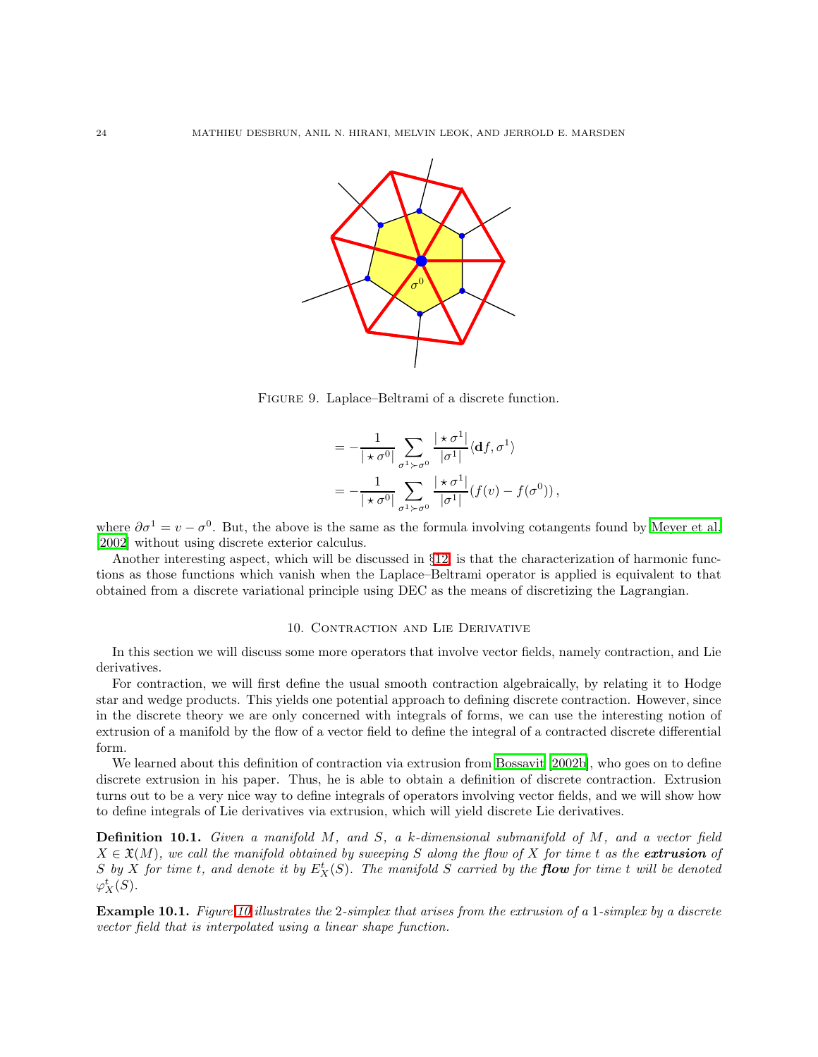Figure 9. Laplace–Beltrami of a discrete function.

$$
\begin{aligned}
&= -\frac{1}{|\star\sigma^0|}\sum_{\sigma^1 \succ \sigma^0} \frac{|\star\sigma^1|}{|\sigma^1|}\langle \mathbf{d}f, \sigma^1\rangle \\
&= -\frac{1}{|\star\sigma^0|}\sum_{\sigma^1 \succ \sigma^0} \frac{|\star\sigma^1|}{|\sigma^1|}(f(v) - f(\sigma^0)),
\end{aligned}
$$

where $\partial\sigma^1 = v - \sigma^0$. But, the above is the same as the formula involving cotangents found by Meyer et al. [2002] without using discrete exterior calculus.

Another interesting aspect, which will be discussed in §12, is that the characterization of harmonic functions as those functions which vanish when the Laplace–Beltrami operator is applied is equivalent to that obtained from a discrete variational principle using DEC as the means of discretizing the Lagrangian.

## 10. Contraction and Lie Derivative

In this section we will discuss some more operators that involve vector fields, namely contraction, and Lie derivatives.

For contraction, we will first define the usual smooth contraction algebraically, by relating it to Hodge star and wedge products. This yields one potential approach to defining discrete contraction. However, since in the discrete theory we are only concerned with integrals of forms, we can use the interesting notion of extrusion of a manifold by the flow of a vector field to define the integral of a contracted discrete differential form.

We learned about this definition of contraction via extrusion from Bossavit [2002b], who goes on to define discrete extrusion in his paper. Thus, he is able to obtain a definition of discrete contraction. Extrusion turns out to be a very nice way to define integrals of operators involving vector fields, and we will show how to define integrals of Lie derivatives via extrusion, which will yield discrete Lie derivatives.

**Definition 10.1.** *Given a manifold $M$, and $S$, a $k$-dimensional submanifold of $M$, and a vector field $X \in \mathfrak{X}(M)$, we call the manifold obtained by sweeping $S$ along the flow of $X$ for time $t$ as the* ***extrusion*** *of $S$ by $X$ for time $t$, and denote it by $E^t_X(S)$. The manifold $S$ carried by the* ***flow*** *for time $t$ will be denoted $\varphi^t_X(S)$.*

**Example 10.1.** *Figure 10 illustrates the 2-simplex that arises from the extrusion of a 1-simplex by a discrete vector field that is interpolated using a linear shape function.*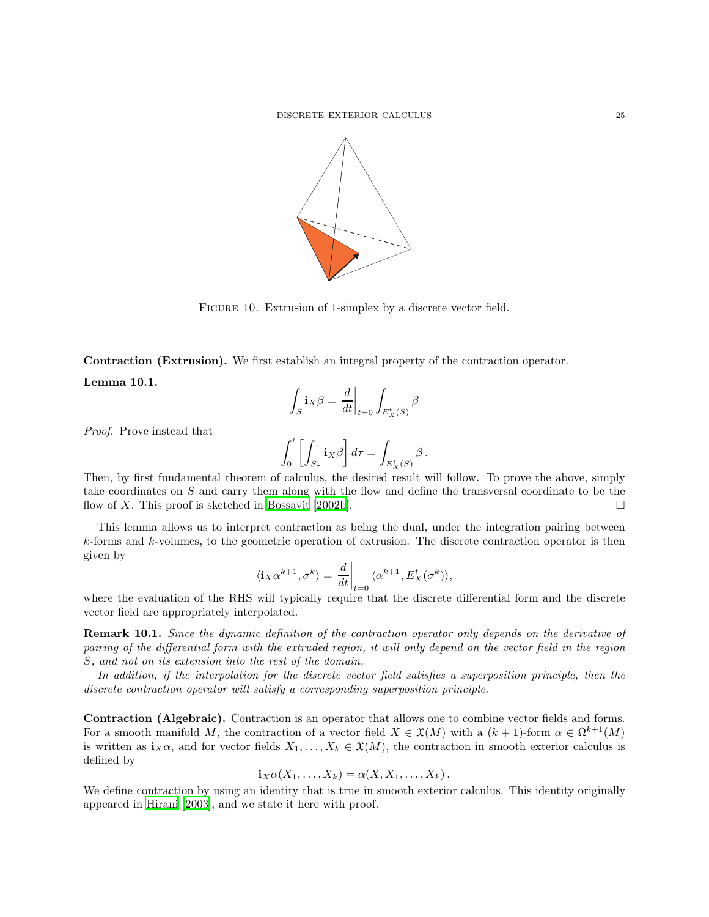FIGURE 10. Extrusion of 1-simplex by a discrete vector field.

**Contraction (Extrusion).** We first establish an integral property of the contraction operator.

**Lemma 10.1.**

$$\int_S \mathbf{i}_X \beta = \frac{d}{dt}\bigg|_{t=0} \int_{E_X^t(S)} \beta$$

*Proof.* Prove instead that

$$\int_0^t \left[ \int_{S_\tau} \mathbf{i}_X \beta \right] d\tau = \int_{E_X^t(S)} \beta \,.$$

Then, by first fundamental theorem of calculus, the desired result will follow. To prove the above, simply take coordinates on $S$ and carry them along with the flow and define the transversal coordinate to be the flow of $X$. This proof is sketched in Bossavit [2002b]. □

This lemma allows us to interpret contraction as being the dual, under the integration pairing between $k$-forms and $k$-volumes, to the geometric operation of extrusion. The discrete contraction operator is then given by

$$\langle \mathbf{i}_X \alpha^{k+1}, \sigma^k \rangle = \frac{d}{dt}\bigg|_{t=0} \langle \alpha^{k+1}, E_X^t(\sigma^k) \rangle,$$

where the evaluation of the RHS will typically require that the discrete differential form and the discrete vector field are appropriately interpolated.

**Remark 10.1.** *Since the dynamic definition of the contraction operator only depends on the derivative of pairing of the differential form with the extruded region, it will only depend on the vector field in the region $S$, and not on its extension into the rest of the domain.*

*In addition, if the interpolation for the discrete vector field satisfies a superposition principle, then the discrete contraction operator will satisfy a corresponding superposition principle.*

**Contraction (Algebraic).** Contraction is an operator that allows one to combine vector fields and forms. For a smooth manifold $M$, the contraction of a vector field $X \in \mathfrak{X}(M)$ with a $(k+1)$-form $\alpha \in \Omega^{k+1}(M)$ is written as $\mathbf{i}_X \alpha$, and for vector fields $X_1, \dots, X_k \in \mathfrak{X}(M)$, the contraction in smooth exterior calculus is defined by

$$\mathbf{i}_X \alpha(X_1, \dots, X_k) = \alpha(X, X_1, \dots, X_k) \,.$$

We define contraction by using an identity that is true in smooth exterior calculus. This identity originally appeared in Hirani [2003], and we state it here with proof.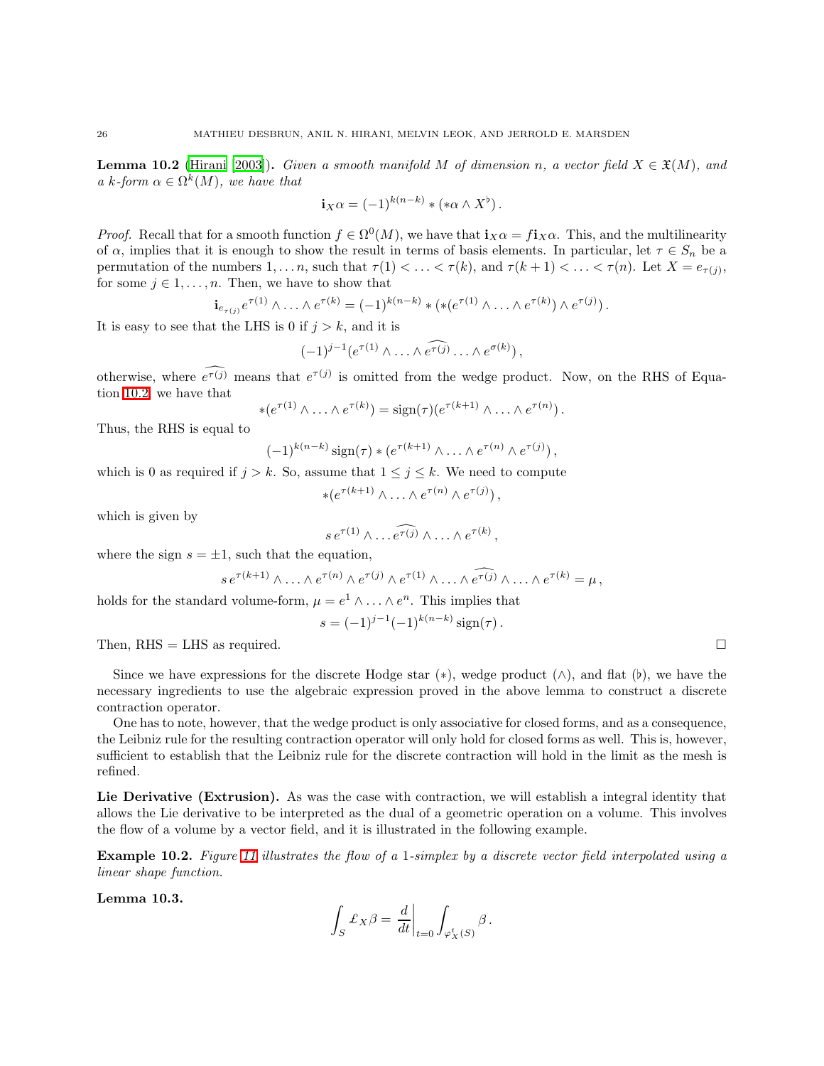**Lemma 10.2** (Hirani [2003]). *Given a smooth manifold $M$ of dimension $n$, a vector field $X \in \mathfrak{X}(M)$, and a $k$-form $\alpha \in \Omega^k(M)$, we have that*

$$\mathbf{i}_X \alpha = (-1)^{k(n-k)} * (*\alpha \wedge X^\flat) .$$

*Proof.* Recall that for a smooth function $f \in \Omega^0(M)$, we have that $\mathbf{i}_X \alpha = f \mathbf{i}_X \alpha$. This, and the multilinearity of $\alpha$, implies that it is enough to show the result in terms of basis elements. In particular, let $\tau \in S_n$ be a permutation of the numbers $1, \ldots n$, such that $\tau(1) < \ldots < \tau(k)$, and $\tau(k+1) < \ldots < \tau(n)$. Let $X = e_{\tau(j)}$, for some $j \in 1, \ldots, n$. Then, we have to show that

$$\mathbf{i}_{e_{\tau(j)}} e^{\tau(1)} \wedge \ldots \wedge e^{\tau(k)} = (-1)^{k(n-k)} * (*(e^{\tau(1)} \wedge \ldots \wedge e^{\tau(k)}) \wedge e^{\tau(j)}) .$$

It is easy to see that the LHS is 0 if $j > k$, and it is

$$(-1)^{j-1} (e^{\tau(1)} \wedge \ldots \wedge \widehat{e^{\tau(j)}} \ldots \wedge e^{\sigma(k)}) ,$$

otherwise, where $\widehat{e^{\tau(j)}}$ means that $e^{\tau(j)}$ is omitted from the wedge product. Now, on the RHS of Equation 10.2, we have that

$$*(e^{\tau(1)} \wedge \ldots \wedge e^{\tau(k)}) = \operatorname{sign}(\tau)(e^{\tau(k+1)} \wedge \ldots \wedge e^{\tau(n)}) .$$

Thus, the RHS is equal to

$$(-1)^{k(n-k)} \operatorname{sign}(\tau) * (e^{\tau(k+1)} \wedge \ldots \wedge e^{\tau(n)} \wedge e^{\tau(j)}) ,$$

which is 0 as required if $j > k$. So, assume that $1 \leq j \leq k$. We need to compute

$$*(e^{\tau(k+1)} \wedge \ldots \wedge e^{\tau(n)} \wedge e^{\tau(j)}) ,$$

which is given by

$$s \, e^{\tau(1)} \wedge \ldots \widehat{e^{\tau(j)}} \wedge \ldots \wedge e^{\tau(k)} ,$$

where the sign $s = \pm 1$, such that the equation,

$$s \, e^{\tau(k+1)} \wedge \ldots \wedge e^{\tau(n)} \wedge e^{\tau(j)} \wedge e^{\tau(1)} \wedge \ldots \wedge \widehat{e^{\tau(j)}} \wedge \ldots \wedge e^{\tau(k)} = \mu ,$$

holds for the standard volume-form, $\mu = e^1 \wedge \ldots \wedge e^n$. This implies that

$$s = (-1)^{j-1} (-1)^{k(n-k)} \operatorname{sign}(\tau) .$$

Then, RHS = LHS as required. $\square$

Since we have expressions for the discrete Hodge star ($*$), wedge product ($\wedge$), and flat ($\flat$), we have the necessary ingredients to use the algebraic expression proved in the above lemma to construct a discrete contraction operator.

One has to note, however, that the wedge product is only associative for closed forms, and as a consequence, the Leibniz rule for the resulting contraction operator will only hold for closed forms as well. This is, however, sufficient to establish that the Leibniz rule for the discrete contraction will hold in the limit as the mesh is refined.

**Lie Derivative (Extrusion).** As was the case with contraction, we will establish a integral identity that allows the Lie derivative to be interpreted as the dual of a geometric operation on a volume. This involves the flow of a volume by a vector field, and it is illustrated in the following example.

**Example 10.2.** *Figure 11 illustrates the flow of a 1-simplex by a discrete vector field interpolated using a linear shape function.*

**Lemma 10.3.**

$$\int_S \pounds_X \beta = \left. \frac{d}{dt} \right|_{t=0} \int_{\varphi_X^t(S)} \beta .$$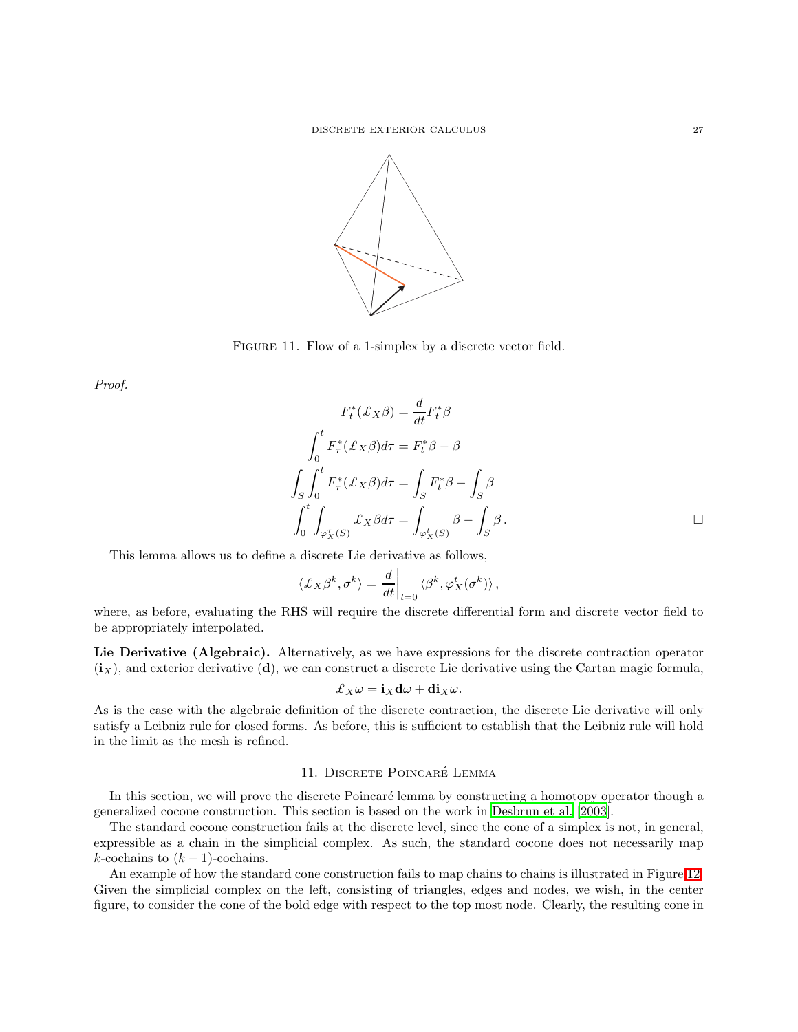FIGURE 11. Flow of a 1-simplex by a discrete vector field.

*Proof.*

$$
\begin{aligned}
F_t^*(\pounds_X \beta) &= \frac{d}{dt} F_t^* \beta \\
\int_0^t F_\tau^*(\pounds_X \beta) d\tau &= F_t^* \beta - \beta \\
\int_S \int_0^t F_\tau^*(\pounds_X \beta) d\tau &= \int_S F_t^* \beta - \int_S \beta \\
\int_0^t \int_{\varphi_X^\tau(S)} \pounds_X \beta d\tau &= \int_{\varphi_X^t(S)} \beta - \int_S \beta \,.
\end{aligned}
$$

□

This lemma allows us to define a discrete Lie derivative as follows,

$$
\langle \pounds_X \beta^k, \sigma^k \rangle = \left. \frac{d}{dt} \right|_{t=0} \langle \beta^k, \varphi_X^t(\sigma^k) \rangle \,,
$$

where, as before, evaluating the RHS will require the discrete differential form and discrete vector field to be appropriately interpolated.

**Lie Derivative (Algebraic).** Alternatively, as we have expressions for the discrete contraction operator ($\mathbf{i}_X$), and exterior derivative ($\mathbf{d}$), we can construct a discrete Lie derivative using the Cartan magic formula,

$$
\pounds_X \omega = \mathbf{i}_X \mathbf{d} \omega + \mathbf{d} \mathbf{i}_X \omega.
$$

As is the case with the algebraic definition of the discrete contraction, the discrete Lie derivative will only satisfy a Leibniz rule for closed forms. As before, this is sufficient to establish that the Leibniz rule will hold in the limit as the mesh is refined.

## 11. Discrete Poincaré Lemma

In this section, we will prove the discrete Poincaré lemma by constructing a homotopy operator though a generalized cocone construction. This section is based on the work in Desbrun et al. [2003].

The standard cocone construction fails at the discrete level, since the cone of a simplex is not, in general, expressible as a chain in the simplicial complex. As such, the standard cocone does not necessarily map $k$-cochains to $(k-1)$-cochains.

An example of how the standard cone construction fails to map chains to chains is illustrated in Figure 12. Given the simplicial complex on the left, consisting of triangles, edges and nodes, we wish, in the center figure, to consider the cone of the bold edge with respect to the top most node. Clearly, the resulting cone in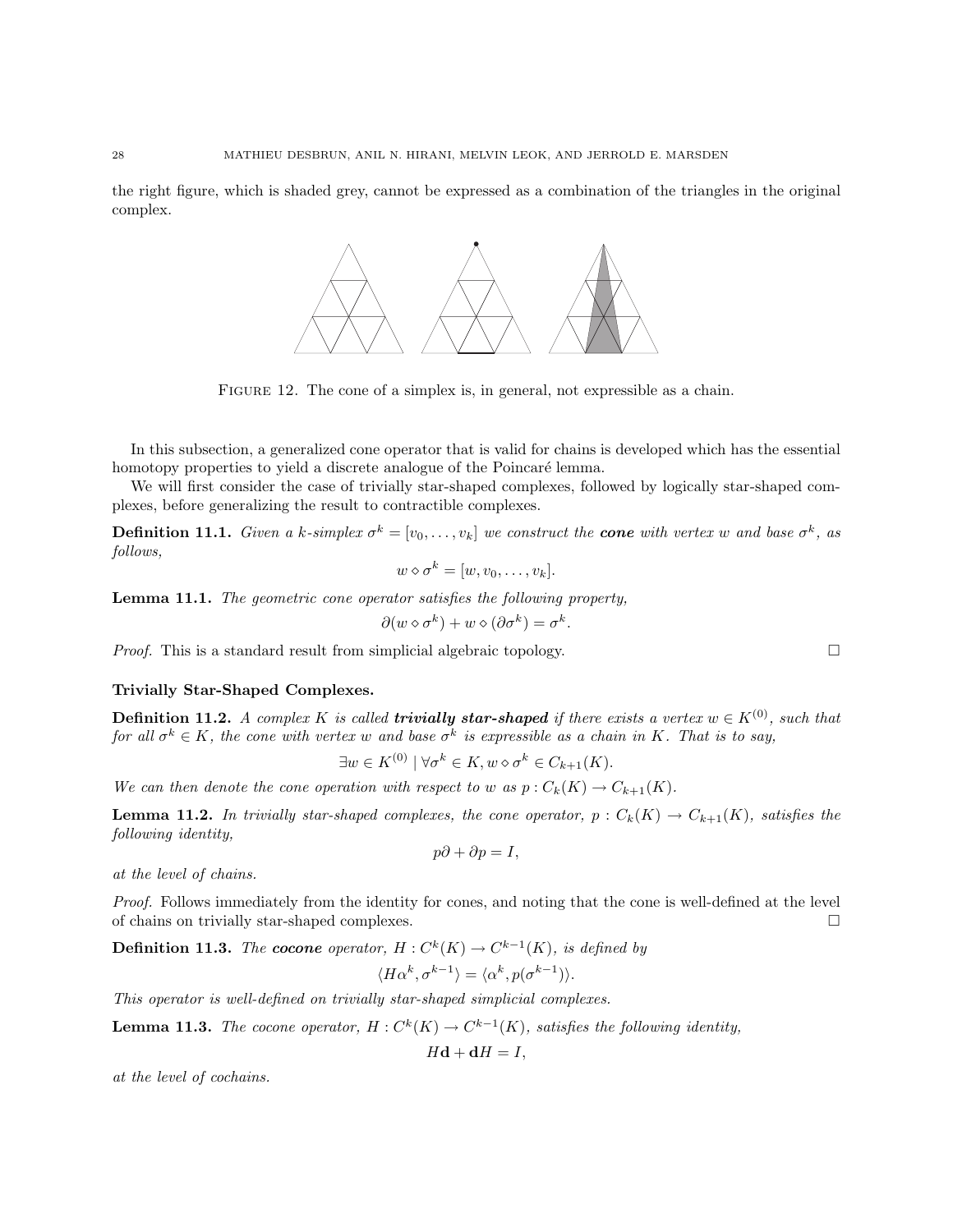the right figure, which is shaded grey, cannot be expressed as a combination of the triangles in the original complex.

FIGURE 12. The cone of a simplex is, in general, not expressible as a chain.

In this subsection, a generalized cone operator that is valid for chains is developed which has the essential homotopy properties to yield a discrete analogue of the Poincaré lemma.

We will first consider the case of trivially star-shaped complexes, followed by logically star-shaped complexes, before generalizing the result to contractible complexes.

**Definition 11.1.** *Given a $k$-simplex $\sigma^k = [v_0, \ldots, v_k]$ we construct the* ***cone*** *with vertex $w$ and base $\sigma^k$, as follows,*

$$w \diamond \sigma^k = [w, v_0, \ldots, v_k].$$

**Lemma 11.1.** *The geometric cone operator satisfies the following property,*

$$\partial(w \diamond \sigma^k) + w \diamond (\partial \sigma^k) = \sigma^k.$$

*Proof.* This is a standard result from simplicial algebraic topology. □

**Trivially Star-Shaped Complexes.**

**Definition 11.2.** *A complex $K$ is called* ***trivially star-shaped*** *if there exists a vertex $w \in K^{(0)}$, such that for all $\sigma^k \in K$, the cone with vertex $w$ and base $\sigma^k$ is expressible as a chain in $K$. That is to say,*

$$\exists w \in K^{(0)} \mid \forall \sigma^k \in K, w \diamond \sigma^k \in C_{k+1}(K).$$

*We can then denote the cone operation with respect to $w$ as $p : C_k(K) \to C_{k+1}(K)$.*

**Lemma 11.2.** *In trivially star-shaped complexes, the cone operator, $p : C_k(K) \to C_{k+1}(K)$, satisfies the following identity,*

$$p\partial + \partial p = I,$$

*at the level of chains.*

*Proof.* Follows immediately from the identity for cones, and noting that the cone is well-defined at the level of chains on trivially star-shaped complexes. □

**Definition 11.3.** *The* ***cocone*** *operator, $H : C^k(K) \to C^{k-1}(K)$, is defined by*

$$\langle H\alpha^k, \sigma^{k-1} \rangle = \langle \alpha^k, p(\sigma^{k-1}) \rangle.$$

*This operator is well-defined on trivially star-shaped simplicial complexes.*

**Lemma 11.3.** *The cocone operator, $H : C^k(K) \to C^{k-1}(K)$, satisfies the following identity,*

$$H\mathbf{d} + \mathbf{d}H = I,$$

*at the level of cochains.*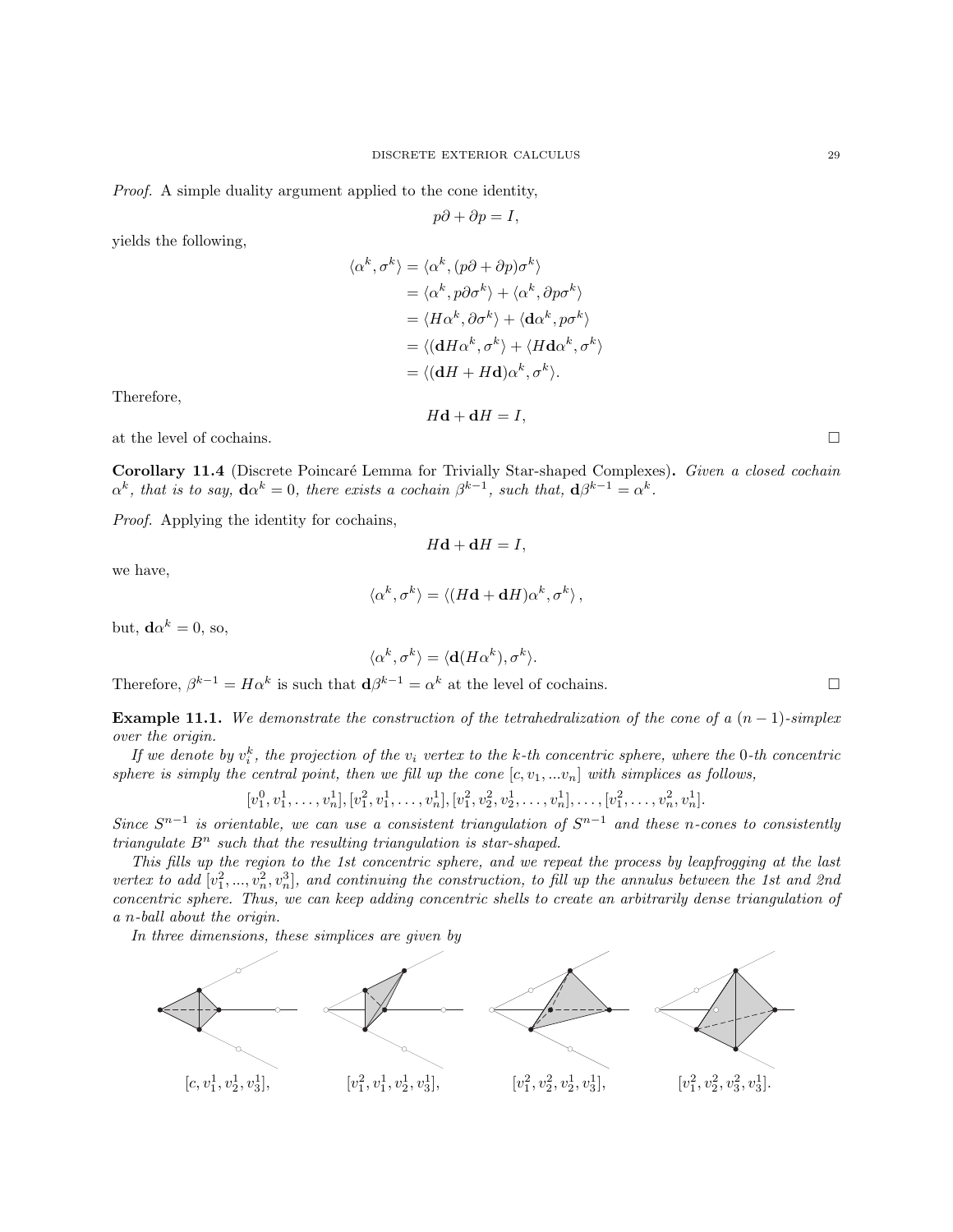*Proof.* A simple duality argument applied to the cone identity,

$$p\partial + \partial p = I,$$

yields the following,

$$\begin{aligned}
\langle \alpha^k, \sigma^k \rangle &= \langle \alpha^k, (p\partial + \partial p)\sigma^k \rangle \\
&= \langle \alpha^k, p\partial\sigma^k \rangle + \langle \alpha^k, \partial p\sigma^k \rangle \\
&= \langle H\alpha^k, \partial\sigma^k \rangle + \langle \mathbf{d}\alpha^k, p\sigma^k \rangle \\
&= \langle (\mathbf{d}H\alpha^k, \sigma^k \rangle + \langle H\mathbf{d}\alpha^k, \sigma^k \rangle \\
&= \langle (\mathbf{d}H + H\mathbf{d})\alpha^k, \sigma^k \rangle.
\end{aligned}$$

Therefore,

$$H\mathbf{d} + \mathbf{d}H = I,$$

at the level of cochains. □

**Corollary 11.4** (Discrete Poincaré Lemma for Trivially Star-shaped Complexes)**.** *Given a closed cochain $\alpha^k$, that is to say, $\mathbf{d}\alpha^k = 0$, there exists a cochain $\beta^{k-1}$, such that, $\mathbf{d}\beta^{k-1} = \alpha^k$.*

*Proof.* Applying the identity for cochains,

$$H\mathbf{d} + \mathbf{d}H = I,$$

we have,

$$\langle \alpha^k, \sigma^k \rangle = \langle (H\mathbf{d} + \mathbf{d}H)\alpha^k, \sigma^k \rangle,$$

but, $\mathbf{d}\alpha^k = 0$, so,

$$\langle \alpha^k, \sigma^k \rangle = \langle \mathbf{d}(H\alpha^k), \sigma^k \rangle.$$

Therefore, $\beta^{k-1} = H\alpha^k$ is such that $\mathbf{d}\beta^{k-1} = \alpha^k$ at the level of cochains. □

**Example 11.1.** *We demonstrate the construction of the tetrahedralization of the cone of a $(n-1)$-simplex over the origin.*

*If we denote by $v_i^k$, the projection of the $v_i$ vertex to the $k$-th concentric sphere, where the 0-th concentric sphere is simply the central point, then we fill up the cone $[c, v_1, ... v_n]$ with simplices as follows,*

$$[v_1^0, v_1^1, \ldots, v_n^1], [v_1^2, v_1^1, \ldots, v_n^1], [v_1^2, v_2^2, v_2^1, \ldots, v_n^1], \ldots, [v_1^2, \ldots, v_n^2, v_n^1].$$

*Since $S^{n-1}$ is orientable, we can use a consistent triangulation of $S^{n-1}$ and these $n$-cones to consistently triangulate $B^n$ such that the resulting triangulation is star-shaped.*

*This fills up the region to the 1st concentric sphere, and we repeat the process by leapfrogging at the last vertex to add $[v_1^2, ..., v_n^2, v_n^3]$, and continuing the construction, to fill up the annulus between the 1st and 2nd concentric sphere. Thus, we can keep adding concentric shells to create an arbitrarily dense triangulation of a $n$-ball about the origin.*

*In three dimensions, these simplices are given by*

$[c, v_1^1, v_2^1, v_3^1]$, $[v_1^2, v_1^1, v_2^1, v_3^1]$, $[v_1^2, v_2^2, v_2^1, v_3^1]$, $[v_1^2, v_2^2, v_3^2, v_3^1]$.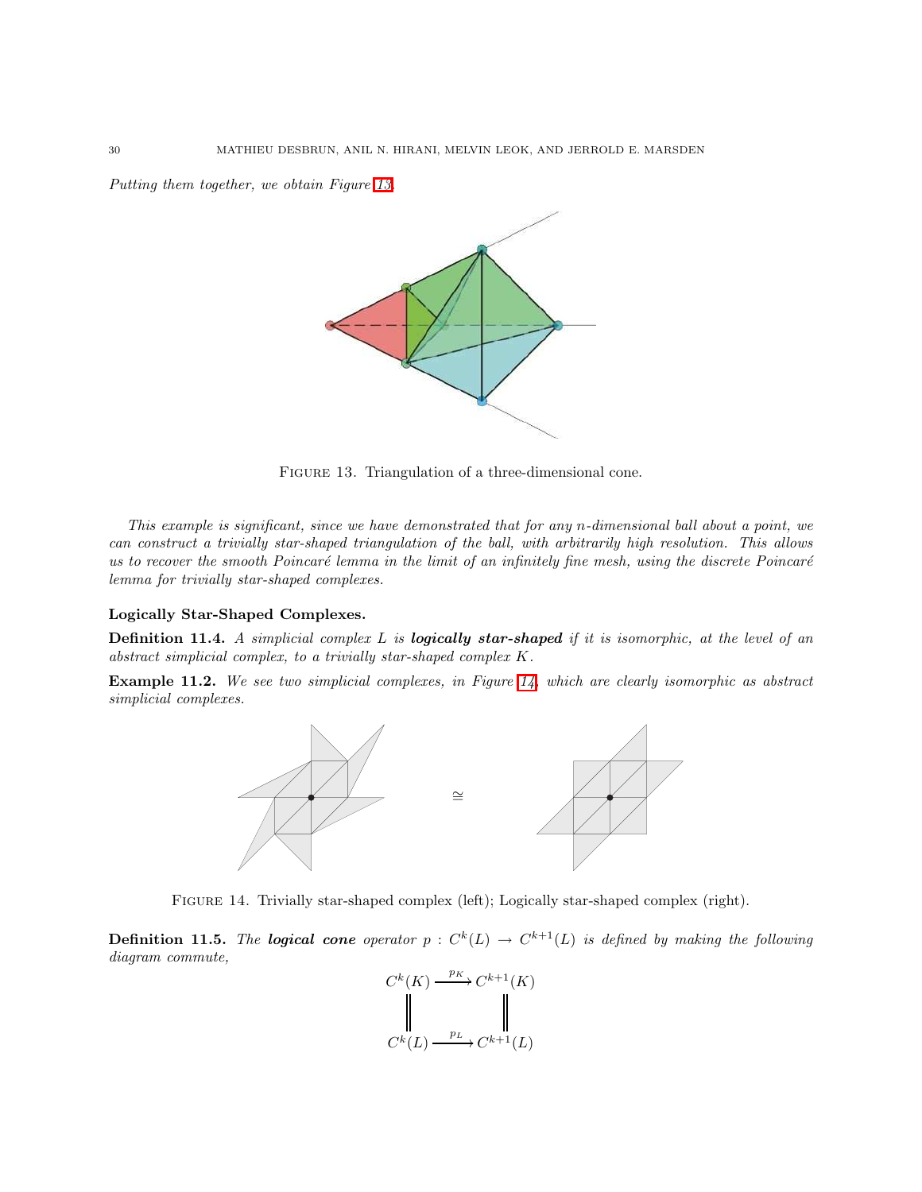*Putting them together, we obtain Figure 13.*

Figure 13. Triangulation of a three-dimensional cone.

*This example is significant, since we have demonstrated that for any n-dimensional ball about a point, we can construct a trivially star-shaped triangulation of the ball, with arbitrarily high resolution. This allows us to recover the smooth Poincaré lemma in the limit of an infinitely fine mesh, using the discrete Poincaré lemma for trivially star-shaped complexes.*

**Logically Star-Shaped Complexes.**

**Definition 11.4.** *A simplicial complex $L$ is **logically star-shaped** if it is isomorphic, at the level of an abstract simplicial complex, to a trivially star-shaped complex $K$.*

**Example 11.2.** *We see two simplicial complexes, in Figure 14, which are clearly isomorphic as abstract simplicial complexes.*

Figure 14. Trivially star-shaped complex (left); Logically star-shaped complex (right).

**Definition 11.5.** *The **logical cone** operator $p : C^k(L) \to C^{k+1}(L)$ is defined by making the following diagram commute,*

$$
\begin{array}{ccc}
C^k(K) & \xrightarrow{p_K} & C^{k+1}(K) \\
\| & & \| \\
C^k(L) & \xrightarrow{p_L} & C^{k+1}(L)
\end{array}
$$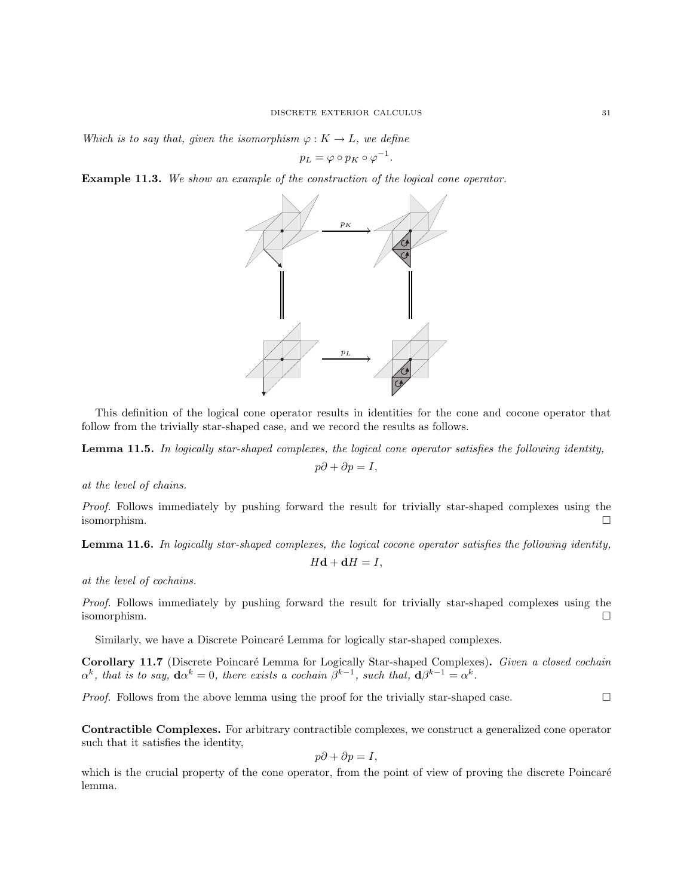*Which is to say that, given the isomorphism $\varphi : K \to L$, we define*

$$p_L = \varphi \circ p_K \circ \varphi^{-1}.$$

**Example 11.3.** *We show an example of the construction of the logical cone operator.*

This definition of the logical cone operator results in identities for the cone and cocone operator that follow from the trivially star-shaped case, and we record the results as follows.

**Lemma 11.5.** *In logically star-shaped complexes, the logical cone operator satisfies the following identity,*

$$p\partial + \partial p = I,$$

*at the level of chains.*

*Proof.* Follows immediately by pushing forward the result for trivially star-shaped complexes using the isomorphism. □

**Lemma 11.6.** *In logically star-shaped complexes, the logical cocone operator satisfies the following identity,*

$$H\mathbf{d} + \mathbf{d}H = I,$$

*at the level of cochains.*

*Proof.* Follows immediately by pushing forward the result for trivially star-shaped complexes using the isomorphism. □

Similarly, we have a Discrete Poincaré Lemma for logically star-shaped complexes.

**Corollary 11.7** (Discrete Poincaré Lemma for Logically Star-shaped Complexes)**.** *Given a closed cochain $\alpha^k$, that is to say, $\mathbf{d}\alpha^k = 0$, there exists a cochain $\beta^{k-1}$, such that, $\mathbf{d}\beta^{k-1} = \alpha^k$.*

*Proof.* Follows from the above lemma using the proof for the trivially star-shaped case. □

**Contractible Complexes.** For arbitrary contractible complexes, we construct a generalized cone operator such that it satisfies the identity,

$$p\partial + \partial p = I,$$

which is the crucial property of the cone operator, from the point of view of proving the discrete Poincaré lemma.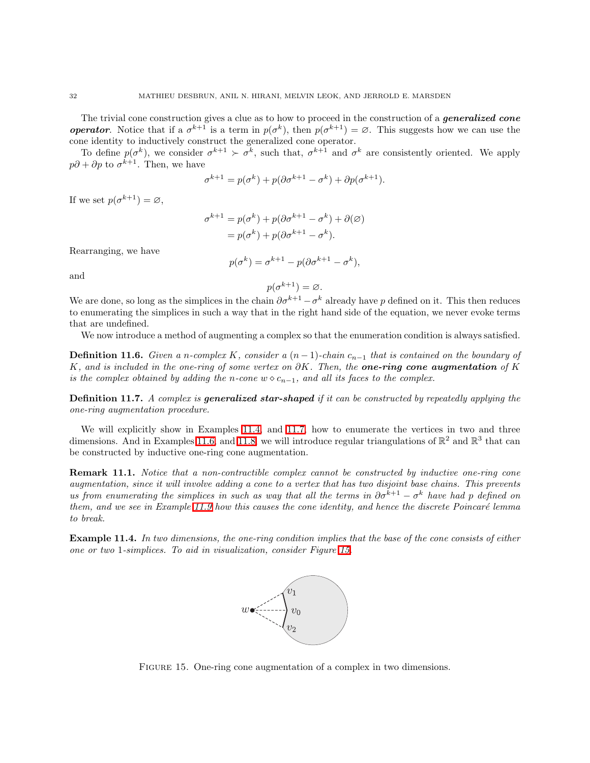The trivial cone construction gives a clue as to how to proceed in the construction of a ***generalized cone operator***. Notice that if a $\sigma^{k+1}$ is a term in $p(\sigma^k)$, then $p(\sigma^{k+1}) = \varnothing$. This suggests how we can use the cone identity to inductively construct the generalized cone operator.

To define $p(\sigma^k)$, we consider $\sigma^{k+1} \succ \sigma^k$, such that, $\sigma^{k+1}$ and $\sigma^k$ are consistently oriented. We apply $p\partial + \partial p$ to $\sigma^{k+1}$. Then, we have

$$\sigma^{k+1} = p(\sigma^k) + p(\partial\sigma^{k+1} - \sigma^k) + \partial p(\sigma^{k+1}).$$

If we set $p(\sigma^{k+1}) = \varnothing$,

$$\begin{aligned}\sigma^{k+1} &= p(\sigma^k) + p(\partial\sigma^{k+1} - \sigma^k) + \partial(\varnothing)\\ &= p(\sigma^k) + p(\partial\sigma^{k+1} - \sigma^k).\end{aligned}$$

Rearranging, we have

$$p(\sigma^k) = \sigma^{k+1} - p(\partial\sigma^{k+1} - \sigma^k),$$

and

$$p(\sigma^{k+1}) = \varnothing.$$

We are done, so long as the simplices in the chain $\partial\sigma^{k+1} - \sigma^k$ already have $p$ defined on it. This then reduces to enumerating the simplices in such a way that in the right hand side of the equation, we never evoke terms that are undefined.

We now introduce a method of augmenting a complex so that the enumeration condition is always satisfied.

**Definition 11.6.** *Given a $n$-complex $K$, consider a $(n-1)$-chain $c_{n-1}$ that is contained on the boundary of $K$, and is included in the one-ring of some vertex on $\partial K$. Then, the **one-ring cone augmentation** of $K$ is the complex obtained by adding the $n$-cone $w \diamond c_{n-1}$, and all its faces to the complex.*

**Definition 11.7.** *A complex is **generalized star-shaped** if it can be constructed by repeatedly applying the one-ring augmentation procedure.*

We will explicitly show in Examples 11.4, and 11.7, how to enumerate the vertices in two and three dimensions. And in Examples 11.6, and 11.8, we will introduce regular triangulations of $\mathbb{R}^2$ and $\mathbb{R}^3$ that can be constructed by inductive one-ring cone augmentation.

**Remark 11.1.** *Notice that a non-contractible complex cannot be constructed by inductive one-ring cone augmentation, since it will involve adding a cone to a vertex that has two disjoint base chains. This prevents us from enumerating the simplices in such as way that all the terms in $\partial\sigma^{k+1} - \sigma^k$ have had $p$ defined on them, and we see in Example 11.9 how this causes the cone identity, and hence the discrete Poincaré lemma to break.*

**Example 11.4.** *In two dimensions, the one-ring condition implies that the base of the cone consists of either one or two 1-simplices. To aid in visualization, consider Figure 15.*

Figure 15. One-ring cone augmentation of a complex in two dimensions.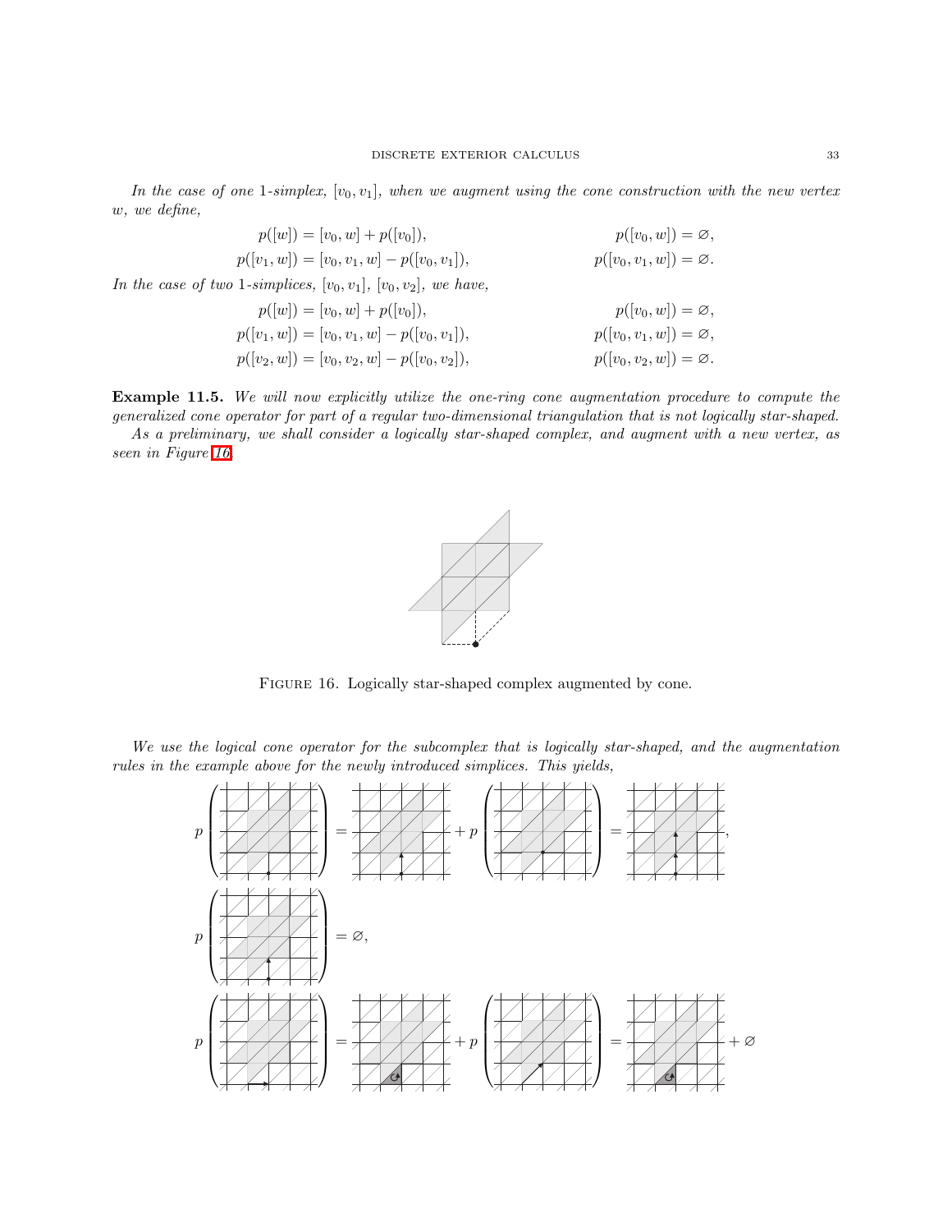*In the case of one 1-simplex, $[v_0, v_1]$, when we augment using the cone construction with the new vertex $w$, we define,*

$$p([w]) = [v_0, w] + p([v_0]), \qquad p([v_0, w]) = \varnothing,$$
$$p([v_1, w]) = [v_0, v_1, w] - p([v_0, v_1]), \qquad p([v_0, v_1, w]) = \varnothing.$$

*In the case of two 1-simplices, $[v_0, v_1]$, $[v_0, v_2]$, we have,*

$$p([w]) = [v_0, w] + p([v_0]), \qquad p([v_0, w]) = \varnothing,$$
$$p([v_1, w]) = [v_0, v_1, w] - p([v_0, v_1]), \qquad p([v_0, v_1, w]) = \varnothing,$$
$$p([v_2, w]) = [v_0, v_2, w] - p([v_0, v_2]), \qquad p([v_0, v_2, w]) = \varnothing.$$

**Example 11.5.** *We will now explicitly utilize the one-ring cone augmentation procedure to compute the generalized cone operator for part of a regular two-dimensional triangulation that is not logically star-shaped.*

*As a preliminary, we shall consider a logically star-shaped complex, and augment with a new vertex, as seen in Figure 16.*

FIGURE 16. Logically star-shaped complex augmented by cone.

*We use the logical cone operator for the subcomplex that is logically star-shaped, and the augmentation rules in the example above for the newly introduced simplices. This yields,*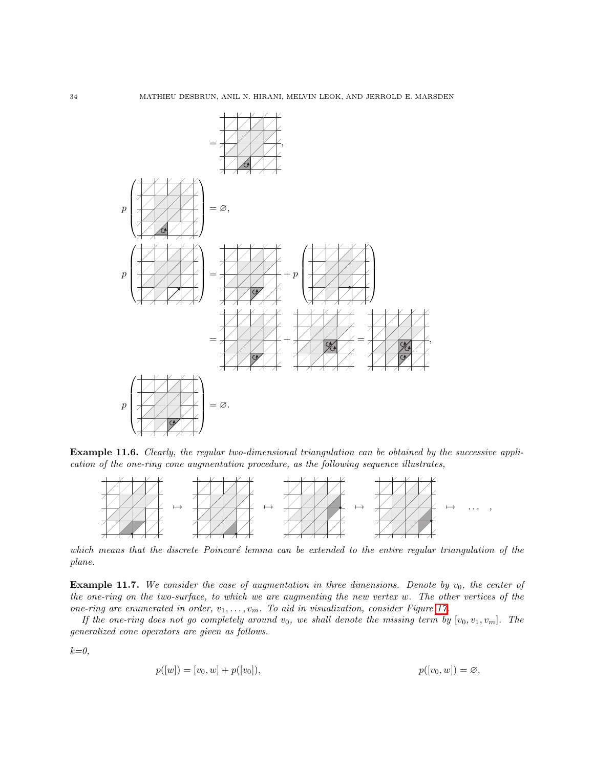$= \quad ,$

$p\left( \quad \right) = \varnothing,$

$p\left( \quad \right) = \quad + p\left( \quad \right)$

$= \quad + \quad = \quad ,$

$p\left( \quad \right) = \varnothing.$

**Example 11.6.** *Clearly, the regular two-dimensional triangulation can be obtained by the successive application of the one-ring cone augmentation procedure, as the following sequence illustrates,*

$\mapsto \quad \mapsto \quad \mapsto \quad \mapsto \quad \ldots ,$

*which means that the discrete Poincaré lemma can be extended to the entire regular triangulation of the plane.*

**Example 11.7.** *We consider the case of augmentation in three dimensions. Denote by $v_0$, the center of the one-ring on the two-surface, to which we are augmenting the new vertex $w$. The other vertices of the one-ring are enumerated in order, $v_1, \ldots, v_m$. To aid in visualization, consider Figure 17.*

*If the one-ring does not go completely around $v_0$, we shall denote the missing term by $[v_0, v_1, v_m]$. The generalized cone operators are given as follows.*

*k=0,*

$$p([w]) = [v_0, w] + p([v_0]), \qquad\qquad p([v_0, w]) = \varnothing,$$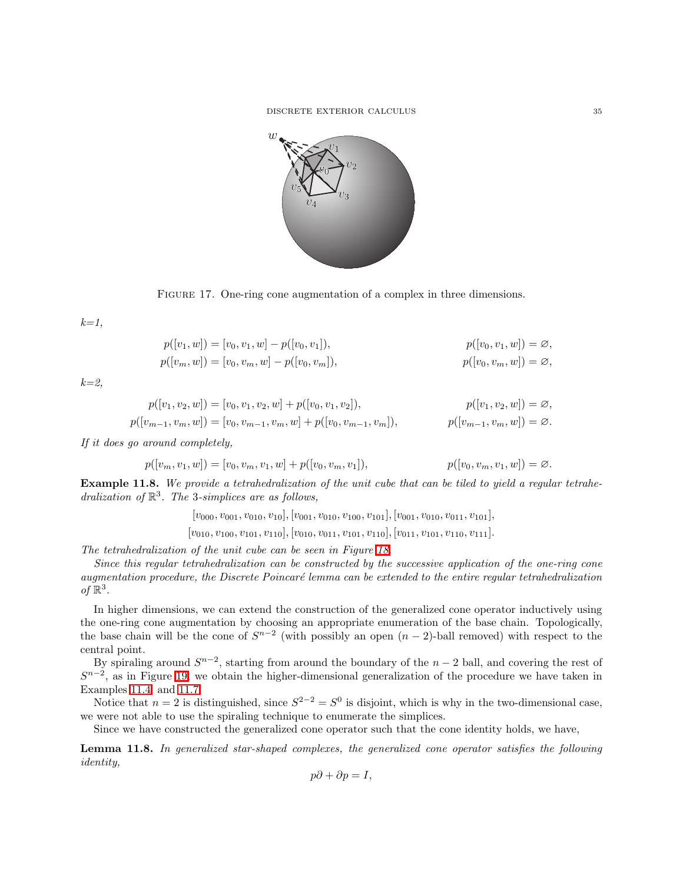FIGURE 17. One-ring cone augmentation of a complex in three dimensions.

*k=1,*

$$p([v_1, w]) = [v_0, v_1, w] - p([v_0, v_1]), \qquad p([v_0, v_1, w]) = \varnothing,$$

$$p([v_m, w]) = [v_0, v_m, w] - p([v_0, v_m]), \qquad p([v_0, v_m, w]) = \varnothing,$$

*k=2,*

$$p([v_1, v_2, w]) = [v_0, v_1, v_2, w] + p([v_0, v_1, v_2]), \qquad p([v_1, v_2, w]) = \varnothing,$$

$$p([v_{m-1}, v_m, w]) = [v_0, v_{m-1}, v_m, w] + p([v_0, v_{m-1}, v_m]), \qquad p([v_{m-1}, v_m, w]) = \varnothing.$$

*If it does go around completely,*

$$p([v_m, v_1, w]) = [v_0, v_m, v_1, w] + p([v_0, v_m, v_1]), \qquad p([v_0, v_m, v_1, w]) = \varnothing.$$

**Example 11.8.** *We provide a tetrahedralization of the unit cube that can be tiled to yield a regular tetrahedralization of $\mathbb{R}^3$. The 3-simplices are as follows,*

$$[v_{000}, v_{001}, v_{010}, v_{10}], [v_{001}, v_{010}, v_{100}, v_{101}], [v_{001}, v_{010}, v_{011}, v_{101}],$$

$$[v_{010}, v_{100}, v_{101}, v_{110}], [v_{010}, v_{011}, v_{101}, v_{110}], [v_{011}, v_{101}, v_{110}, v_{111}].$$

*The tetrahedralization of the unit cube can be seen in Figure 18.*

*Since this regular tetrahedralization can be constructed by the successive application of the one-ring cone augmentation procedure, the Discrete Poincaré lemma can be extended to the entire regular tetrahedralization of $\mathbb{R}^3$.*

In higher dimensions, we can extend the construction of the generalized cone operator inductively using the one-ring cone augmentation by choosing an appropriate enumeration of the base chain. Topologically, the base chain will be the cone of $S^{n-2}$ (with possibly an open $(n-2)$-ball removed) with respect to the central point.

By spiraling around $S^{n-2}$, starting from around the boundary of the $n-2$ ball, and covering the rest of $S^{n-2}$, as in Figure 19, we obtain the higher-dimensional generalization of the procedure we have taken in Examples 11.4 and 11.7.

Notice that $n = 2$ is distinguished, since $S^{2-2} = S^0$ is disjoint, which is why in the two-dimensional case, we were not able to use the spiraling technique to enumerate the simplices.

Since we have constructed the generalized cone operator such that the cone identity holds, we have,

**Lemma 11.8.** *In generalized star-shaped complexes, the generalized cone operator satisfies the following identity,*

$$p\partial + \partial p = I,$$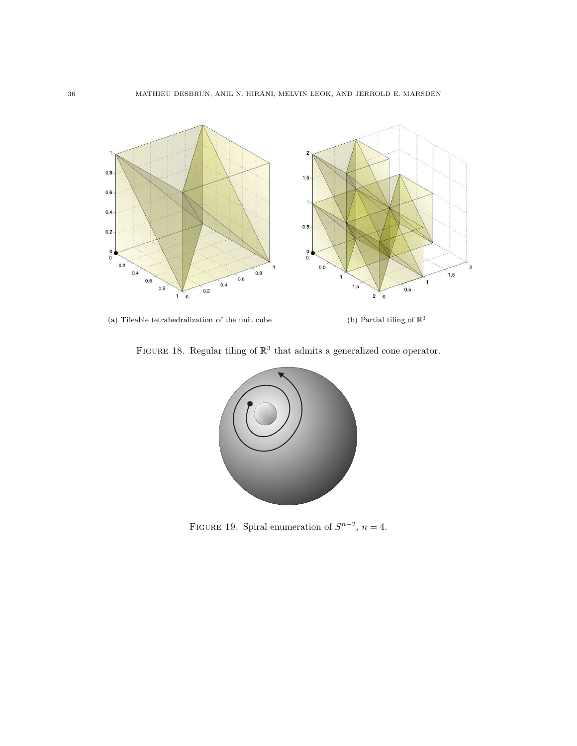(a) Tileable tetrahedralization of the unit cube

(b) Partial tiling of $\mathbb{R}^3$

FIGURE 18. Regular tiling of $\mathbb{R}^3$ that admits a generalized cone operator.

FIGURE 19. Spiral enumeration of $S^{n-2}$, $n = 4$.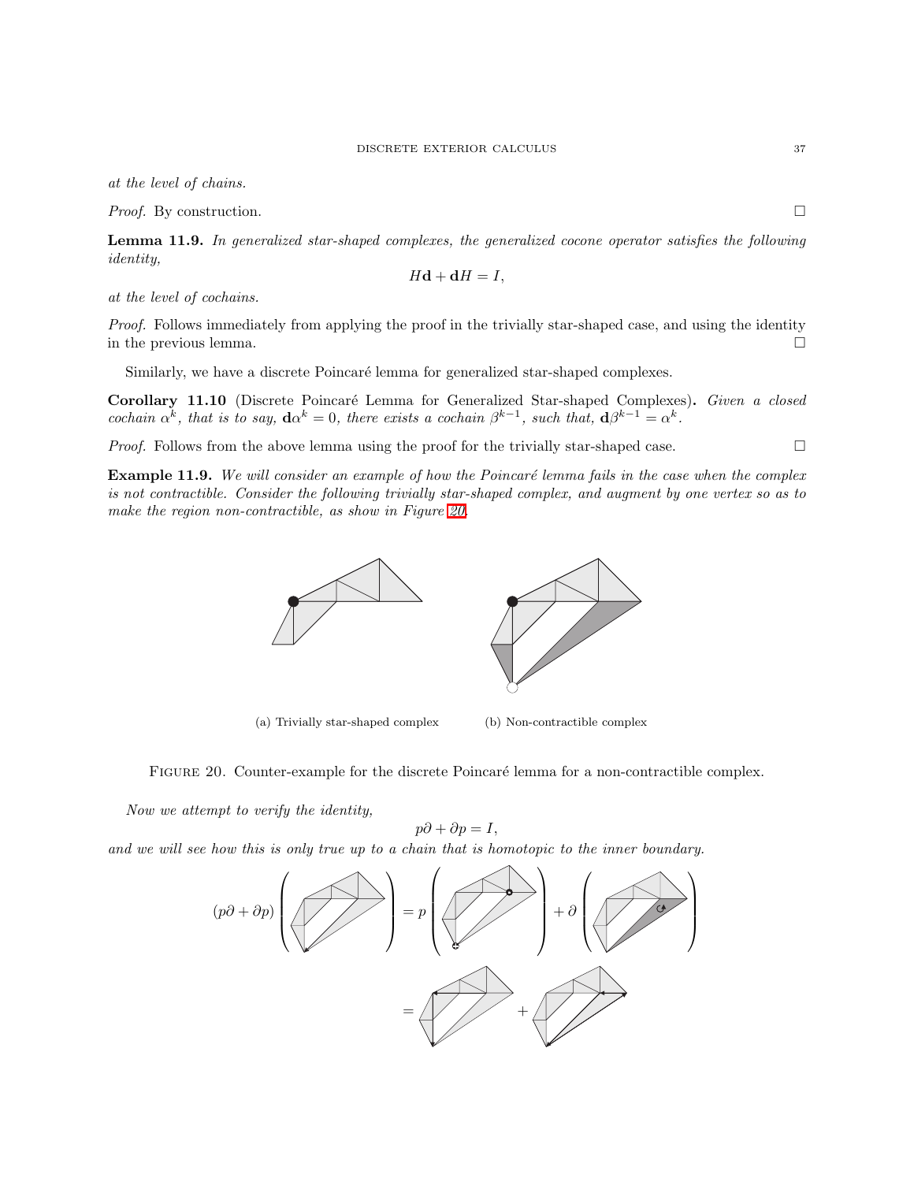*at the level of chains.*

*Proof.* By construction. □

**Lemma 11.9.** *In generalized star-shaped complexes, the generalized cocone operator satisfies the following identity,*

$$H\mathbf{d} + \mathbf{d}H = I,$$

*at the level of cochains.*

*Proof.* Follows immediately from applying the proof in the trivially star-shaped case, and using the identity in the previous lemma. □

Similarly, we have a discrete Poincaré lemma for generalized star-shaped complexes.

**Corollary 11.10** (Discrete Poincaré Lemma for Generalized Star-shaped Complexes)**.** *Given a closed cochain $\alpha^k$, that is to say, $\mathbf{d}\alpha^k = 0$, there exists a cochain $\beta^{k-1}$, such that, $\mathbf{d}\beta^{k-1} = \alpha^k$.*

*Proof.* Follows from the above lemma using the proof for the trivially star-shaped case. □

**Example 11.9.** *We will consider an example of how the Poincaré lemma fails in the case when the complex is not contractible. Consider the following trivially star-shaped complex, and augment by one vertex so as to make the region non-contractible, as show in Figure 20.*

(a) Trivially star-shaped complex (b) Non-contractible complex

Figure 20. Counter-example for the discrete Poincaré lemma for a non-contractible complex.

*Now we attempt to verify the identity,*

$$p\partial + \partial p = I,$$

*and we will see how this is only true up to a chain that is homotopic to the inner boundary.*

$$(p\partial + \partial p)\left(\;\cdot\;\right) = p\left(\;\cdot\;\right) + \partial\left(\;\cdot\;\right)$$

$$= \;\cdot\; + \;\cdot\;$$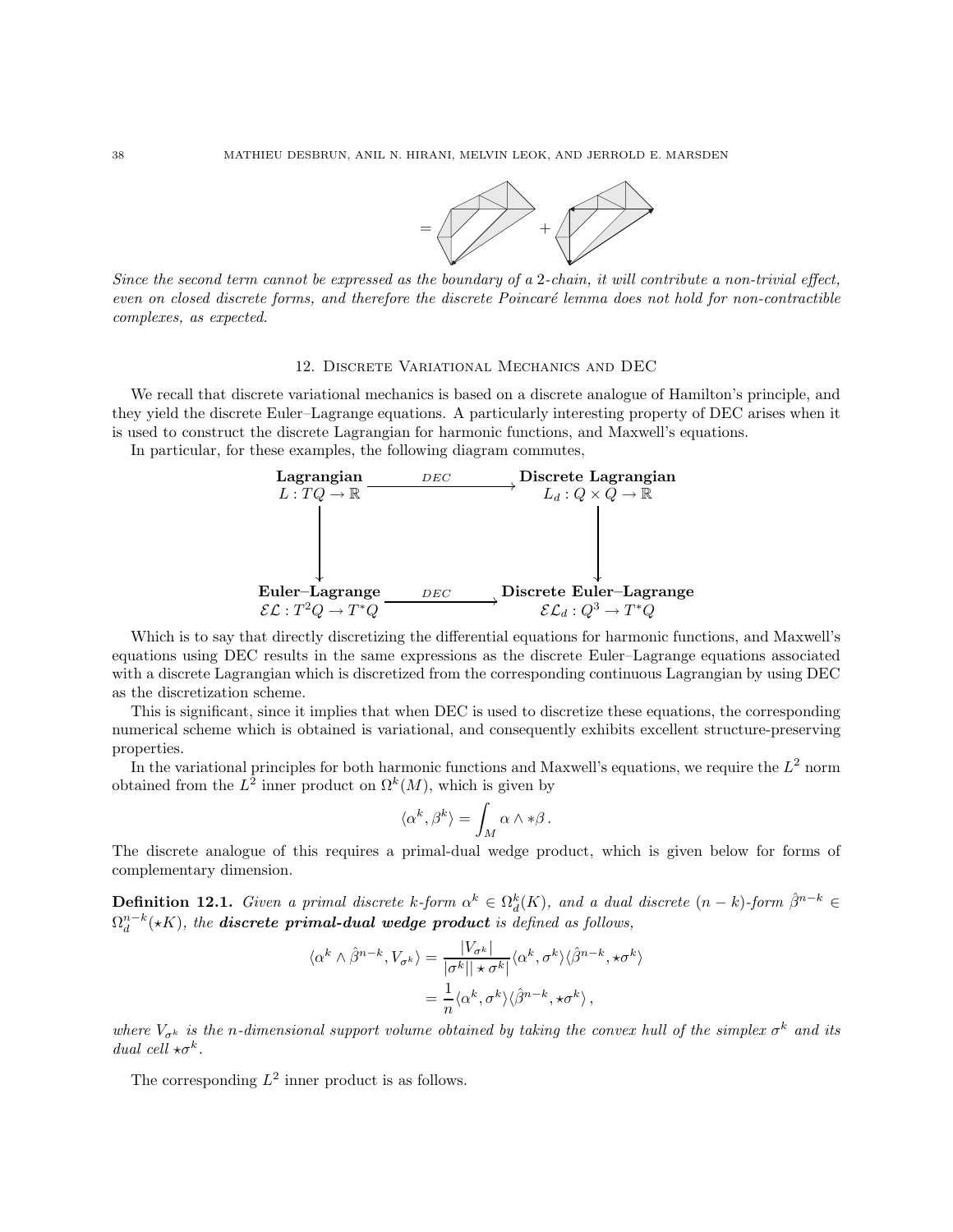$= \qquad + $

*Since the second term cannot be expressed as the boundary of a 2-chain, it will contribute a non-trivial effect, even on closed discrete forms, and therefore the discrete Poincaré lemma does not hold for non-contractible complexes, as expected.*

## 12. Discrete Variational Mechanics and DEC

We recall that discrete variational mechanics is based on a discrete analogue of Hamilton's principle, and they yield the discrete Euler–Lagrange equations. A particularly interesting property of DEC arises when it is used to construct the discrete Lagrangian for harmonic functions, and Maxwell's equations.

In particular, for these examples, the following diagram commutes,

$$
\begin{array}{ccc}
\textbf{Lagrangian} & \xrightarrow{\quad DEC \quad} & \textbf{Discrete Lagrangian} \\
L : TQ \to \mathbb{R} & & L_d : Q \times Q \to \mathbb{R} \\
\Big\downarrow & & \Big\downarrow \\
\textbf{Euler–Lagrange} & \xrightarrow{\quad DEC \quad} & \textbf{Discrete Euler–Lagrange} \\
\mathcal{EL} : T^2 Q \to T^* Q & & \mathcal{EL}_d : Q^3 \to T^* Q
\end{array}
$$

Which is to say that directly discretizing the differential equations for harmonic functions, and Maxwell's equations using DEC results in the same expressions as the discrete Euler–Lagrange equations associated with a discrete Lagrangian which is discretized from the corresponding continuous Lagrangian by using DEC as the discretization scheme.

This is significant, since it implies that when DEC is used to discretize these equations, the corresponding numerical scheme which is obtained is variational, and consequently exhibits excellent structure-preserving properties.

In the variational principles for both harmonic functions and Maxwell's equations, we require the $L^2$ norm obtained from the $L^2$ inner product on $\Omega^k(M)$, which is given by

$$\langle \alpha^k, \beta^k \rangle = \int_M \alpha \wedge *\beta \,.$$

The discrete analogue of this requires a primal-dual wedge product, which is given below for forms of complementary dimension.

**Definition 12.1.** *Given a primal discrete $k$-form $\alpha^k \in \Omega_d^k(K)$, and a dual discrete $(n-k)$-form $\hat{\beta}^{n-k} \in \Omega_d^{n-k}(\star K)$, the **discrete primal-dual wedge product** is defined as follows,*

$$
\begin{aligned}
\langle \alpha^k \wedge \hat{\beta}^{n-k}, V_{\sigma^k} \rangle &= \frac{|V_{\sigma^k}|}{|\sigma^k||\star\sigma^k|} \langle \alpha^k, \sigma^k \rangle \langle \hat{\beta}^{n-k}, \star\sigma^k \rangle \\
&= \frac{1}{n} \langle \alpha^k, \sigma^k \rangle \langle \hat{\beta}^{n-k}, \star\sigma^k \rangle \,,
\end{aligned}
$$

*where $V_{\sigma^k}$ is the $n$-dimensional support volume obtained by taking the convex hull of the simplex $\sigma^k$ and its dual cell $\star\sigma^k$.*

The corresponding $L^2$ inner product is as follows.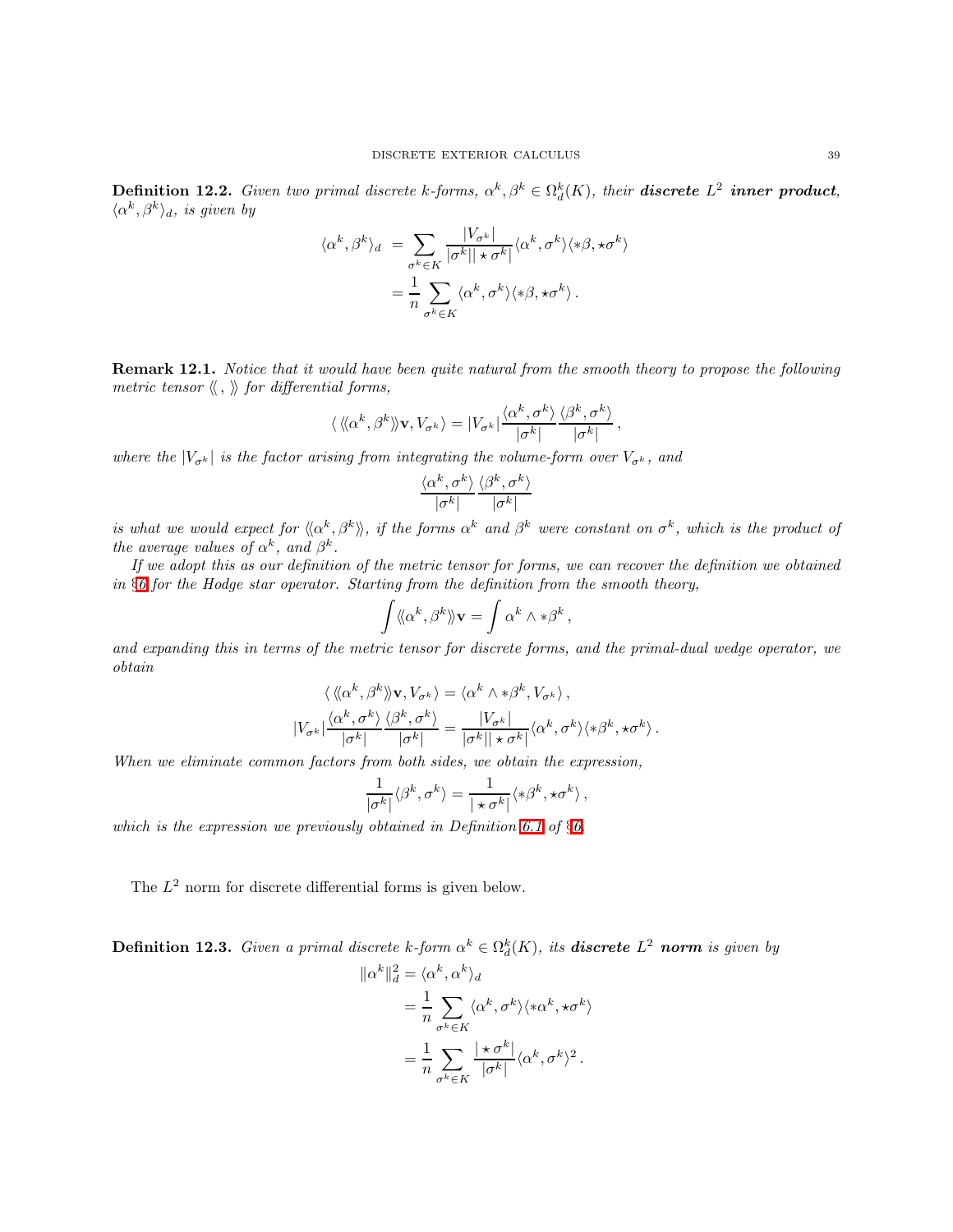**Definition 12.2.** *Given two primal discrete k-forms, $\alpha^k, \beta^k \in \Omega_d^k(K)$, their **discrete $L^2$ inner product**, $\langle \alpha^k, \beta^k \rangle_d$, is given by*

$$
\begin{aligned}
\langle \alpha^k, \beta^k \rangle_d &= \sum_{\sigma^k \in K} \frac{|V_{\sigma^k}|}{|\sigma^k||\star\sigma^k|} \langle \alpha^k, \sigma^k \rangle \langle *\beta, \star\sigma^k \rangle \\
&= \frac{1}{n} \sum_{\sigma^k \in K} \langle \alpha^k, \sigma^k \rangle \langle *\beta, \star\sigma^k \rangle \, .
\end{aligned}
$$

**Remark 12.1.** *Notice that it would have been quite natural from the smooth theory to propose the following metric tensor $\langle\!\langle \, , \, \rangle\!\rangle$ for differential forms,*

$$
\langle \, \langle\!\langle \alpha^k, \beta^k \rangle\!\rangle \mathbf{v}, V_{\sigma^k} \rangle = |V_{\sigma^k}| \frac{\langle \alpha^k, \sigma^k \rangle}{|\sigma^k|} \frac{\langle \beta^k, \sigma^k \rangle}{|\sigma^k|} \, ,
$$

*where the $|V_{\sigma^k}|$ is the factor arising from integrating the volume-form over $V_{\sigma^k}$, and*

$$
\frac{\langle \alpha^k, \sigma^k \rangle}{|\sigma^k|} \frac{\langle \beta^k, \sigma^k \rangle}{|\sigma^k|}
$$

*is what we would expect for $\langle\!\langle \alpha^k, \beta^k \rangle\!\rangle$, if the forms $\alpha^k$ and $\beta^k$ were constant on $\sigma^k$, which is the product of the average values of $\alpha^k$, and $\beta^k$.*

*If we adopt this as our definition of the metric tensor for forms, we can recover the definition we obtained in §6 for the Hodge star operator. Starting from the definition from the smooth theory,*

$$
\int \langle\!\langle \alpha^k, \beta^k \rangle\!\rangle \mathbf{v} = \int \alpha^k \wedge *\beta^k \, ,
$$

*and expanding this in terms of the metric tensor for discrete forms, and the primal-dual wedge operator, we obtain*

$$
\begin{aligned}
\langle \, \langle\!\langle \alpha^k, \beta^k \rangle\!\rangle \mathbf{v}, V_{\sigma^k} \rangle &= \langle \alpha^k \wedge *\beta^k, V_{\sigma^k} \rangle \, , \\
|V_{\sigma^k}| \frac{\langle \alpha^k, \sigma^k \rangle}{|\sigma^k|} \frac{\langle \beta^k, \sigma^k \rangle}{|\sigma^k|} &= \frac{|V_{\sigma^k}|}{|\sigma^k||\star\sigma^k|} \langle \alpha^k, \sigma^k \rangle \langle *\beta^k, \star\sigma^k \rangle \, .
\end{aligned}
$$

*When we eliminate common factors from both sides, we obtain the expression,*

$$
\frac{1}{|\sigma^k|} \langle \beta^k, \sigma^k \rangle = \frac{1}{|\star\sigma^k|} \langle *\beta^k, \star\sigma^k \rangle \, ,
$$

*which is the expression we previously obtained in Definition 6.1 of §6.*

The $L^2$ norm for discrete differential forms is given below.

**Definition 12.3.** *Given a primal discrete k-form $\alpha^k \in \Omega_d^k(K)$, its **discrete $L^2$ norm** is given by*

$$
\begin{aligned}
\|\alpha^k\|_d^2 &= \langle \alpha^k, \alpha^k \rangle_d \\
&= \frac{1}{n} \sum_{\sigma^k \in K} \langle \alpha^k, \sigma^k \rangle \langle *\alpha^k, \star\sigma^k \rangle \\
&= \frac{1}{n} \sum_{\sigma^k \in K} \frac{|\star\sigma^k|}{|\sigma^k|} \langle \alpha^k, \sigma^k \rangle^2 \, .
\end{aligned}
$$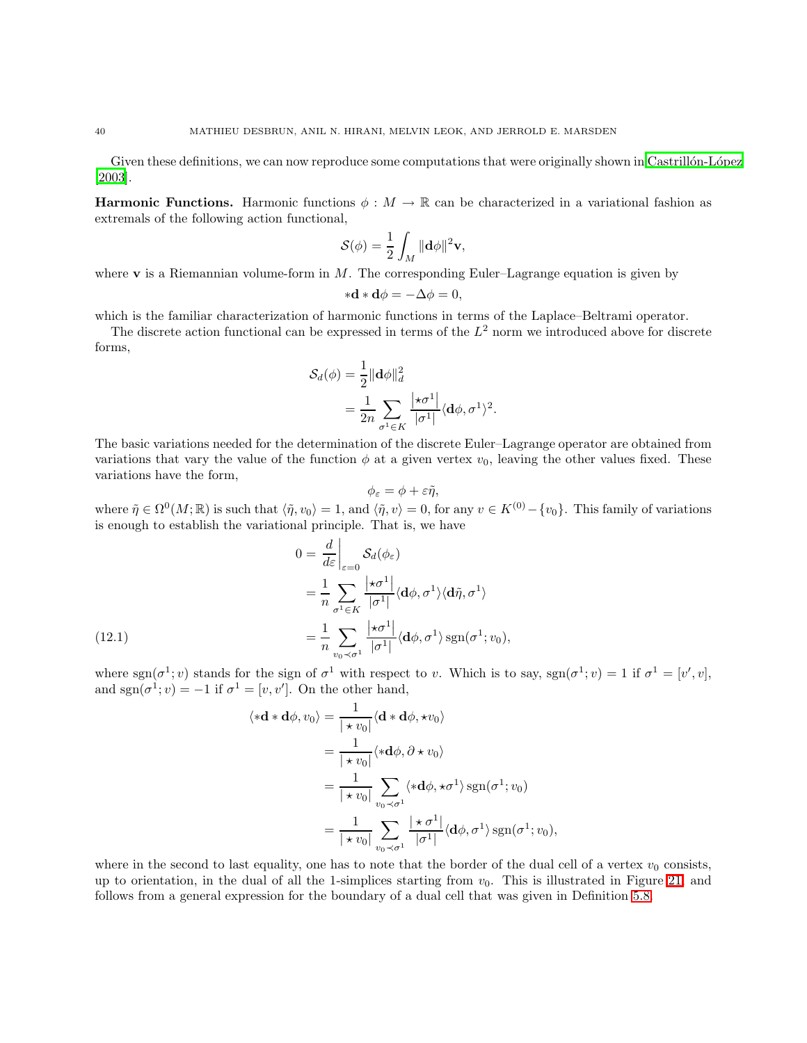Given these definitions, we can now reproduce some computations that were originally shown in Castrillón-López [2003].

**Harmonic Functions.** Harmonic functions $\phi : M \to \mathbb{R}$ can be characterized in a variational fashion as extremals of the following action functional,

$$\mathcal{S}(\phi) = \frac{1}{2} \int_M \|\mathbf{d}\phi\|^2 \mathbf{v},$$

where $\mathbf{v}$ is a Riemannian volume-form in $M$. The corresponding Euler–Lagrange equation is given by

$$*\mathbf{d} * \mathbf{d}\phi = -\Delta\phi = 0,$$

which is the familiar characterization of harmonic functions in terms of the Laplace–Beltrami operator.

The discrete action functional can be expressed in terms of the $L^2$ norm we introduced above for discrete forms,

$$\begin{aligned}
\mathcal{S}_d(\phi) &= \frac{1}{2}\|\mathbf{d}\phi\|_d^2 \\
&= \frac{1}{2n} \sum_{\sigma^1 \in K} \frac{|\star\sigma^1|}{|\sigma^1|} \langle \mathbf{d}\phi, \sigma^1\rangle^2.
\end{aligned}$$

The basic variations needed for the determination of the discrete Euler–Lagrange operator are obtained from variations that vary the value of the function $\phi$ at a given vertex $v_0$, leaving the other values fixed. These variations have the form,

$$\phi_\varepsilon = \phi + \varepsilon\tilde{\eta},$$

where $\tilde{\eta} \in \Omega^0(M;\mathbb{R})$ is such that $\langle \tilde{\eta}, v_0\rangle = 1$, and $\langle \tilde{\eta}, v\rangle = 0$, for any $v \in K^{(0)} - \{v_0\}$. This family of variations is enough to establish the variational principle. That is, we have

$$\begin{aligned}
0 &= \left.\frac{d}{d\varepsilon}\right|_{\varepsilon=0} \mathcal{S}_d(\phi_\varepsilon) \\
&= \frac{1}{n} \sum_{\sigma^1 \in K} \frac{|\star\sigma^1|}{|\sigma^1|} \langle \mathbf{d}\phi, \sigma^1\rangle \langle \mathbf{d}\tilde{\eta}, \sigma^1\rangle \\
&= \frac{1}{n} \sum_{v_0 \prec \sigma^1} \frac{|\star\sigma^1|}{|\sigma^1|} \langle \mathbf{d}\phi, \sigma^1\rangle \operatorname{sgn}(\sigma^1; v_0),
\end{aligned} \tag{12.1}$$

where $\operatorname{sgn}(\sigma^1; v)$ stands for the sign of $\sigma^1$ with respect to $v$. Which is to say, $\operatorname{sgn}(\sigma^1; v) = 1$ if $\sigma^1 = [v', v]$, and $\operatorname{sgn}(\sigma^1; v) = -1$ if $\sigma^1 = [v, v']$. On the other hand,

$$\begin{aligned}
\langle *\mathbf{d} * \mathbf{d}\phi, v_0\rangle &= \frac{1}{|\star v_0|} \langle \mathbf{d} * \mathbf{d}\phi, \star v_0\rangle \\
&= \frac{1}{|\star v_0|} \langle *\mathbf{d}\phi, \partial \star v_0\rangle \\
&= \frac{1}{|\star v_0|} \sum_{v_0 \prec \sigma^1} \langle *\mathbf{d}\phi, \star\sigma^1\rangle \operatorname{sgn}(\sigma^1; v_0) \\
&= \frac{1}{|\star v_0|} \sum_{v_0 \prec \sigma^1} \frac{|\star\sigma^1|}{|\sigma^1|} \langle \mathbf{d}\phi, \sigma^1\rangle \operatorname{sgn}(\sigma^1; v_0),
\end{aligned}$$

where in the second to last equality, one has to note that the border of the dual cell of a vertex $v_0$ consists, up to orientation, in the dual of all the 1-simplices starting from $v_0$. This is illustrated in Figure 21, and follows from a general expression for the boundary of a dual cell that was given in Definition 5.8.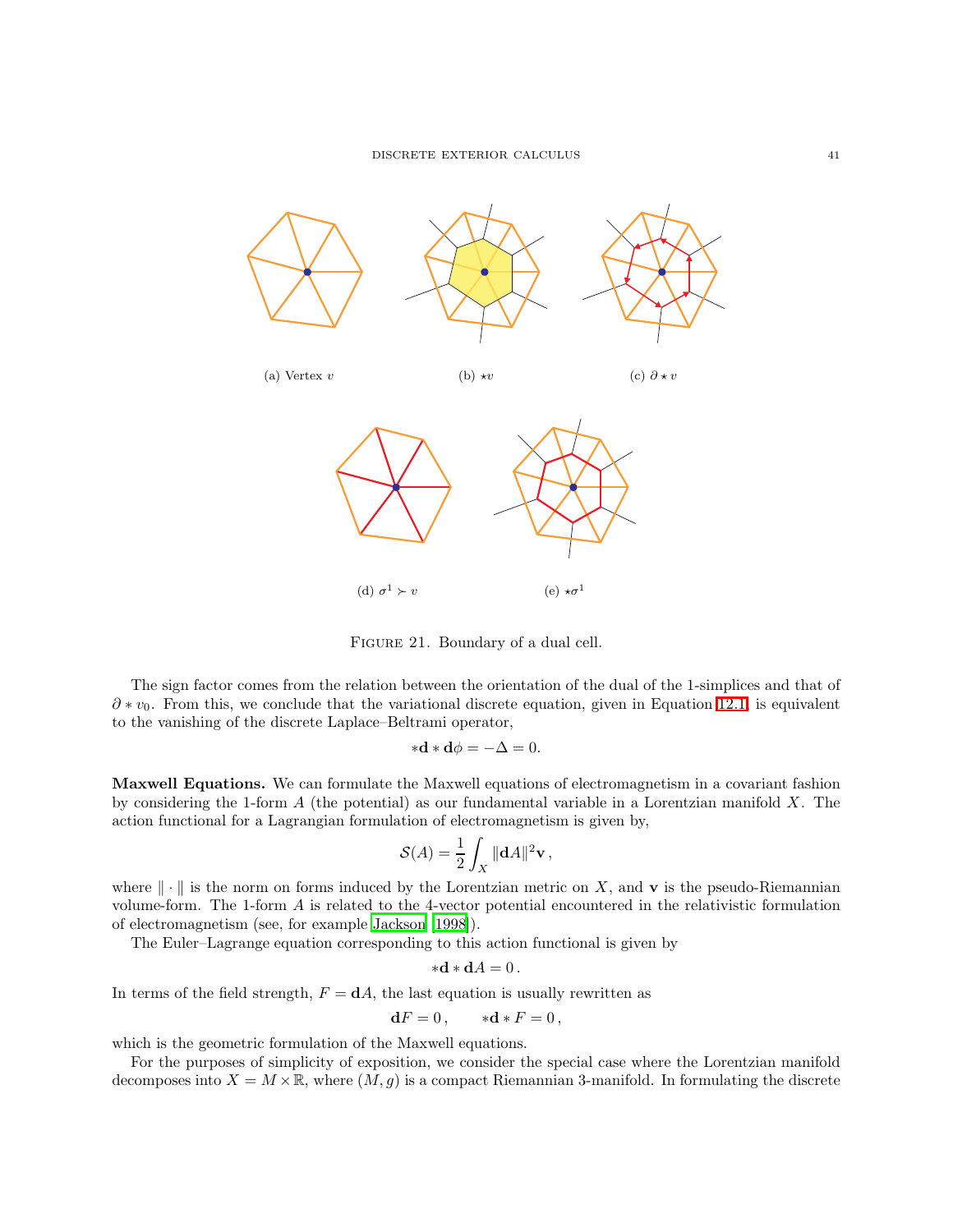(a) Vertex $v$ (b) $\star v$ (c) $\partial \star v$

(d) $\sigma^1 \succ v$ (e) $\star\sigma^1$

FIGURE 21. Boundary of a dual cell.

The sign factor comes from the relation between the orientation of the dual of the 1-simplices and that of $\partial * v_0$. From this, we conclude that the variational discrete equation, given in Equation 12.1, is equivalent to the vanishing of the discrete Laplace–Beltrami operator,

$$*\mathbf{d} * \mathbf{d}\phi = -\Delta = 0.$$

**Maxwell Equations.** We can formulate the Maxwell equations of electromagnetism in a covariant fashion by considering the 1-form $A$ (the potential) as our fundamental variable in a Lorentzian manifold $X$. The action functional for a Lagrangian formulation of electromagnetism is given by,

$$\mathcal{S}(A) = \frac{1}{2}\int_X \|\mathbf{d}A\|^2 \mathbf{v}\,,$$

where $\|\cdot\|$ is the norm on forms induced by the Lorentzian metric on $X$, and $\mathbf{v}$ is the pseudo-Riemannian volume-form. The 1-form $A$ is related to the 4-vector potential encountered in the relativistic formulation of electromagnetism (see, for example Jackson [1998]).

The Euler–Lagrange equation corresponding to this action functional is given by

$$*\mathbf{d} * \mathbf{d}A = 0\,.$$

In terms of the field strength, $F = \mathbf{d}A$, the last equation is usually rewritten as

$$\mathbf{d}F = 0\,, \qquad *\mathbf{d} * F = 0\,,$$

which is the geometric formulation of the Maxwell equations.

For the purposes of simplicity of exposition, we consider the special case where the Lorentzian manifold decomposes into $X = M \times \mathbb{R}$, where $(M, g)$ is a compact Riemannian 3-manifold. In formulating the discrete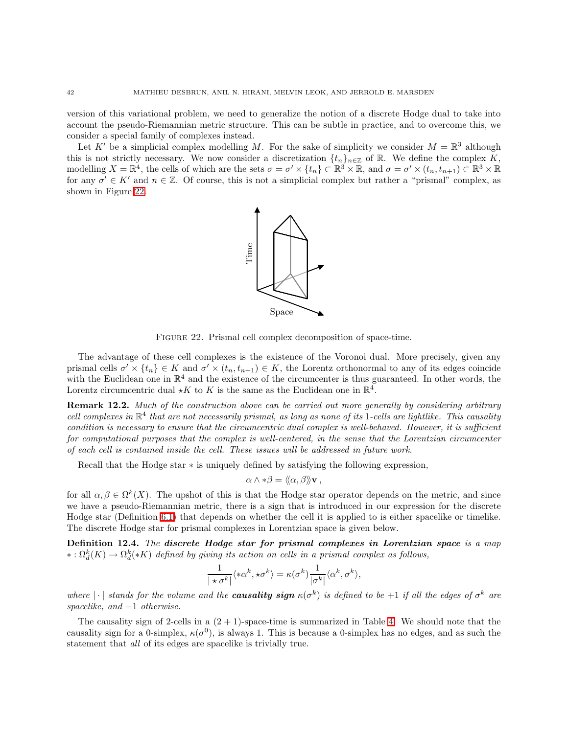version of this variational problem, we need to generalize the notion of a discrete Hodge dual to take into account the pseudo-Riemannian metric structure. This can be subtle in practice, and to overcome this, we consider a special family of complexes instead.

Let $K'$ be a simplicial complex modelling $M$. For the sake of simplicity we consider $M = \mathbb{R}^3$ although this is not strictly necessary. We now consider a discretization $\{t_n\}_{n\in\mathbb{Z}}$ of $\mathbb{R}$. We define the complex $K$, modelling $X = \mathbb{R}^4$, the cells of which are the sets $\sigma = \sigma' \times \{t_n\} \subset \mathbb{R}^3 \times \mathbb{R}$, and $\sigma = \sigma' \times (t_n, t_{n+1}) \subset \mathbb{R}^3 \times \mathbb{R}$ for any $\sigma' \in K'$ and $n \in \mathbb{Z}$. Of course, this is not a simplicial complex but rather a "prismal" complex, as shown in Figure 22.

Time

Space

Figure 22. Prismal cell complex decomposition of space-time.

The advantage of these cell complexes is the existence of the Voronoi dual. More precisely, given any prismal cells $\sigma' \times \{t_n\} \in K$ and $\sigma' \times (t_n, t_{n+1}) \in K$, the Lorentz orthonormal to any of its edges coincide with the Euclidean one in $\mathbb{R}^4$ and the existence of the circumcenter is thus guaranteed. In other words, the Lorentz circumcentric dual $\star K$ to $K$ is the same as the Euclidean one in $\mathbb{R}^4$.

**Remark 12.2.** *Much of the construction above can be carried out more generally by considering arbitrary cell complexes in $\mathbb{R}^4$ that are not necessarily prismal, as long as none of its 1-cells are lightlike. This causality condition is necessary to ensure that the circumcentric dual complex is well-behaved. However, it is sufficient for computational purposes that the complex is well-centered, in the sense that the Lorentzian circumcenter of each cell is contained inside the cell. These issues will be addressed in future work.*

Recall that the Hodge star $*$ is uniquely defined by satisfying the following expression,

$$\alpha \wedge *\beta = \langle\langle \alpha, \beta \rangle\rangle \mathbf{v} \,,$$

for all $\alpha, \beta \in \Omega^k(X)$. The upshot of this is that the Hodge star operator depends on the metric, and since we have a pseudo-Riemannian metric, there is a sign that is introduced in our expression for the discrete Hodge star (Definition 6.1) that depends on whether the cell it is applied to is either spacelike or timelike. The discrete Hodge star for prismal complexes in Lorentzian space is given below.

**Definition 12.4.** *The* ***discrete Hodge star for prismal complexes in Lorentzian space*** *is a map $* : \Omega_d^k(K) \to \Omega_d^k(*K)$ defined by giving its action on cells in a prismal complex as follows,*

$$\frac{1}{|\star \sigma^k|} \langle *\alpha^k, \star\sigma^k \rangle = \kappa(\sigma^k) \frac{1}{|\sigma^k|} \langle \alpha^k, \sigma^k \rangle,$$

*where $|\cdot|$ stands for the volume and the* ***causality sign*** *$\kappa(\sigma^k)$ is defined to be $+1$ if all the edges of $\sigma^k$ are spacelike, and $-1$ otherwise.*

The causality sign of 2-cells in a $(2+1)$-space-time is summarized in Table 4. We should note that the causality sign for a 0-simplex, $\kappa(\sigma^0)$, is always 1. This is because a 0-simplex has no edges, and as such the statement that *all* of its edges are spacelike is trivially true.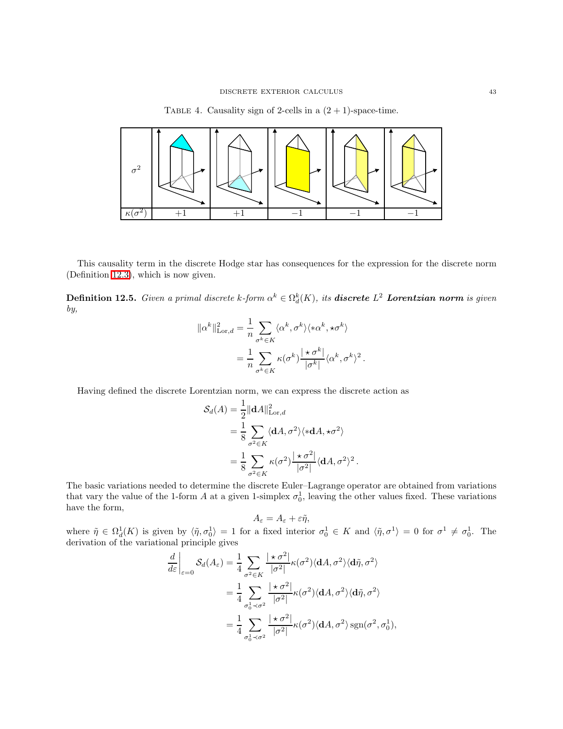Table 4. Causality sign of 2-cells in a $(2+1)$-space-time.

| $\sigma^2$ | | | | | |
|---|---|---|---|---|---|
| $\kappa(\sigma^2)$ | $+1$ | $+1$ | $-1$ | $-1$ | $-1$ |

This causality term in the discrete Hodge star has consequences for the expression for the discrete norm (Definition 12.3), which is now given.

**Definition 12.5.** *Given a primal discrete k-form $\alpha^k \in \Omega^k_d(K)$, its **discrete $L^2$ Lorentzian norm** is given by,*

$$
\begin{aligned}
\|\alpha^k\|^2_{\mathrm{Lor},d} &= \frac{1}{n} \sum_{\sigma^k \in K} \langle \alpha^k, \sigma^k \rangle \langle * \alpha^k, \star \sigma^k \rangle \\
&= \frac{1}{n} \sum_{\sigma^k \in K} \kappa(\sigma^k) \frac{|\star \sigma^k|}{|\sigma^k|} \langle \alpha^k, \sigma^k \rangle^2 .
\end{aligned}
$$

Having defined the discrete Lorentzian norm, we can express the discrete action as

$$
\begin{aligned}
\mathcal{S}_d(A) &= \frac{1}{2} \|\mathbf{d}A\|^2_{\mathrm{Lor},d} \\
&= \frac{1}{8} \sum_{\sigma^2 \in K} \langle \mathbf{d}A, \sigma^2 \rangle \langle * \mathbf{d}A, \star \sigma^2 \rangle \\
&= \frac{1}{8} \sum_{\sigma^2 \in K} \kappa(\sigma^2) \frac{|\star \sigma^2|}{|\sigma^2|} \langle \mathbf{d}A, \sigma^2 \rangle^2 .
\end{aligned}
$$

The basic variations needed to determine the discrete Euler–Lagrange operator are obtained from variations that vary the value of the 1-form $A$ at a given 1-simplex $\sigma^1_0$, leaving the other values fixed. These variations have the form,

$$
A_\varepsilon = A_\varepsilon + \varepsilon \tilde{\eta},
$$

where $\tilde{\eta} \in \Omega^1_d(K)$ is given by $\langle \tilde{\eta}, \sigma^1_0 \rangle = 1$ for a fixed interior $\sigma^1_0 \in K$ and $\langle \tilde{\eta}, \sigma^1 \rangle = 0$ for $\sigma^1 \neq \sigma^1_0$. The derivation of the variational principle gives

$$
\begin{aligned}
\left. \frac{d}{d\varepsilon} \right|_{\varepsilon=0} \mathcal{S}_d(A_\varepsilon) &= \frac{1}{4} \sum_{\sigma^2 \in K} \frac{|\star \sigma^2|}{|\sigma^2|} \kappa(\sigma^2) \langle \mathbf{d}A, \sigma^2 \rangle \langle \mathbf{d}\tilde{\eta}, \sigma^2 \rangle \\
&= \frac{1}{4} \sum_{\sigma^1_0 \prec \sigma^2} \frac{|\star \sigma^2|}{|\sigma^2|} \kappa(\sigma^2) \langle \mathbf{d}A, \sigma^2 \rangle \langle \mathbf{d}\tilde{\eta}, \sigma^2 \rangle \\
&= \frac{1}{4} \sum_{\sigma^1_0 \prec \sigma^2} \frac{|\star \sigma^2|}{|\sigma^2|} \kappa(\sigma^2) \langle \mathbf{d}A, \sigma^2 \rangle \operatorname{sgn}(\sigma^2, \sigma^1_0),
\end{aligned}
$$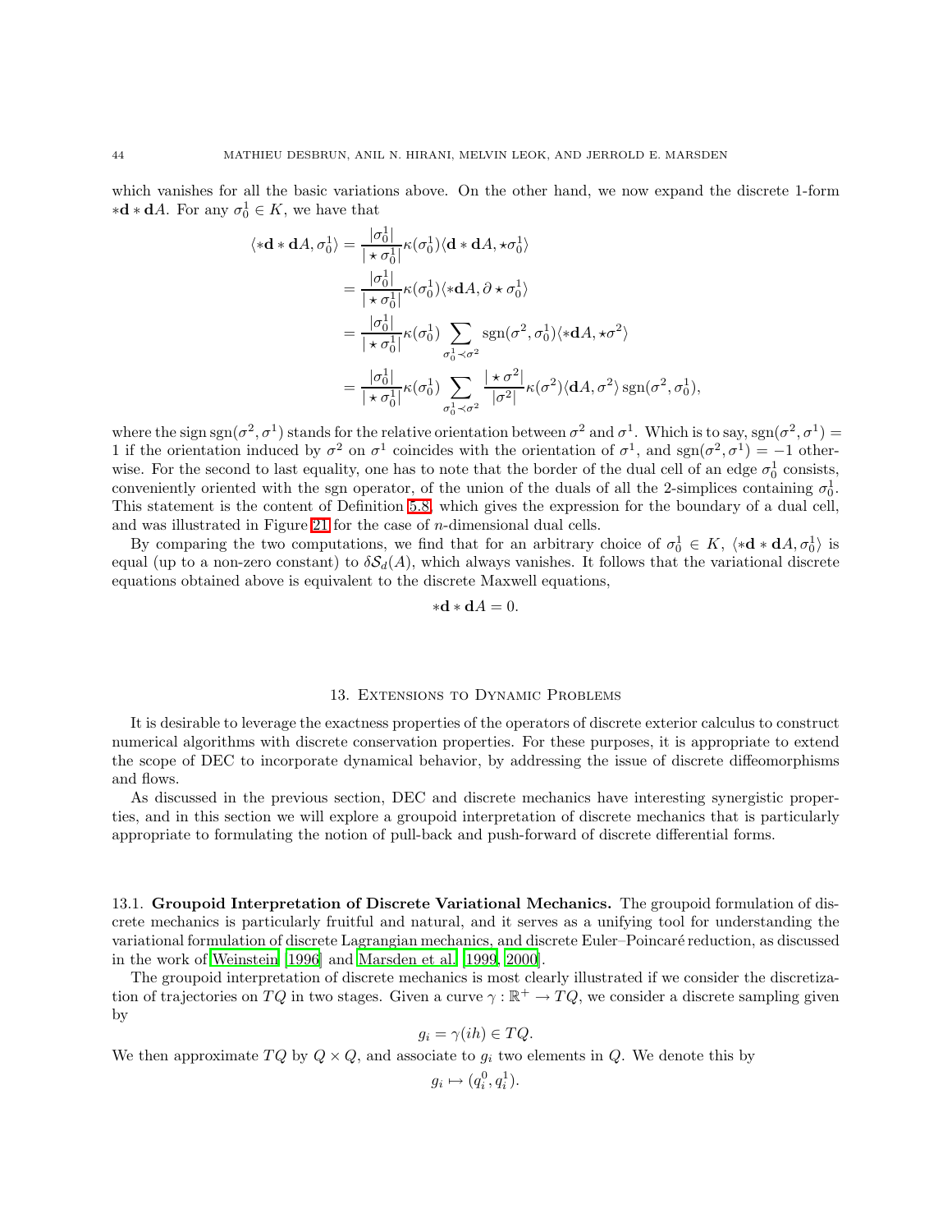which vanishes for all the basic variations above. On the other hand, we now expand the discrete 1-form $*\mathbf{d} * \mathbf{d}A$. For any $\sigma_0^1 \in K$, we have that

$$
\begin{aligned}
\langle *\mathbf{d} * \mathbf{d}A, \sigma_0^1 \rangle &= \frac{|\sigma_0^1|}{|\star \sigma_0^1|} \kappa(\sigma_0^1) \langle \mathbf{d} * \mathbf{d}A, \star \sigma_0^1 \rangle \\
&= \frac{|\sigma_0^1|}{|\star \sigma_0^1|} \kappa(\sigma_0^1) \langle *\mathbf{d}A, \partial \star \sigma_0^1 \rangle \\
&= \frac{|\sigma_0^1|}{|\star \sigma_0^1|} \kappa(\sigma_0^1) \sum_{\sigma_0^1 \prec \sigma^2} \operatorname{sgn}(\sigma^2, \sigma_0^1) \langle *\mathbf{d}A, \star \sigma^2 \rangle \\
&= \frac{|\sigma_0^1|}{|\star \sigma_0^1|} \kappa(\sigma_0^1) \sum_{\sigma_0^1 \prec \sigma^2} \frac{|\star \sigma^2|}{|\sigma^2|} \kappa(\sigma^2) \langle \mathbf{d}A, \sigma^2 \rangle \operatorname{sgn}(\sigma^2, \sigma_0^1),
\end{aligned}
$$

where the sign $\operatorname{sgn}(\sigma^2, \sigma^1)$ stands for the relative orientation between $\sigma^2$ and $\sigma^1$. Which is to say, $\operatorname{sgn}(\sigma^2, \sigma^1) = 1$ if the orientation induced by $\sigma^2$ on $\sigma^1$ coincides with the orientation of $\sigma^1$, and $\operatorname{sgn}(\sigma^2, \sigma^1) = -1$ otherwise. For the second to last equality, one has to note that the border of the dual cell of an edge $\sigma_0^1$ consists, conveniently oriented with the sgn operator, of the union of the duals of all the 2-simplices containing $\sigma_0^1$. This statement is the content of Definition 5.8, which gives the expression for the boundary of a dual cell, and was illustrated in Figure 21 for the case of $n$-dimensional dual cells.

By comparing the two computations, we find that for an arbitrary choice of $\sigma_0^1 \in K$, $\langle *\mathbf{d} * \mathbf{d}A, \sigma_0^1 \rangle$ is equal (up to a non-zero constant) to $\delta \mathcal{S}_d(A)$, which always vanishes. It follows that the variational discrete equations obtained above is equivalent to the discrete Maxwell equations,

$$
*\mathbf{d} * \mathbf{d}A = 0.
$$

## 13. Extensions to Dynamic Problems

It is desirable to leverage the exactness properties of the operators of discrete exterior calculus to construct numerical algorithms with discrete conservation properties. For these purposes, it is appropriate to extend the scope of DEC to incorporate dynamical behavior, by addressing the issue of discrete diffeomorphisms and flows.

As discussed in the previous section, DEC and discrete mechanics have interesting synergistic properties, and in this section we will explore a groupoid interpretation of discrete mechanics that is particularly appropriate to formulating the notion of pull-back and push-forward of discrete differential forms.

### 13.1. Groupoid Interpretation of Discrete Variational Mechanics.

The groupoid formulation of discrete mechanics is particularly fruitful and natural, and it serves as a unifying tool for understanding the variational formulation of discrete Lagrangian mechanics, and discrete Euler–Poincaré reduction, as discussed in the work of Weinstein [1996] and Marsden et al. [1999, 2000].

The groupoid interpretation of discrete mechanics is most clearly illustrated if we consider the discretization of trajectories on $TQ$ in two stages. Given a curve $\gamma : \mathbb{R}^+ \to TQ$, we consider a discrete sampling given by

$$
g_i = \gamma(ih) \in TQ.
$$

We then approximate $TQ$ by $Q \times Q$, and associate to $g_i$ two elements in $Q$. We denote this by

$$
g_i \mapsto (q_i^0, q_i^1).
$$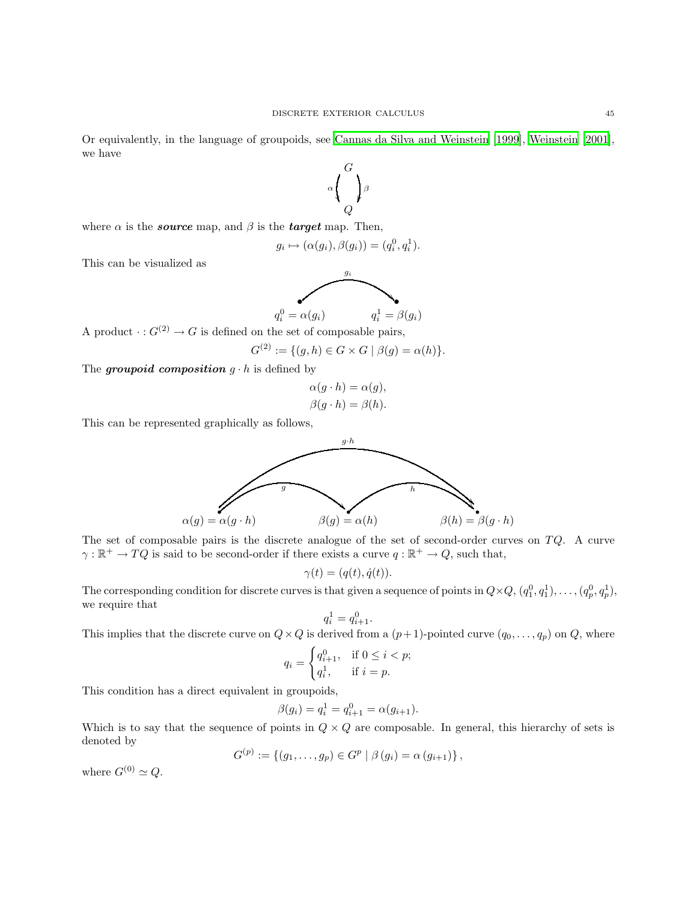Or equivalently, in the language of groupoids, see Cannas da Silva and Weinstein [1999], Weinstein [2001], we have

$$
\alpha \left( \begin{array}{c} G \\ \\ Q \end{array} \right) \beta
$$

where $\alpha$ is the ***source*** map, and $\beta$ is the ***target*** map. Then,

$$
g_i \mapsto (\alpha(g_i), \beta(g_i)) = (q_i^0, q_i^1).
$$

This can be visualized as

$$
q_i^0 = \alpha(g_i) \xrightarrow{\quad g_i \quad} q_i^1 = \beta(g_i)
$$

A product $\cdot : G^{(2)} \to G$ is defined on the set of composable pairs,

$$
G^{(2)} := \{(g, h) \in G \times G \mid \beta(g) = \alpha(h)\}.
$$

The ***groupoid composition*** $g \cdot h$ is defined by

$$
\begin{aligned}
\alpha(g \cdot h) &= \alpha(g), \\
\beta(g \cdot h) &= \beta(h).
\end{aligned}
$$

This can be represented graphically as follows,

$$
\alpha(g) = \alpha(g \cdot h) \xrightarrow{\quad g \quad} \beta(g) = \alpha(h) \xrightarrow{\quad h \quad} \beta(h) = \beta(g \cdot h), \qquad \alpha(g \cdot h) \xrightarrow{\quad g \cdot h \quad} \beta(g \cdot h)
$$

The set of composable pairs is the discrete analogue of the set of second-order curves on $TQ$. A curve $\gamma : \mathbb{R}^+ \to TQ$ is said to be second-order if there exists a curve $q : \mathbb{R}^+ \to Q$, such that,

$$
\gamma(t) = (q(t), \dot{q}(t)).
$$

The corresponding condition for discrete curves is that given a sequence of points in $Q \times Q$, $(q_1^0, q_1^1), \ldots, (q_p^0, q_p^1)$, we require that

$$
q_i^1 = q_{i+1}^0.
$$

This implies that the discrete curve on $Q \times Q$ is derived from a $(p+1)$-pointed curve $(q_0, \ldots, q_p)$ on $Q$, where

$$
q_i = \begin{cases} q_{i+1}^0, & \text{if } 0 \leq i < p; \\ q_i^1, & \text{if } i = p. \end{cases}
$$

This condition has a direct equivalent in groupoids,

$$
\beta(g_i) = q_i^1 = q_{i+1}^0 = \alpha(g_{i+1}).
$$

Which is to say that the sequence of points in $Q \times Q$ are composable. In general, this hierarchy of sets is denoted by

$$
G^{(p)} := \{(g_1, \ldots, g_p) \in G^p \mid \beta(g_i) = \alpha(g_{i+1})\},
$$

where $G^{(0)} \simeq Q$.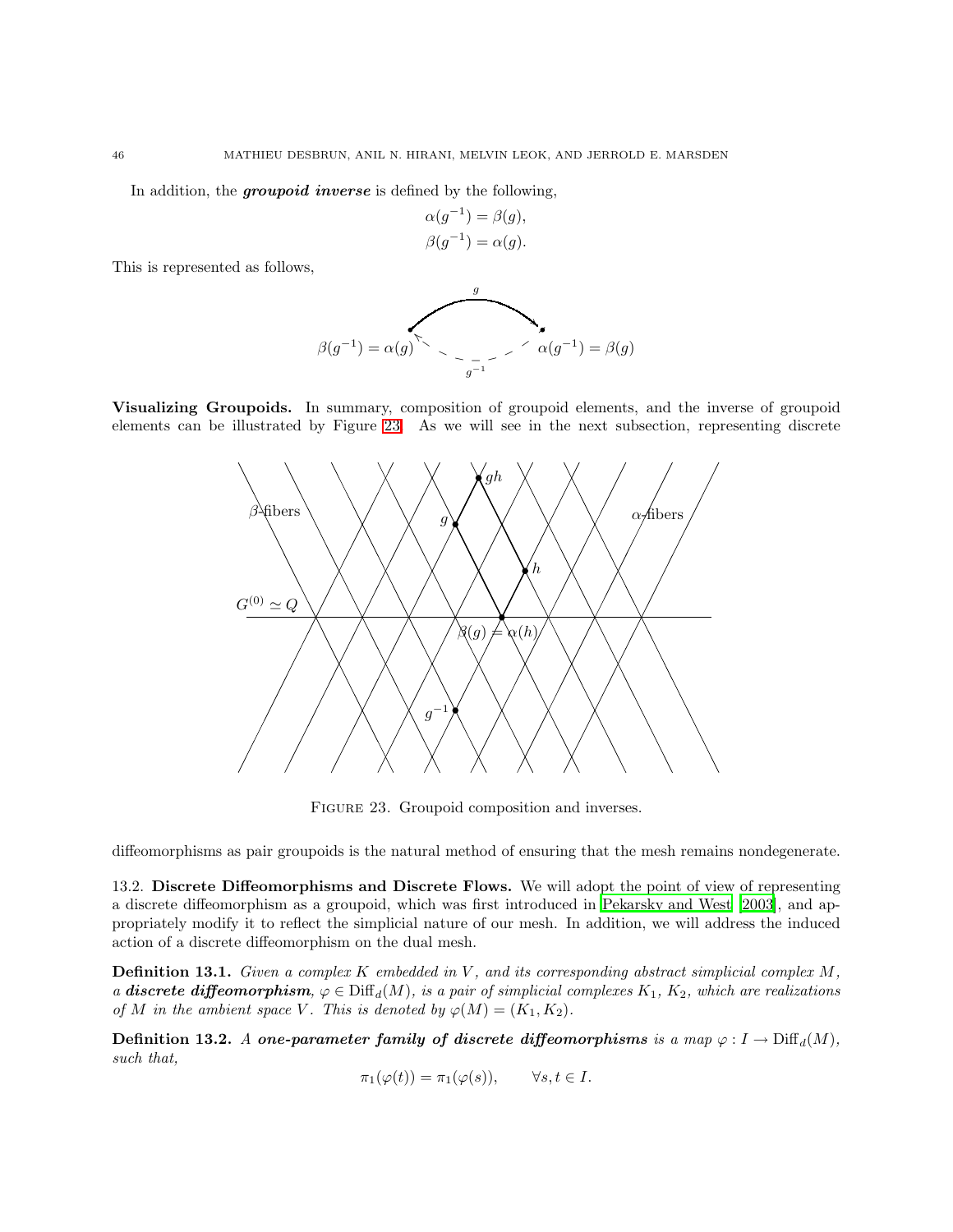In addition, the ***groupoid inverse*** is defined by the following,

$$\alpha(g^{-1}) = \beta(g),$$
$$\beta(g^{-1}) = \alpha(g).$$

This is represented as follows,

**Visualizing Groupoids.** In summary, composition of groupoid elements, and the inverse of groupoid elements can be illustrated by Figure 23. As we will see in the next subsection, representing discrete diffeomorphisms as pair groupoids is the natural method of ensuring that the mesh remains nondegenerate.

FIGURE 23. Groupoid composition and inverses.

13.2. **Discrete Diffeomorphisms and Discrete Flows.** We will adopt the point of view of representing a discrete diffeomorphism as a groupoid, which was first introduced in Pekarsky and West [2003], and appropriately modify it to reflect the simplicial nature of our mesh. In addition, we will address the induced action of a discrete diffeomorphism on the dual mesh.

**Definition 13.1.** *Given a complex $K$ embedded in $V$, and its corresponding abstract simplicial complex $M$, a **discrete diffeomorphism**, $\varphi \in \mathrm{Diff}_d(M)$, is a pair of simplicial complexes $K_1$, $K_2$, which are realizations of $M$ in the ambient space $V$. This is denoted by $\varphi(M) = (K_1, K_2)$.*

**Definition 13.2.** *A **one-parameter family of discrete diffeomorphisms** is a map $\varphi : I \to \mathrm{Diff}_d(M)$, such that,*

$$\pi_1(\varphi(t)) = \pi_1(\varphi(s)), \qquad \forall s, t \in I.$$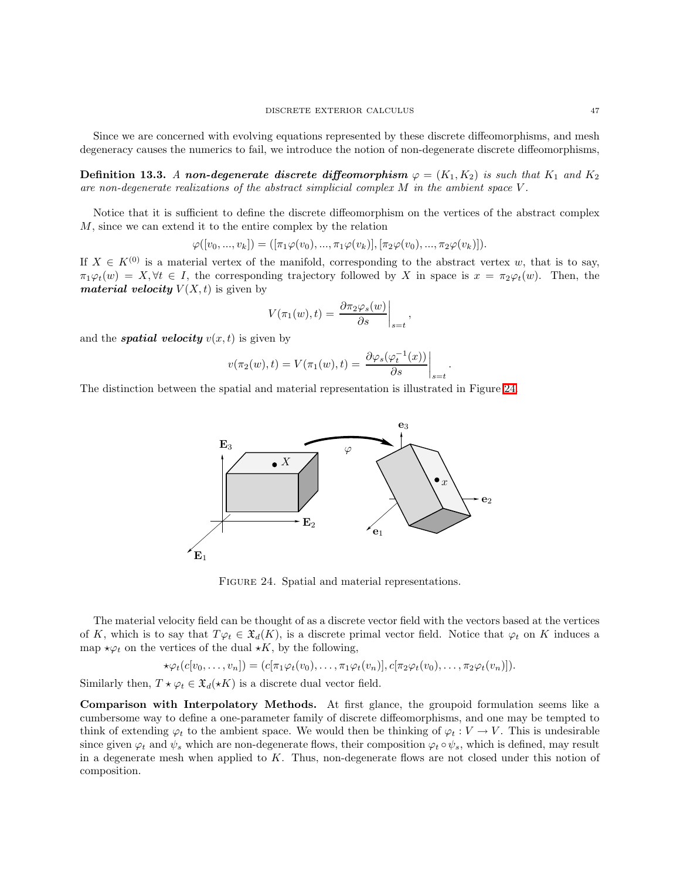Since we are concerned with evolving equations represented by these discrete diffeomorphisms, and mesh degeneracy causes the numerics to fail, we introduce the notion of non-degenerate discrete diffeomorphisms,

**Definition 13.3.** *A **non-degenerate discrete diffeomorphism** $\varphi = (K_1, K_2)$ is such that $K_1$ and $K_2$ are non-degenerate realizations of the abstract simplicial complex $M$ in the ambient space $V$.*

Notice that it is sufficient to define the discrete diffeomorphism on the vertices of the abstract complex $M$, since we can extend it to the entire complex by the relation

$$\varphi([v_0, ..., v_k]) = ([\pi_1\varphi(v_0), ..., \pi_1\varphi(v_k)], [\pi_2\varphi(v_0), ..., \pi_2\varphi(v_k)]).$$

If $X \in K^{(0)}$ is a material vertex of the manifold, corresponding to the abstract vertex $w$, that is to say, $\pi_1\varphi_t(w) = X, \forall t \in I$, the corresponding trajectory followed by $X$ in space is $x = \pi_2\varphi_t(w)$. Then, the ***material velocity*** $V(X, t)$ is given by

$$V(\pi_1(w), t) = \left.\frac{\partial \pi_2\varphi_s(w)}{\partial s}\right|_{s=t},$$

and the ***spatial velocity*** $v(x, t)$ is given by

$$v(\pi_2(w), t) = V(\pi_1(w), t) = \left.\frac{\partial \varphi_s(\varphi_t^{-1}(x))}{\partial s}\right|_{s=t}.$$

The distinction between the spatial and material representation is illustrated in Figure 24.

Figure 24. Spatial and material representations.

The material velocity field can be thought of as a discrete vector field with the vectors based at the vertices of $K$, which is to say that $T\varphi_t \in \mathfrak{X}_d(K)$, is a discrete primal vector field. Notice that $\varphi_t$ on $K$ induces a map $\star\varphi_t$ on the vertices of the dual $\star K$, by the following,

$$\star\varphi_t(c[v_0, \ldots, v_n]) = (c[\pi_1\varphi_t(v_0), \ldots, \pi_1\varphi_t(v_n)], c[\pi_2\varphi_t(v_0), \ldots, \pi_2\varphi_t(v_n)]).$$

Similarly then, $T \star \varphi_t \in \mathfrak{X}_d(\star K)$ is a discrete dual vector field.

**Comparison with Interpolatory Methods.** At first glance, the groupoid formulation seems like a cumbersome way to define a one-parameter family of discrete diffeomorphisms, and one may be tempted to think of extending $\varphi_t$ to the ambient space. We would then be thinking of $\varphi_t : V \to V$. This is undesirable since given $\varphi_t$ and $\psi_s$ which are non-degenerate flows, their composition $\varphi_t \circ \psi_s$, which is defined, may result in a degenerate mesh when applied to $K$. Thus, non-degenerate flows are not closed under this notion of composition.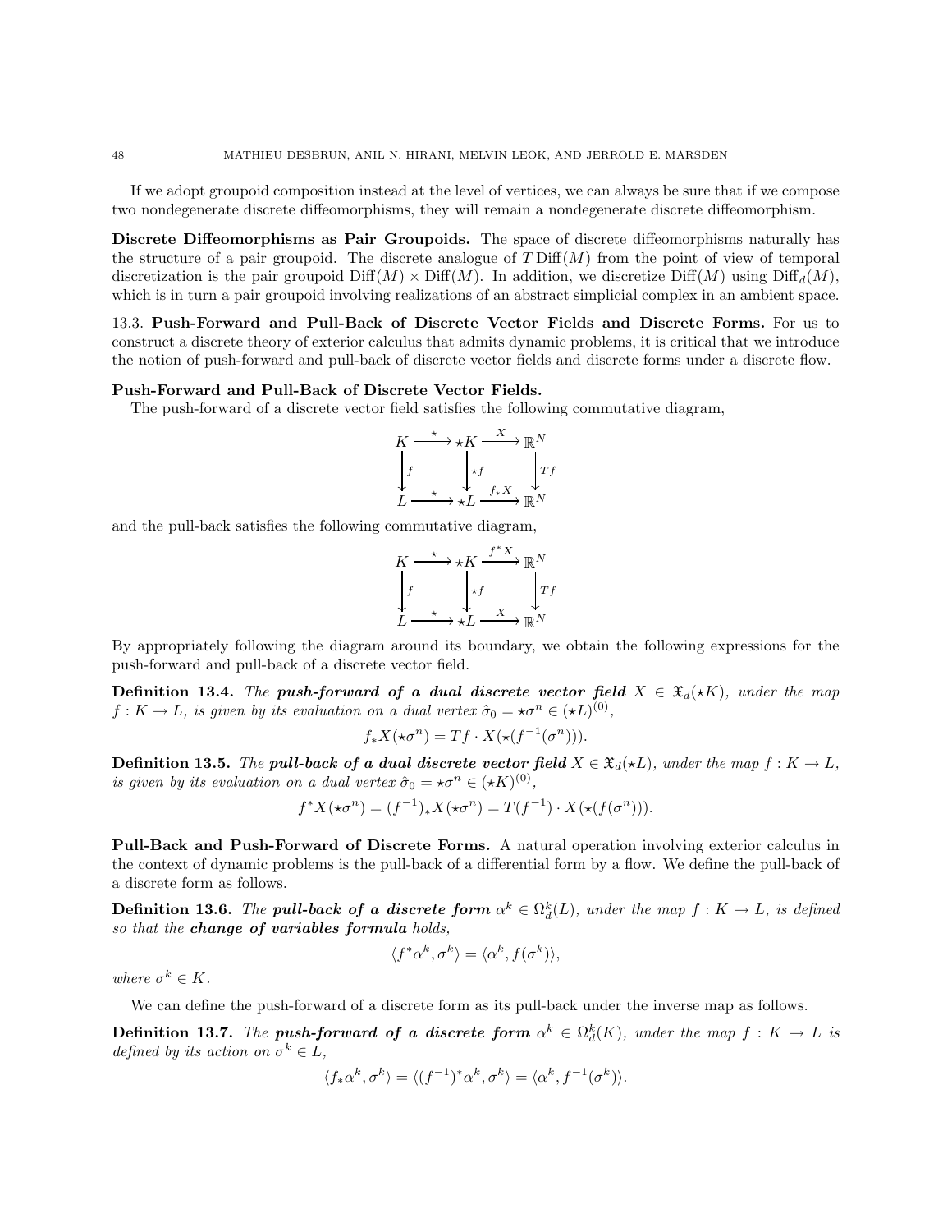If we adopt groupoid composition instead at the level of vertices, we can always be sure that if we compose two nondegenerate discrete diffeomorphisms, they will remain a nondegenerate discrete diffeomorphism.

**Discrete Diffeomorphisms as Pair Groupoids.** The space of discrete diffeomorphisms naturally has the structure of a pair groupoid. The discrete analogue of $T\,\mathrm{Diff}(M)$ from the point of view of temporal discretization is the pair groupoid $\mathrm{Diff}(M) \times \mathrm{Diff}(M)$. In addition, we discretize $\mathrm{Diff}(M)$ using $\mathrm{Diff}_d(M)$, which is in turn a pair groupoid involving realizations of an abstract simplicial complex in an ambient space.

13.3. **Push-Forward and Pull-Back of Discrete Vector Fields and Discrete Forms.** For us to construct a discrete theory of exterior calculus that admits dynamic problems, it is critical that we introduce the notion of push-forward and pull-back of discrete vector fields and discrete forms under a discrete flow.

**Push-Forward and Pull-Back of Discrete Vector Fields.**

The push-forward of a discrete vector field satisfies the following commutative diagram,

$$\begin{array}{ccccc} K & \xrightarrow{\star} & \star K & \xrightarrow{X} & \mathbb{R}^N \\ \big\downarrow f & & \big\downarrow \star f & & \big\downarrow Tf \\ L & \xrightarrow{\star} & \star L & \xrightarrow{f_* X} & \mathbb{R}^N \end{array}$$

and the pull-back satisfies the following commutative diagram,

$$\begin{array}{ccccc} K & \xrightarrow{\star} & \star K & \xrightarrow{f^* X} & \mathbb{R}^N \\ \big\downarrow f & & \big\downarrow \star f & & \big\downarrow Tf \\ L & \xrightarrow{\star} & \star L & \xrightarrow{X} & \mathbb{R}^N \end{array}$$

By appropriately following the diagram around its boundary, we obtain the following expressions for the push-forward and pull-back of a discrete vector field.

**Definition 13.4.** *The* ***push-forward of a dual discrete vector field*** $X \in \mathfrak{X}_d(\star K)$*, under the map* $f : K \to L$*, is given by its evaluation on a dual vertex* $\hat{\sigma}_0 = \star\sigma^n \in (\star L)^{(0)}$*,*

$$f_* X(\star\sigma^n) = Tf \cdot X(\star(f^{-1}(\sigma^n))).$$

**Definition 13.5.** *The* ***pull-back of a dual discrete vector field*** $X \in \mathfrak{X}_d(\star L)$*, under the map* $f : K \to L$*, is given by its evaluation on a dual vertex* $\hat{\sigma}_0 = \star\sigma^n \in (\star K)^{(0)}$*,*

$$f^* X(\star\sigma^n) = (f^{-1})_* X(\star\sigma^n) = T(f^{-1}) \cdot X(\star(f(\sigma^n))).$$

**Pull-Back and Push-Forward of Discrete Forms.** A natural operation involving exterior calculus in the context of dynamic problems is the pull-back of a differential form by a flow. We define the pull-back of a discrete form as follows.

**Definition 13.6.** *The* ***pull-back of a discrete form*** $\alpha^k \in \Omega_d^k(L)$*, under the map* $f : K \to L$*, is defined so that the* ***change of variables formula*** *holds,*

$$\langle f^* \alpha^k, \sigma^k \rangle = \langle \alpha^k, f(\sigma^k) \rangle,$$

*where* $\sigma^k \in K$*.*

We can define the push-forward of a discrete form as its pull-back under the inverse map as follows.

**Definition 13.7.** *The* ***push-forward of a discrete form*** $\alpha^k \in \Omega_d^k(K)$*, under the map* $f : K \to L$ *is defined by its action on* $\sigma^k \in L$*,*

$$\langle f_* \alpha^k, \sigma^k \rangle = \langle (f^{-1})^* \alpha^k, \sigma^k \rangle = \langle \alpha^k, f^{-1}(\sigma^k) \rangle.$$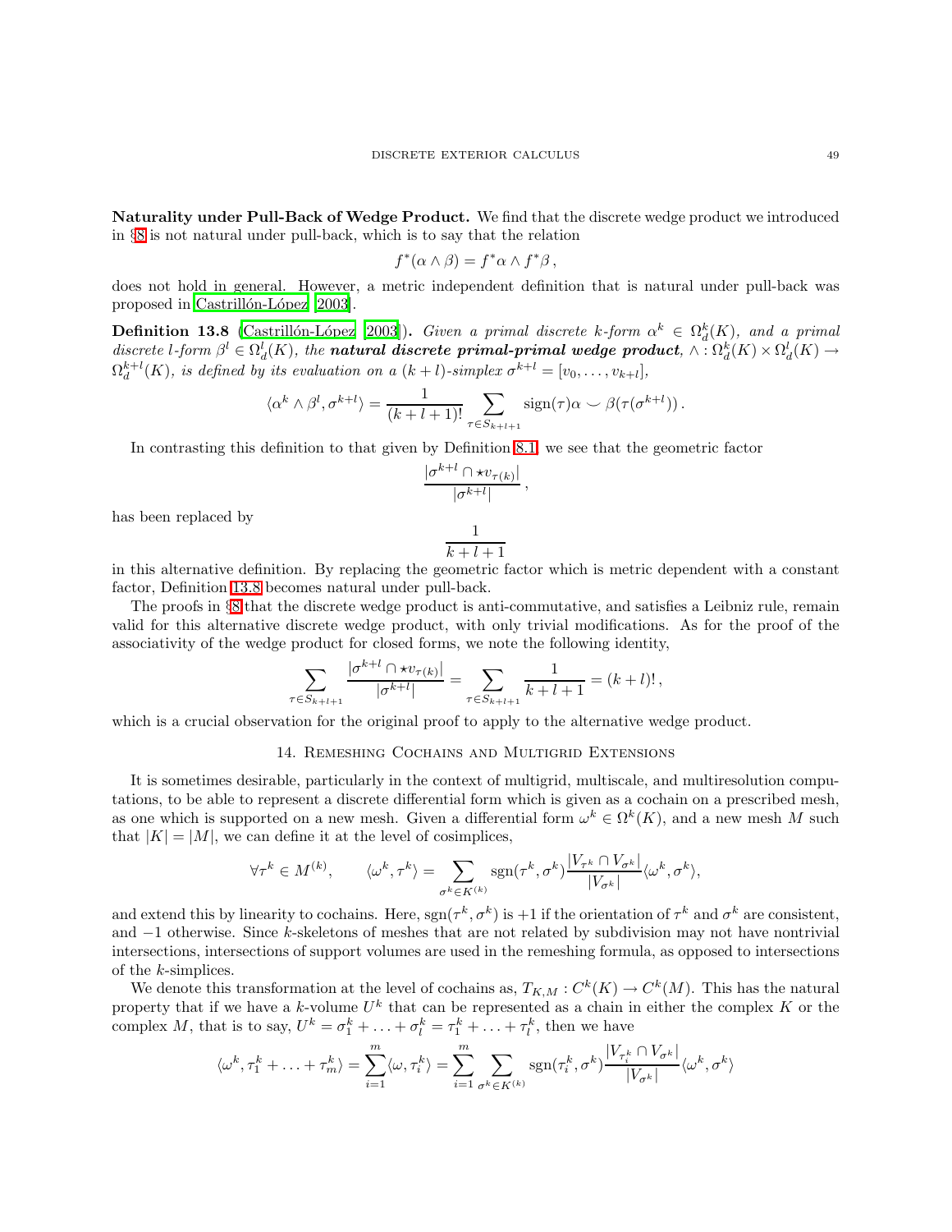**Naturality under Pull-Back of Wedge Product.** We find that the discrete wedge product we introduced in §8 is not natural under pull-back, which is to say that the relation

$$f^*(\alpha \wedge \beta) = f^*\alpha \wedge f^*\beta\,,$$

does not hold in general. However, a metric independent definition that is natural under pull-back was proposed in Castrillón-López [2003].

**Definition 13.8** (Castrillón-López [2003]). *Given a primal discrete $k$-form $\alpha^k \in \Omega_d^k(K)$, and a primal discrete $l$-form $\beta^l \in \Omega_d^l(K)$, the **natural discrete primal-primal wedge product**, $\wedge : \Omega_d^k(K) \times \Omega_d^l(K) \to \Omega_d^{k+l}(K)$, is defined by its evaluation on a $(k+l)$-simplex $\sigma^{k+l} = [v_0, \ldots, v_{k+l}]$,*

$$\langle \alpha^k \wedge \beta^l, \sigma^{k+l}\rangle = \frac{1}{(k+l+1)!} \sum_{\tau \in S_{k+l+1}} \operatorname{sign}(\tau) \alpha \smile \beta(\tau(\sigma^{k+l}))\,.$$

In contrasting this definition to that given by Definition 8.1, we see that the geometric factor

$$\frac{|\sigma^{k+l} \cap \star v_{\tau(k)}|}{|\sigma^{k+l}|}\,,$$

has been replaced by

$$\frac{1}{k+l+1}$$

in this alternative definition. By replacing the geometric factor which is metric dependent with a constant factor, Definition 13.8 becomes natural under pull-back.

The proofs in §8 that the discrete wedge product is anti-commutative, and satisfies a Leibniz rule, remain valid for this alternative discrete wedge product, with only trivial modifications. As for the proof of the associativity of the wedge product for closed forms, we note the following identity,

$$\sum_{\tau \in S_{k+l+1}} \frac{|\sigma^{k+l} \cap \star v_{\tau(k)}|}{|\sigma^{k+l}|} = \sum_{\tau \in S_{k+l+1}} \frac{1}{k+l+1} = (k+l)!\,,$$

which is a crucial observation for the original proof to apply to the alternative wedge product.

## 14. Remeshing Cochains and Multigrid Extensions

It is sometimes desirable, particularly in the context of multigrid, multiscale, and multiresolution computations, to be able to represent a discrete differential form which is given as a cochain on a prescribed mesh, as one which is supported on a new mesh. Given a differential form $\omega^k \in \Omega^k(K)$, and a new mesh $M$ such that $|K| = |M|$, we can define it at the level of cosimplices,

$$\forall \tau^k \in M^{(k)}, \qquad \langle \omega^k, \tau^k \rangle = \sum_{\sigma^k \in K^{(k)}} \operatorname{sgn}(\tau^k, \sigma^k) \frac{|V_{\tau^k} \cap V_{\sigma^k}|}{|V_{\sigma^k}|} \langle \omega^k, \sigma^k \rangle,$$

and extend this by linearity to cochains. Here, $\operatorname{sgn}(\tau^k, \sigma^k)$ is $+1$ if the orientation of $\tau^k$ and $\sigma^k$ are consistent, and $-1$ otherwise. Since $k$-skeletons of meshes that are not related by subdivision may not have nontrivial intersections, intersections of support volumes are used in the remeshing formula, as opposed to intersections of the $k$-simplices.

We denote this transformation at the level of cochains as, $T_{K,M} : C^k(K) \to C^k(M)$. This has the natural property that if we have a $k$-volume $U^k$ that can be represented as a chain in either the complex $K$ or the complex $M$, that is to say, $U^k = \sigma_1^k + \ldots + \sigma_l^k = \tau_1^k + \ldots + \tau_l^k$, then we have

$$\langle \omega^k, \tau_1^k + \ldots + \tau_m^k \rangle = \sum_{i=1}^m \langle \omega, \tau_i^k \rangle = \sum_{i=1}^m \sum_{\sigma^k \in K^{(k)}} \operatorname{sgn}(\tau_i^k, \sigma^k) \frac{|V_{\tau_i^k} \cap V_{\sigma^k}|}{|V_{\sigma^k}|} \langle \omega^k, \sigma^k \rangle$$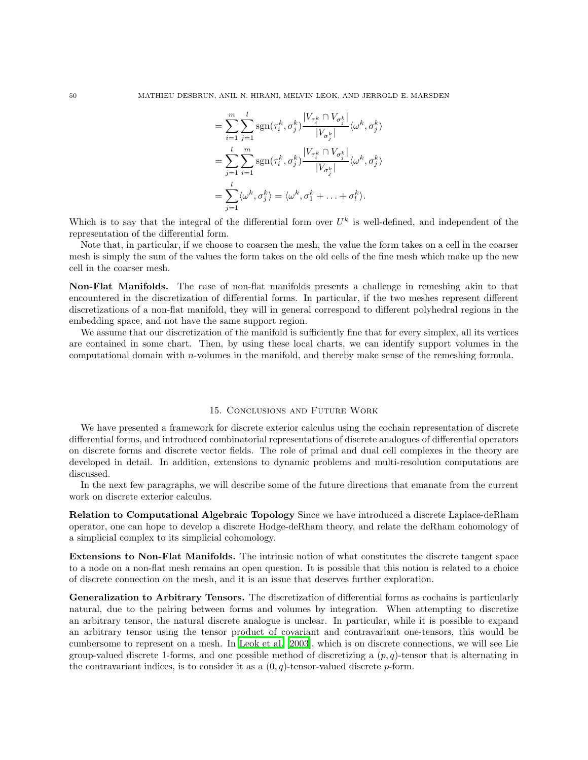$$
\begin{aligned}
&= \sum_{i=1}^{m} \sum_{j=1}^{l} \operatorname{sgn}(\tau_i^k, \sigma_j^k) \frac{|V_{\tau_i^k} \cap V_{\sigma_j^k}|}{|V_{\sigma_j^k}|} \langle \omega^k, \sigma_j^k \rangle \\
&= \sum_{j=1}^{l} \sum_{i=1}^{m} \operatorname{sgn}(\tau_i^k, \sigma_j^k) \frac{|V_{\tau_i^k} \cap V_{\sigma_j^k}|}{|V_{\sigma_j^k}|} \langle \omega^k, \sigma_j^k \rangle \\
&= \sum_{j=1}^{l} \langle \omega^k, \sigma_j^k \rangle = \langle \omega^k, \sigma_1^k + \ldots + \sigma_l^k \rangle.
\end{aligned}
$$

Which is to say that the integral of the differential form over $U^k$ is well-defined, and independent of the representation of the differential form.

Note that, in particular, if we choose to coarsen the mesh, the value the form takes on a cell in the coarser mesh is simply the sum of the values the form takes on the old cells of the fine mesh which make up the new cell in the coarser mesh.

**Non-Flat Manifolds.** The case of non-flat manifolds presents a challenge in remeshing akin to that encountered in the discretization of differential forms. In particular, if the two meshes represent different discretizations of a non-flat manifold, they will in general correspond to different polyhedral regions in the embedding space, and not have the same support region.

We assume that our discretization of the manifold is sufficiently fine that for every simplex, all its vertices are contained in some chart. Then, by using these local charts, we can identify support volumes in the computational domain with $n$-volumes in the manifold, and thereby make sense of the remeshing formula.

## 15. Conclusions and Future Work

We have presented a framework for discrete exterior calculus using the cochain representation of discrete differential forms, and introduced combinatorial representations of discrete analogues of differential operators on discrete forms and discrete vector fields. The role of primal and dual cell complexes in the theory are developed in detail. In addition, extensions to dynamic problems and multi-resolution computations are discussed.

In the next few paragraphs, we will describe some of the future directions that emanate from the current work on discrete exterior calculus.

**Relation to Computational Algebraic Topology** Since we have introduced a discrete Laplace-deRham operator, one can hope to develop a discrete Hodge-deRham theory, and relate the deRham cohomology of a simplicial complex to its simplicial cohomology.

**Extensions to Non-Flat Manifolds.** The intrinsic notion of what constitutes the discrete tangent space to a node on a non-flat mesh remains an open question. It is possible that this notion is related to a choice of discrete connection on the mesh, and it is an issue that deserves further exploration.

**Generalization to Arbitrary Tensors.** The discretization of differential forms as cochains is particularly natural, due to the pairing between forms and volumes by integration. When attempting to discretize an arbitrary tensor, the natural discrete analogue is unclear. In particular, while it is possible to expand an arbitrary tensor using the tensor product of covariant and contravariant one-tensors, this would be cumbersome to represent on a mesh. In Leok et al. [2003], which is on discrete connections, we will see Lie group-valued discrete 1-forms, and one possible method of discretizing a $(p, q)$-tensor that is alternating in the contravariant indices, is to consider it as a $(0, q)$-tensor-valued discrete $p$-form.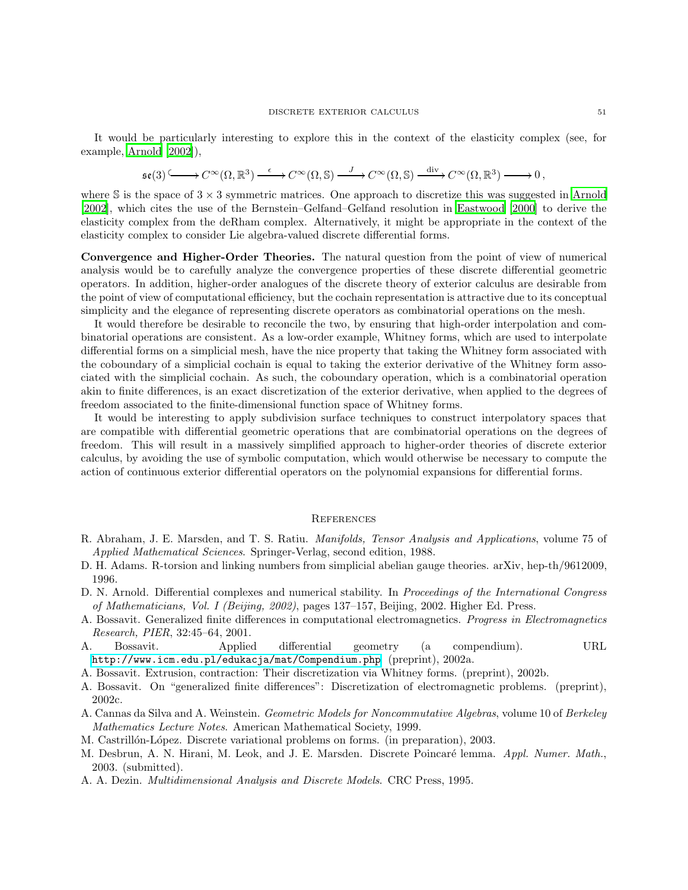It would be particularly interesting to explore this in the context of the elasticity complex (see, for example, Arnold [2002]),

$$\mathfrak{se}(3) \hookrightarrow C^\infty(\Omega, \mathbb{R}^3) \xrightarrow{\epsilon} C^\infty(\Omega, \mathbb{S}) \xrightarrow{J} C^\infty(\Omega, \mathbb{S}) \xrightarrow{\text{div}} C^\infty(\Omega, \mathbb{R}^3) \longrightarrow 0\,,$$

where $\mathbb{S}$ is the space of $3 \times 3$ symmetric matrices. One approach to discretize this was suggested in Arnold [2002], which cites the use of the Bernstein–Gelfand–Gelfand resolution in Eastwood [2000] to derive the elasticity complex from the deRham complex. Alternatively, it might be appropriate in the context of the elasticity complex to consider Lie algebra-valued discrete differential forms.

**Convergence and Higher-Order Theories.** The natural question from the point of view of numerical analysis would be to carefully analyze the convergence properties of these discrete differential geometric operators. In addition, higher-order analogues of the discrete theory of exterior calculus are desirable from the point of view of computational efficiency, but the cochain representation is attractive due to its conceptual simplicity and the elegance of representing discrete operators as combinatorial operations on the mesh.

It would therefore be desirable to reconcile the two, by ensuring that high-order interpolation and combinatorial operations are consistent. As a low-order example, Whitney forms, which are used to interpolate differential forms on a simplicial mesh, have the nice property that taking the Whitney form associated with the coboundary of a simplicial cochain is equal to taking the exterior derivative of the Whitney form associated with the simplicial cochain. As such, the coboundary operation, which is a combinatorial operation akin to finite differences, is an exact discretization of the exterior derivative, when applied to the degrees of freedom associated to the finite-dimensional function space of Whitney forms.

It would be interesting to apply subdivision surface techniques to construct interpolatory spaces that are compatible with differential geometric operations that are combinatorial operations on the degrees of freedom. This will result in a massively simplified approach to higher-order theories of discrete exterior calculus, by avoiding the use of symbolic computation, which would otherwise be necessary to compute the action of continuous exterior differential operators on the polynomial expansions for differential forms.

## References

R. Abraham, J. E. Marsden, and T. S. Ratiu. *Manifolds, Tensor Analysis and Applications*, volume 75 of *Applied Mathematical Sciences*. Springer-Verlag, second edition, 1988.

D. H. Adams. R-torsion and linking numbers from simplicial abelian gauge theories. arXiv, hep-th/9612009, 1996.

D. N. Arnold. Differential complexes and numerical stability. In *Proceedings of the International Congress of Mathematicians, Vol. I (Beijing, 2002)*, pages 137–157, Beijing, 2002. Higher Ed. Press.

A. Bossavit. Generalized finite differences in computational electromagnetics. *Progress in Electromagnetics Research, PIER*, 32:45–64, 2001.

A. Bossavit. Applied differential geometry (a compendium). URL http://www.icm.edu.pl/edukacja/mat/Compendium.php (preprint), 2002a.

A. Bossavit. Extrusion, contraction: Their discretization via Whitney forms. (preprint), 2002b.

A. Bossavit. On "generalized finite differences": Discretization of electromagnetic problems. (preprint), 2002c.

A. Cannas da Silva and A. Weinstein. *Geometric Models for Noncommutative Algebras*, volume 10 of *Berkeley Mathematics Lecture Notes*. American Mathematical Society, 1999.

M. Castrillón-López. Discrete variational problems on forms. (in preparation), 2003.

M. Desbrun, A. N. Hirani, M. Leok, and J. E. Marsden. Discrete Poincaré lemma. *Appl. Numer. Math.*, 2003. (submitted).

A. A. Dezin. *Multidimensional Analysis and Discrete Models*. CRC Press, 1995.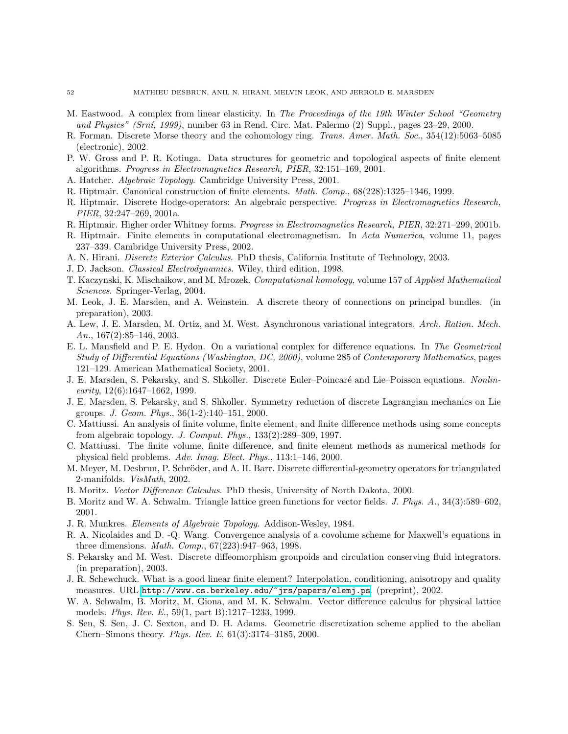M. Eastwood. A complex from linear elasticity. In *The Proceedings of the 19th Winter School "Geometry and Physics" (Srní, 1999)*, number 63 in Rend. Circ. Mat. Palermo (2) Suppl., pages 23–29, 2000.

R. Forman. Discrete Morse theory and the cohomology ring. *Trans. Amer. Math. Soc.*, 354(12):5063–5085 (electronic), 2002.

P. W. Gross and P. R. Kotiuga. Data structures for geometric and topological aspects of finite element algorithms. *Progress in Electromagnetics Research, PIER*, 32:151–169, 2001.

A. Hatcher. *Algebraic Topology*. Cambridge University Press, 2001.

R. Hiptmair. Canonical construction of finite elements. *Math. Comp.*, 68(228):1325–1346, 1999.

R. Hiptmair. Discrete Hodge-operators: An algebraic perspective. *Progress in Electromagnetics Research, PIER*, 32:247–269, 2001a.

R. Hiptmair. Higher order Whitney forms. *Progress in Electromagnetics Research, PIER*, 32:271–299, 2001b.

R. Hiptmair. Finite elements in computational electromagnetism. In *Acta Numerica*, volume 11, pages 237–339. Cambridge University Press, 2002.

A. N. Hirani. *Discrete Exterior Calculus*. PhD thesis, California Institute of Technology, 2003.

J. D. Jackson. *Classical Electrodynamics*. Wiley, third edition, 1998.

T. Kaczynski, K. Mischaikow, and M. Mrozek. *Computational homology*, volume 157 of *Applied Mathematical Sciences*. Springer-Verlag, 2004.

M. Leok, J. E. Marsden, and A. Weinstein. A discrete theory of connections on principal bundles. (in preparation), 2003.

A. Lew, J. E. Marsden, M. Ortiz, and M. West. Asynchronous variational integrators. *Arch. Ration. Mech. An.*, 167(2):85–146, 2003.

E. L. Mansfield and P. E. Hydon. On a variational complex for difference equations. In *The Geometrical Study of Differential Equations (Washington, DC, 2000)*, volume 285 of *Contemporary Mathematics*, pages 121–129. American Mathematical Society, 2001.

J. E. Marsden, S. Pekarsky, and S. Shkoller. Discrete Euler–Poincaré and Lie–Poisson equations. *Nonlinearity*, 12(6):1647–1662, 1999.

J. E. Marsden, S. Pekarsky, and S. Shkoller. Symmetry reduction of discrete Lagrangian mechanics on Lie groups. *J. Geom. Phys.*, 36(1-2):140–151, 2000.

C. Mattiussi. An analysis of finite volume, finite element, and finite difference methods using some concepts from algebraic topology. *J. Comput. Phys.*, 133(2):289–309, 1997.

C. Mattiussi. The finite volume, finite difference, and finite element methods as numerical methods for physical field problems. *Adv. Imag. Elect. Phys.*, 113:1–146, 2000.

M. Meyer, M. Desbrun, P. Schröder, and A. H. Barr. Discrete differential-geometry operators for triangulated 2-manifolds. *VisMath*, 2002.

B. Moritz. *Vector Difference Calculus*. PhD thesis, University of North Dakota, 2000.

B. Moritz and W. A. Schwalm. Triangle lattice green functions for vector fields. *J. Phys. A.*, 34(3):589–602, 2001.

J. R. Munkres. *Elements of Algebraic Topology*. Addison-Wesley, 1984.

R. A. Nicolaides and D. -Q. Wang. Convergence analysis of a covolume scheme for Maxwell's equations in three dimensions. *Math. Comp.*, 67(223):947–963, 1998.

S. Pekarsky and M. West. Discrete diffeomorphism groupoids and circulation conserving fluid integrators. (in preparation), 2003.

J. R. Schewchuck. What is a good linear finite element? Interpolation, conditioning, anisotropy and quality measures. URL http://www.cs.berkeley.edu/~jrs/papers/elemj.ps. (preprint), 2002.

W. A. Schwalm, B. Moritz, M. Giona, and M. K. Schwalm. Vector difference calculus for physical lattice models. *Phys. Rev. E.*, 59(1, part B):1217–1233, 1999.

S. Sen, S. Sen, J. C. Sexton, and D. H. Adams. Geometric discretization scheme applied to the abelian Chern–Simons theory. *Phys. Rev. E*, 61(3):3174–3185, 2000.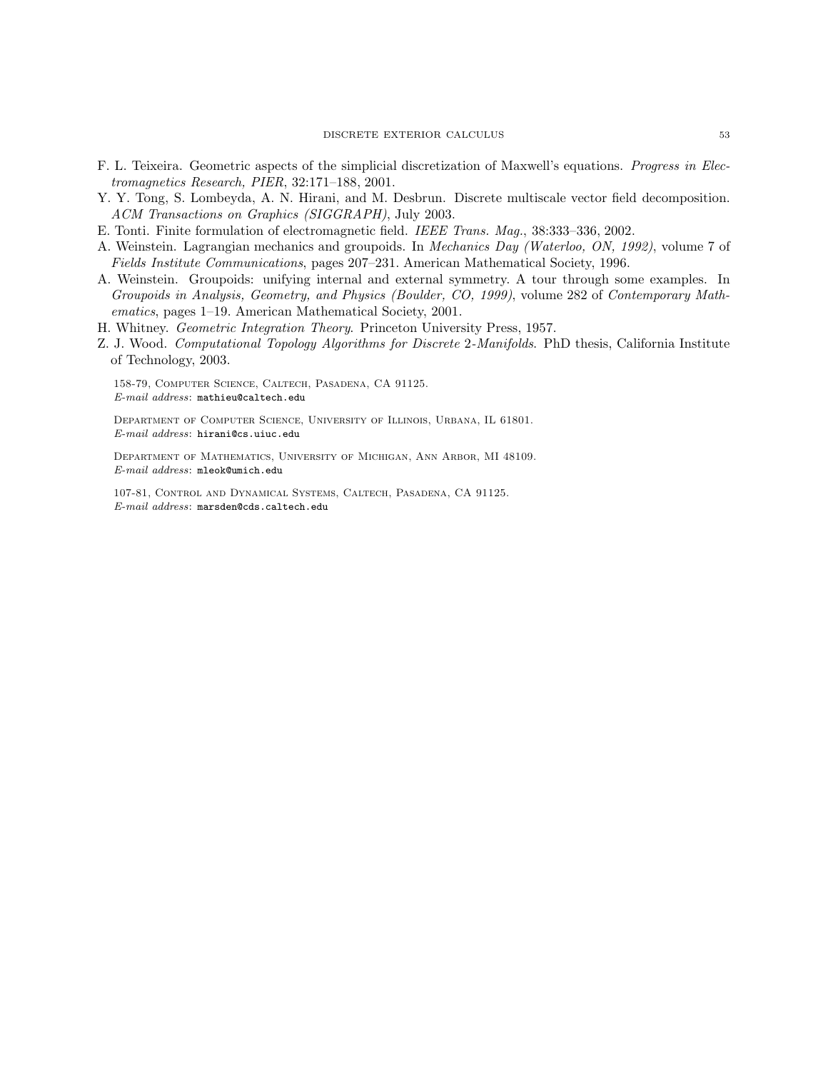F. L. Teixeira. Geometric aspects of the simplicial discretization of Maxwell's equations. *Progress in Electromagnetics Research, PIER*, 32:171–188, 2001.

Y. Y. Tong, S. Lombeyda, A. N. Hirani, and M. Desbrun. Discrete multiscale vector field decomposition. *ACM Transactions on Graphics (SIGGRAPH)*, July 2003.

E. Tonti. Finite formulation of electromagnetic field. *IEEE Trans. Mag.*, 38:333–336, 2002.

A. Weinstein. Lagrangian mechanics and groupoids. In *Mechanics Day (Waterloo, ON, 1992)*, volume 7 of *Fields Institute Communications*, pages 207–231. American Mathematical Society, 1996.

A. Weinstein. Groupoids: unifying internal and external symmetry. A tour through some examples. In *Groupoids in Analysis, Geometry, and Physics (Boulder, CO, 1999)*, volume 282 of *Contemporary Mathematics*, pages 1–19. American Mathematical Society, 2001.

H. Whitney. *Geometric Integration Theory*. Princeton University Press, 1957.

Z. J. Wood. *Computational Topology Algorithms for Discrete* 2*-Manifolds*. PhD thesis, California Institute of Technology, 2003.

158-79, Computer Science, Caltech, Pasadena, CA 91125.
*E-mail address*: mathieu@caltech.edu

Department of Computer Science, University of Illinois, Urbana, IL 61801.
*E-mail address*: hirani@cs.uiuc.edu

Department of Mathematics, University of Michigan, Ann Arbor, MI 48109.
*E-mail address*: mleok@umich.edu

107-81, Control and Dynamical Systems, Caltech, Pasadena, CA 91125.
*E-mail address*: marsden@cds.caltech.edu